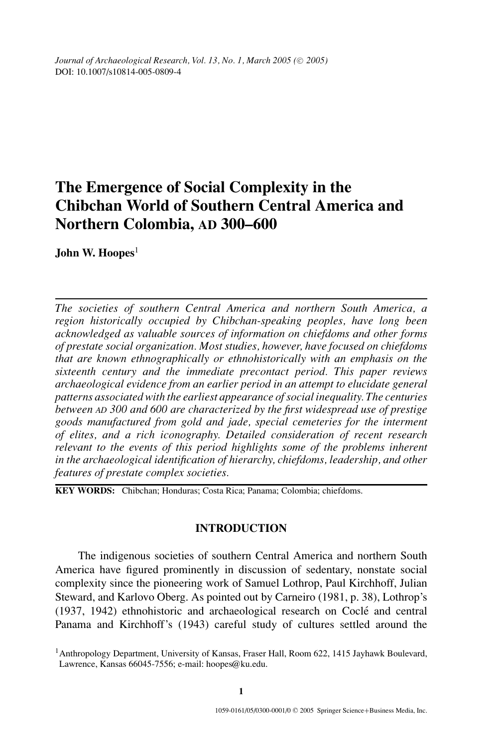Journal of Archaeological Research, Vol. 13, No. 1, March 2005 (© 2005)
DOI: 10.1007/s10814-005-0809-4

# The Emergence of Social Complexity in the Chibchan World of Southern Central America and Northern Colombia, AD 300–600

**John W. Hoopes**[1]

*The societies of southern Central America and northern South America, a region historically occupied by Chibchan-speaking peoples, have long been acknowledged as valuable sources of information on chiefdoms and other forms of prestate social organization. Most studies, however, have focused on chiefdoms that are known ethnographically or ethnohistorically with an emphasis on the sixteenth century and the immediate precontact period. This paper reviews archaeological evidence from an earlier period in an attempt to elucidate general patterns associated with the earliest appearance of social inequality. The centuries between AD 300 and 600 are characterized by the first widespread use of prestige goods manufactured from gold and jade, special cemeteries for the interment of elites, and a rich iconography. Detailed consideration of recent research relevant to the events of this period highlights some of the problems inherent in the archaeological identification of hierarchy, chiefdoms, leadership, and other features of prestate complex societies.*

**KEY WORDS:** Chibchan; Honduras; Costa Rica; Panama; Colombia; chiefdoms.

## INTRODUCTION

The indigenous societies of southern Central America and northern South America have figured prominently in discussion of sedentary, nonstate social complexity since the pioneering work of Samuel Lothrop, Paul Kirchhoff, Julian Steward, and Karlovo Oberg. As pointed out by Carneiro (1981, p. 38), Lothrop's (1937, 1942) ethnohistoric and archaeological research on Coclé and central Panama and Kirchhoff's (1943) careful study of cultures settled around the

[1] Anthropology Department, University of Kansas, Fraser Hall, Room 622, 1415 Jayhawk Boulevard, Lawrence, Kansas 66045-7556; e-mail: hoopes@ku.edu.

1059-0161/05/0300-0001/0 © 2005 Springer Science+Business Media, Inc.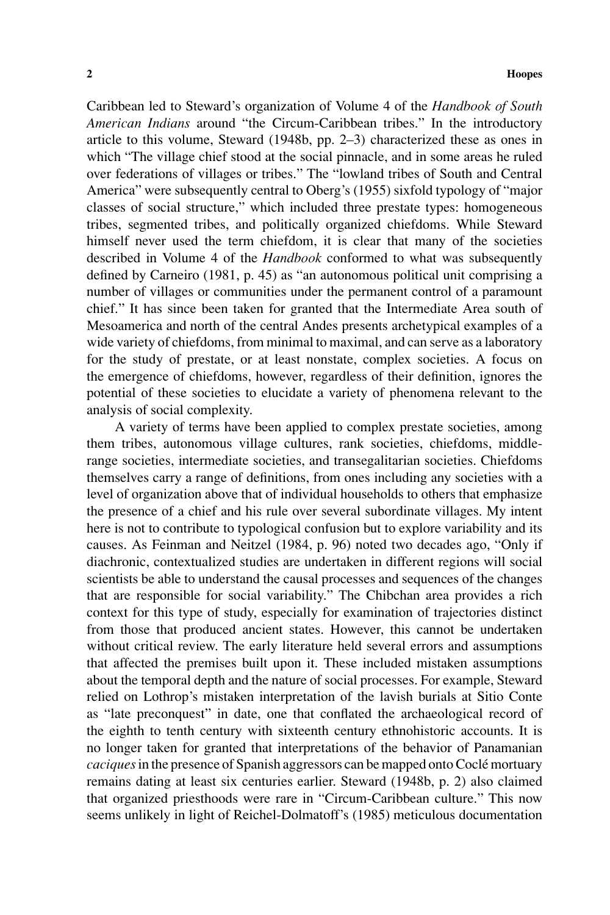Caribbean led to Steward's organization of Volume 4 of the *Handbook of South American Indians* around "the Circum-Caribbean tribes." In the introductory article to this volume, Steward (1948b, pp. 2–3) characterized these as ones in which "The village chief stood at the social pinnacle, and in some areas he ruled over federations of villages or tribes." The "lowland tribes of South and Central America" were subsequently central to Oberg's (1955) sixfold typology of "major classes of social structure," which included three prestate types: homogeneous tribes, segmented tribes, and politically organized chiefdoms. While Steward himself never used the term chiefdom, it is clear that many of the societies described in Volume 4 of the *Handbook* conformed to what was subsequently defined by Carneiro (1981, p. 45) as "an autonomous political unit comprising a number of villages or communities under the permanent control of a paramount chief." It has since been taken for granted that the Intermediate Area south of Mesoamerica and north of the central Andes presents archetypical examples of a wide variety of chiefdoms, from minimal to maximal, and can serve as a laboratory for the study of prestate, or at least nonstate, complex societies. A focus on the emergence of chiefdoms, however, regardless of their definition, ignores the potential of these societies to elucidate a variety of phenomena relevant to the analysis of social complexity.

A variety of terms have been applied to complex prestate societies, among them tribes, autonomous village cultures, rank societies, chiefdoms, middle-range societies, intermediate societies, and transegalitarian societies. Chiefdoms themselves carry a range of definitions, from ones including any societies with a level of organization above that of individual households to others that emphasize the presence of a chief and his rule over several subordinate villages. My intent here is not to contribute to typological confusion but to explore variability and its causes. As Feinman and Neitzel (1984, p. 96) noted two decades ago, "Only if diachronic, contextualized studies are undertaken in different regions will social scientists be able to understand the causal processes and sequences of the changes that are responsible for social variability." The Chibchan area provides a rich context for this type of study, especially for examination of trajectories distinct from those that produced ancient states. However, this cannot be undertaken without critical review. The early literature held several errors and assumptions that affected the premises built upon it. These included mistaken assumptions about the temporal depth and the nature of social processes. For example, Steward relied on Lothrop's mistaken interpretation of the lavish burials at Sitio Conte as "late preconquest" in date, one that conflated the archaeological record of the eighth to tenth century with sixteenth century ethnohistoric accounts. It is no longer taken for granted that interpretations of the behavior of Panamanian *caciques* in the presence of Spanish aggressors can be mapped onto Coclé mortuary remains dating at least six centuries earlier. Steward (1948b, p. 2) also claimed that organized priesthoods were rare in "Circum-Caribbean culture." This now seems unlikely in light of Reichel-Dolmatoff's (1985) meticulous documentation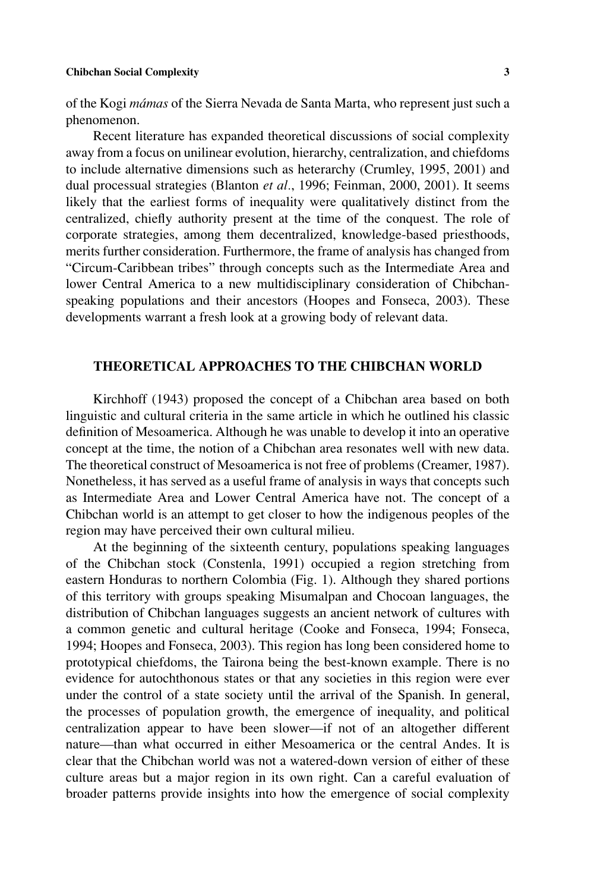of the Kogi *mámas* of the Sierra Nevada de Santa Marta, who represent just such a phenomenon.

Recent literature has expanded theoretical discussions of social complexity away from a focus on unilinear evolution, hierarchy, centralization, and chiefdoms to include alternative dimensions such as heterarchy (Crumley, 1995, 2001) and dual processual strategies (Blanton *et al*., 1996; Feinman, 2000, 2001). It seems likely that the earliest forms of inequality were qualitatively distinct from the centralized, chiefly authority present at the time of the conquest. The role of corporate strategies, among them decentralized, knowledge-based priesthoods, merits further consideration. Furthermore, the frame of analysis has changed from "Circum-Caribbean tribes" through concepts such as the Intermediate Area and lower Central America to a new multidisciplinary consideration of Chibchan-speaking populations and their ancestors (Hoopes and Fonseca, 2003). These developments warrant a fresh look at a growing body of relevant data.

## THEORETICAL APPROACHES TO THE CHIBCHAN WORLD

Kirchhoff (1943) proposed the concept of a Chibchan area based on both linguistic and cultural criteria in the same article in which he outlined his classic definition of Mesoamerica. Although he was unable to develop it into an operative concept at the time, the notion of a Chibchan area resonates well with new data. The theoretical construct of Mesoamerica is not free of problems (Creamer, 1987). Nonetheless, it has served as a useful frame of analysis in ways that concepts such as Intermediate Area and Lower Central America have not. The concept of a Chibchan world is an attempt to get closer to how the indigenous peoples of the region may have perceived their own cultural milieu.

At the beginning of the sixteenth century, populations speaking languages of the Chibchan stock (Constenla, 1991) occupied a region stretching from eastern Honduras to northern Colombia (Fig. 1). Although they shared portions of this territory with groups speaking Misumalpan and Chocoan languages, the distribution of Chibchan languages suggests an ancient network of cultures with a common genetic and cultural heritage (Cooke and Fonseca, 1994; Fonseca, 1994; Hoopes and Fonseca, 2003). This region has long been considered home to prototypical chiefdoms, the Tairona being the best-known example. There is no evidence for autochthonous states or that any societies in this region were ever under the control of a state society until the arrival of the Spanish. In general, the processes of population growth, the emergence of inequality, and political centralization appear to have been slower—if not of an altogether different nature—than what occurred in either Mesoamerica or the central Andes. It is clear that the Chibchan world was not a watered-down version of either of these culture areas but a major region in its own right. Can a careful evaluation of broader patterns provide insights into how the emergence of social complexity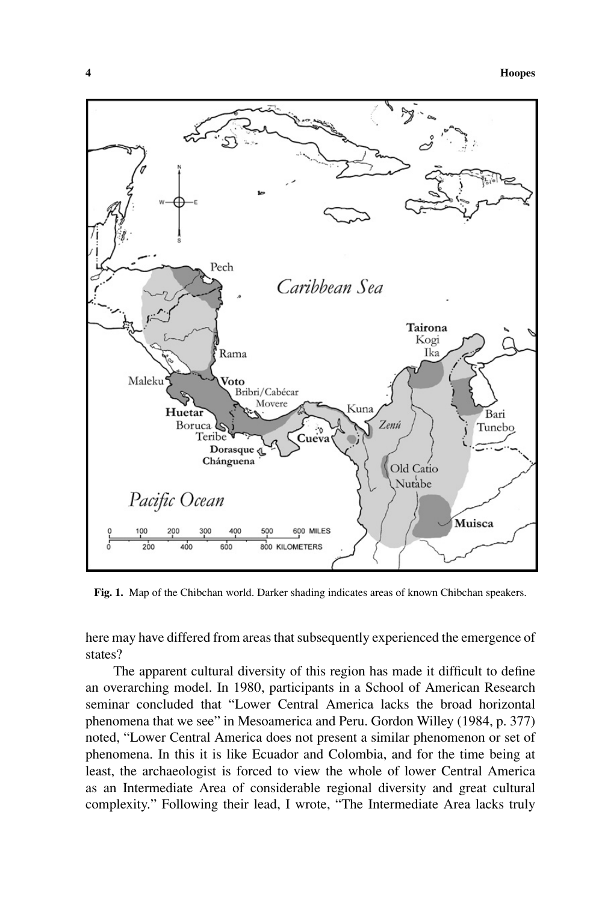**Fig. 1.** Map of the Chibchan world. Darker shading indicates areas of known Chibchan speakers.

here may have differed from areas that subsequently experienced the emergence of states?

The apparent cultural diversity of this region has made it difficult to define an overarching model. In 1980, participants in a School of American Research seminar concluded that "Lower Central America lacks the broad horizontal phenomena that we see" in Mesoamerica and Peru. Gordon Willey (1984, p. 377) noted, "Lower Central America does not present a similar phenomenon or set of phenomena. In this it is like Ecuador and Colombia, and for the time being at least, the archaeologist is forced to view the whole of lower Central America as an Intermediate Area of considerable regional diversity and great cultural complexity." Following their lead, I wrote, "The Intermediate Area lacks truly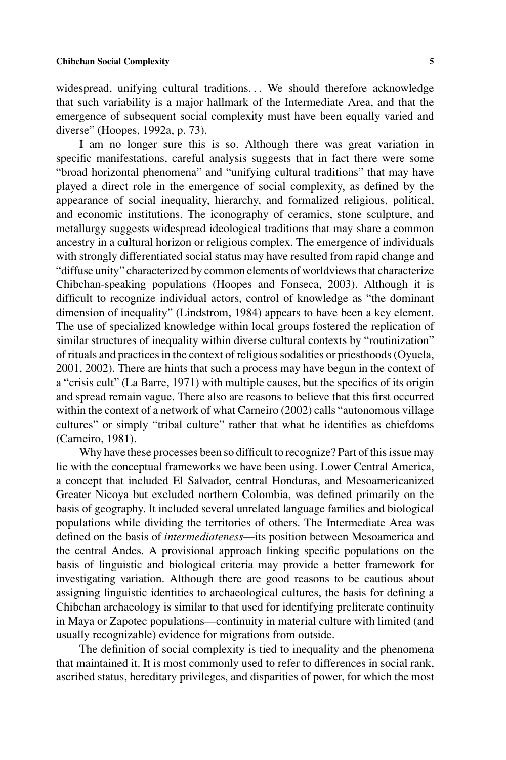widespread, unifying cultural traditions. . . We should therefore acknowledge that such variability is a major hallmark of the Intermediate Area, and that the emergence of subsequent social complexity must have been equally varied and diverse" (Hoopes, 1992a, p. 73).

I am no longer sure this is so. Although there was great variation in specific manifestations, careful analysis suggests that in fact there were some "broad horizontal phenomena" and "unifying cultural traditions" that may have played a direct role in the emergence of social complexity, as defined by the appearance of social inequality, hierarchy, and formalized religious, political, and economic institutions. The iconography of ceramics, stone sculpture, and metallurgy suggests widespread ideological traditions that may share a common ancestry in a cultural horizon or religious complex. The emergence of individuals with strongly differentiated social status may have resulted from rapid change and "diffuse unity" characterized by common elements of worldviews that characterize Chibchan-speaking populations (Hoopes and Fonseca, 2003). Although it is difficult to recognize individual actors, control of knowledge as "the dominant dimension of inequality" (Lindstrom, 1984) appears to have been a key element. The use of specialized knowledge within local groups fostered the replication of similar structures of inequality within diverse cultural contexts by "routinization" of rituals and practices in the context of religious sodalities or priesthoods (Oyuela, 2001, 2002). There are hints that such a process may have begun in the context of a "crisis cult" (La Barre, 1971) with multiple causes, but the specifics of its origin and spread remain vague. There also are reasons to believe that this first occurred within the context of a network of what Carneiro (2002) calls "autonomous village cultures" or simply "tribal culture" rather that what he identifies as chiefdoms (Carneiro, 1981).

Why have these processes been so difficult to recognize? Part of this issue may lie with the conceptual frameworks we have been using. Lower Central America, a concept that included El Salvador, central Honduras, and Mesoamericanized Greater Nicoya but excluded northern Colombia, was defined primarily on the basis of geography. It included several unrelated language families and biological populations while dividing the territories of others. The Intermediate Area was defined on the basis of *intermediateness*—its position between Mesoamerica and the central Andes. A provisional approach linking specific populations on the basis of linguistic and biological criteria may provide a better framework for investigating variation. Although there are good reasons to be cautious about assigning linguistic identities to archaeological cultures, the basis for defining a Chibchan archaeology is similar to that used for identifying preliterate continuity in Maya or Zapotec populations—continuity in material culture with limited (and usually recognizable) evidence for migrations from outside.

The definition of social complexity is tied to inequality and the phenomena that maintained it. It is most commonly used to refer to differences in social rank, ascribed status, hereditary privileges, and disparities of power, for which the most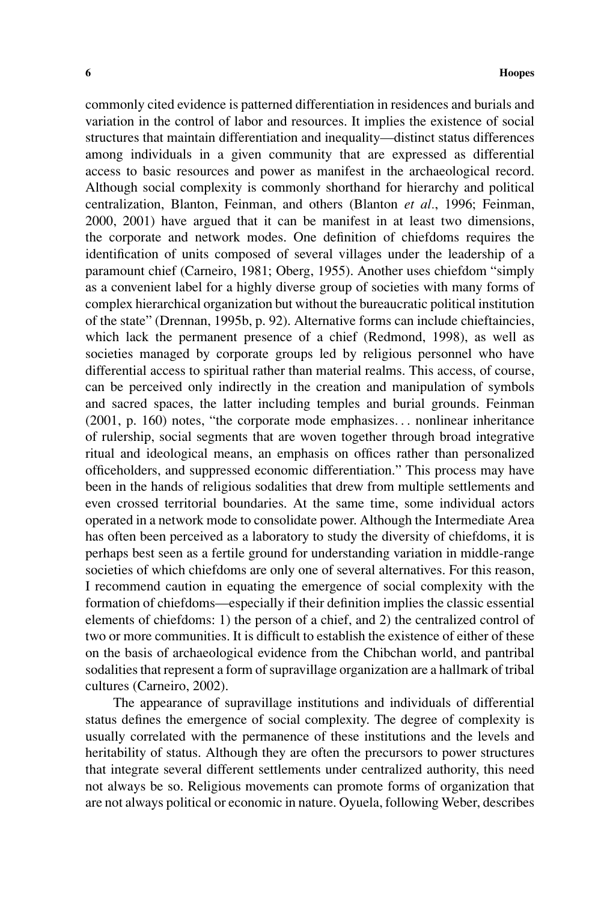commonly cited evidence is patterned differentiation in residences and burials and variation in the control of labor and resources. It implies the existence of social structures that maintain differentiation and inequality—distinct status differences among individuals in a given community that are expressed as differential access to basic resources and power as manifest in the archaeological record. Although social complexity is commonly shorthand for hierarchy and political centralization, Blanton, Feinman, and others (Blanton *et al.*, 1996; Feinman, 2000, 2001) have argued that it can be manifest in at least two dimensions, the corporate and network modes. One definition of chiefdoms requires the identification of units composed of several villages under the leadership of a paramount chief (Carneiro, 1981; Oberg, 1955). Another uses chiefdom "simply as a convenient label for a highly diverse group of societies with many forms of complex hierarchical organization but without the bureaucratic political institution of the state" (Drennan, 1995b, p. 92). Alternative forms can include chieftaincies, which lack the permanent presence of a chief (Redmond, 1998), as well as societies managed by corporate groups led by religious personnel who have differential access to spiritual rather than material realms. This access, of course, can be perceived only indirectly in the creation and manipulation of symbols and sacred spaces, the latter including temples and burial grounds. Feinman (2001, p. 160) notes, "the corporate mode emphasizes... nonlinear inheritance of rulership, social segments that are woven together through broad integrative ritual and ideological means, an emphasis on offices rather than personalized officeholders, and suppressed economic differentiation." This process may have been in the hands of religious sodalities that drew from multiple settlements and even crossed territorial boundaries. At the same time, some individual actors operated in a network mode to consolidate power. Although the Intermediate Area has often been perceived as a laboratory to study the diversity of chiefdoms, it is perhaps best seen as a fertile ground for understanding variation in middle-range societies of which chiefdoms are only one of several alternatives. For this reason, I recommend caution in equating the emergence of social complexity with the formation of chiefdoms—especially if their definition implies the classic essential elements of chiefdoms: 1) the person of a chief, and 2) the centralized control of two or more communities. It is difficult to establish the existence of either of these on the basis of archaeological evidence from the Chibchan world, and pantribal sodalities that represent a form of supravillage organization are a hallmark of tribal cultures (Carneiro, 2002).

The appearance of supravillage institutions and individuals of differential status defines the emergence of social complexity. The degree of complexity is usually correlated with the permanence of these institutions and the levels and heritability of status. Although they are often the precursors to power structures that integrate several different settlements under centralized authority, this need not always be so. Religious movements can promote forms of organization that are not always political or economic in nature. Oyuela, following Weber, describes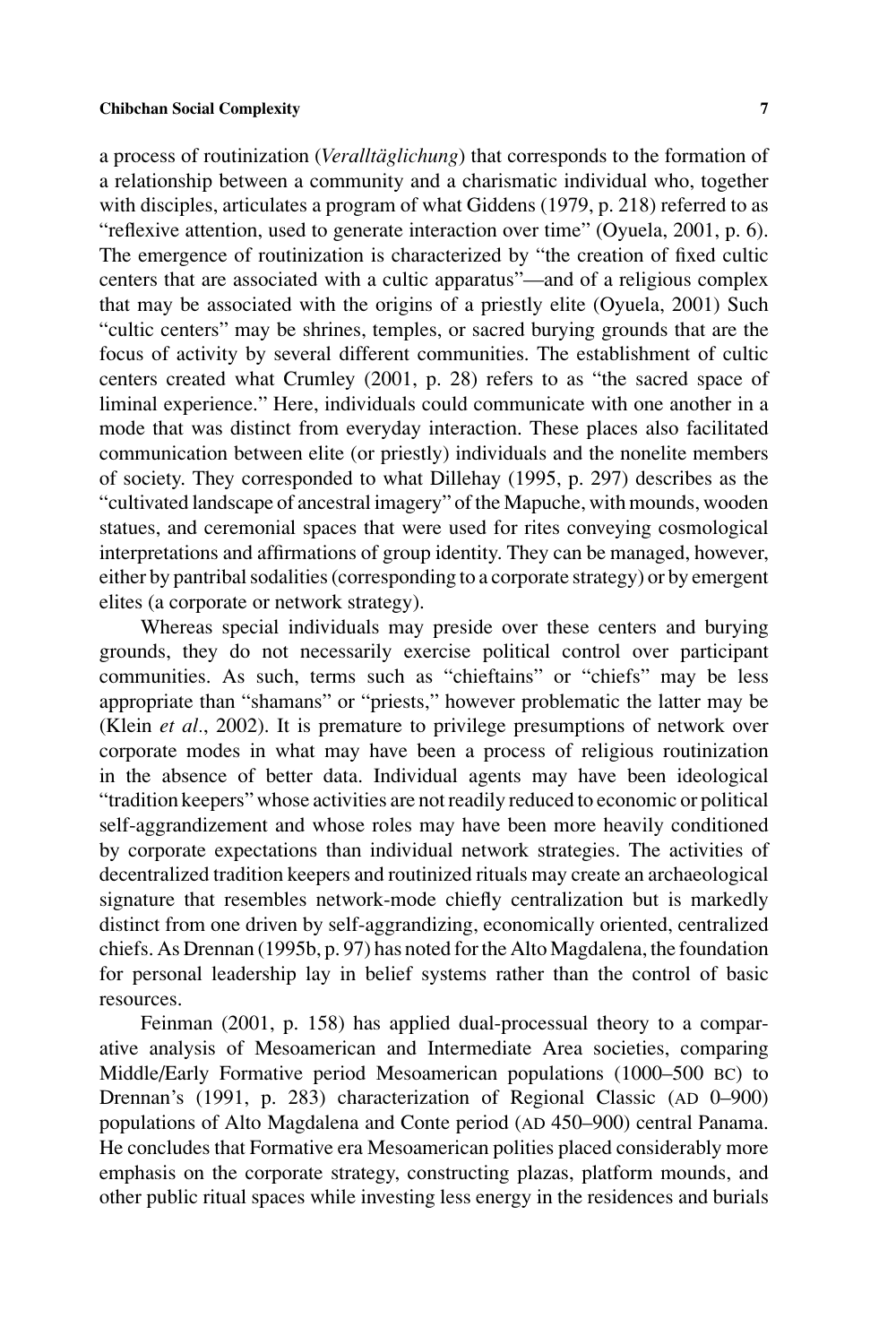a process of routinization (*Veralltäglichung*) that corresponds to the formation of a relationship between a community and a charismatic individual who, together with disciples, articulates a program of what Giddens (1979, p. 218) referred to as "reflexive attention, used to generate interaction over time" (Oyuela, 2001, p. 6). The emergence of routinization is characterized by "the creation of fixed cultic centers that are associated with a cultic apparatus"—and of a religious complex that may be associated with the origins of a priestly elite (Oyuela, 2001) Such "cultic centers" may be shrines, temples, or sacred burying grounds that are the focus of activity by several different communities. The establishment of cultic centers created what Crumley (2001, p. 28) refers to as "the sacred space of liminal experience." Here, individuals could communicate with one another in a mode that was distinct from everyday interaction. These places also facilitated communication between elite (or priestly) individuals and the nonelite members of society. They corresponded to what Dillehay (1995, p. 297) describes as the "cultivated landscape of ancestral imagery" of the Mapuche, with mounds, wooden statues, and ceremonial spaces that were used for rites conveying cosmological interpretations and affirmations of group identity. They can be managed, however, either by pantribal sodalities (corresponding to a corporate strategy) or by emergent elites (a corporate or network strategy).

Whereas special individuals may preside over these centers and burying grounds, they do not necessarily exercise political control over participant communities. As such, terms such as "chieftains" or "chiefs" may be less appropriate than "shamans" or "priests," however problematic the latter may be (Klein *et al*., 2002). It is premature to privilege presumptions of network over corporate modes in what may have been a process of religious routinization in the absence of better data. Individual agents may have been ideological "tradition keepers" whose activities are not readily reduced to economic or political self-aggrandizement and whose roles may have been more heavily conditioned by corporate expectations than individual network strategies. The activities of decentralized tradition keepers and routinized rituals may create an archaeological signature that resembles network-mode chiefly centralization but is markedly distinct from one driven by self-aggrandizing, economically oriented, centralized chiefs. As Drennan (1995b, p. 97) has noted for the Alto Magdalena, the foundation for personal leadership lay in belief systems rather than the control of basic resources.

Feinman (2001, p. 158) has applied dual-processual theory to a comparative analysis of Mesoamerican and Intermediate Area societies, comparing Middle/Early Formative period Mesoamerican populations (1000–500 BC) to Drennan's (1991, p. 283) characterization of Regional Classic (AD 0–900) populations of Alto Magdalena and Conte period (AD 450–900) central Panama. He concludes that Formative era Mesoamerican polities placed considerably more emphasis on the corporate strategy, constructing plazas, platform mounds, and other public ritual spaces while investing less energy in the residences and burials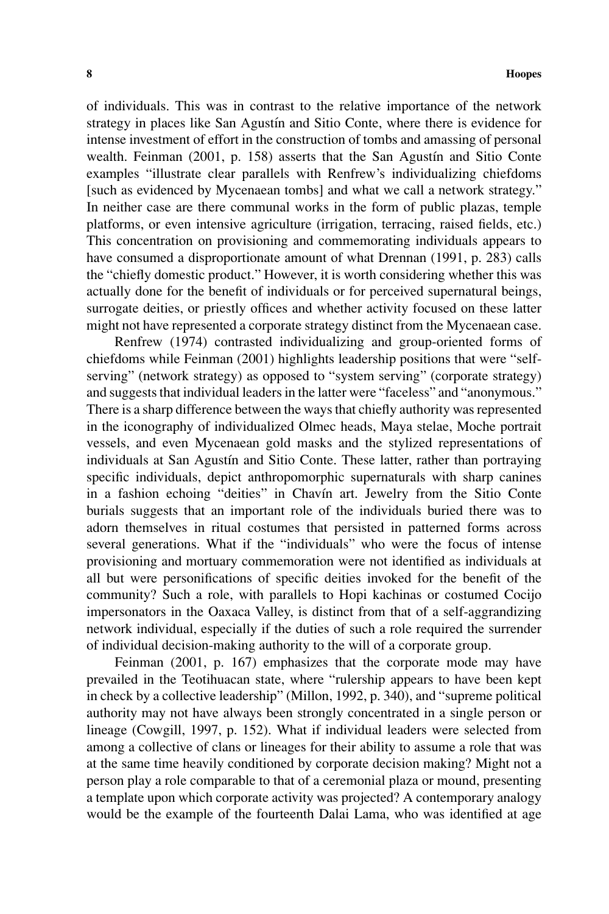of individuals. This was in contrast to the relative importance of the network strategy in places like San Agustín and Sitio Conte, where there is evidence for intense investment of effort in the construction of tombs and amassing of personal wealth. Feinman (2001, p. 158) asserts that the San Agustín and Sitio Conte examples "illustrate clear parallels with Renfrew's individualizing chiefdoms [such as evidenced by Mycenaean tombs] and what we call a network strategy." In neither case are there communal works in the form of public plazas, temple platforms, or even intensive agriculture (irrigation, terracing, raised fields, etc.) This concentration on provisioning and commemorating individuals appears to have consumed a disproportionate amount of what Drennan (1991, p. 283) calls the "chiefly domestic product." However, it is worth considering whether this was actually done for the benefit of individuals or for perceived supernatural beings, surrogate deities, or priestly offices and whether activity focused on these latter might not have represented a corporate strategy distinct from the Mycenaean case.

Renfrew (1974) contrasted individualizing and group-oriented forms of chiefdoms while Feinman (2001) highlights leadership positions that were "self-serving" (network strategy) as opposed to "system serving" (corporate strategy) and suggests that individual leaders in the latter were "faceless" and "anonymous." There is a sharp difference between the ways that chiefly authority was represented in the iconography of individualized Olmec heads, Maya stelae, Moche portrait vessels, and even Mycenaean gold masks and the stylized representations of individuals at San Agustín and Sitio Conte. These latter, rather than portraying specific individuals, depict anthropomorphic supernaturals with sharp canines in a fashion echoing "deities" in Chavín art. Jewelry from the Sitio Conte burials suggests that an important role of the individuals buried there was to adorn themselves in ritual costumes that persisted in patterned forms across several generations. What if the "individuals" who were the focus of intense provisioning and mortuary commemoration were not identified as individuals at all but were personifications of specific deities invoked for the benefit of the community? Such a role, with parallels to Hopi kachinas or costumed Cocijo impersonators in the Oaxaca Valley, is distinct from that of a self-aggrandizing network individual, especially if the duties of such a role required the surrender of individual decision-making authority to the will of a corporate group.

Feinman (2001, p. 167) emphasizes that the corporate mode may have prevailed in the Teotihuacan state, where "rulership appears to have been kept in check by a collective leadership" (Millon, 1992, p. 340), and "supreme political authority may not have always been strongly concentrated in a single person or lineage (Cowgill, 1997, p. 152). What if individual leaders were selected from among a collective of clans or lineages for their ability to assume a role that was at the same time heavily conditioned by corporate decision making? Might not a person play a role comparable to that of a ceremonial plaza or mound, presenting a template upon which corporate activity was projected? A contemporary analogy would be the example of the fourteenth Dalai Lama, who was identified at age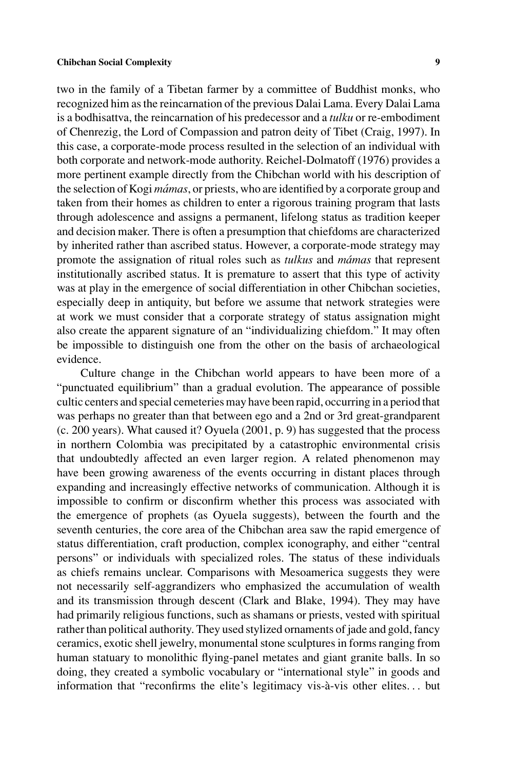two in the family of a Tibetan farmer by a committee of Buddhist monks, who recognized him as the reincarnation of the previous Dalai Lama. Every Dalai Lama is a bodhisattva, the reincarnation of his predecessor and a *tulku* or re-embodiment of Chenrezig, the Lord of Compassion and patron deity of Tibet (Craig, 1997). In this case, a corporate-mode process resulted in the selection of an individual with both corporate and network-mode authority. Reichel-Dolmatoff (1976) provides a more pertinent example directly from the Chibchan world with his description of the selection of Kogi *mámas*, or priests, who are identified by a corporate group and taken from their homes as children to enter a rigorous training program that lasts through adolescence and assigns a permanent, lifelong status as tradition keeper and decision maker. There is often a presumption that chiefdoms are characterized by inherited rather than ascribed status. However, a corporate-mode strategy may promote the assignation of ritual roles such as *tulkus* and *mámas* that represent institutionally ascribed status. It is premature to assert that this type of activity was at play in the emergence of social differentiation in other Chibchan societies, especially deep in antiquity, but before we assume that network strategies were at work we must consider that a corporate strategy of status assignation might also create the apparent signature of an "individualizing chiefdom." It may often be impossible to distinguish one from the other on the basis of archaeological evidence.

Culture change in the Chibchan world appears to have been more of a "punctuated equilibrium" than a gradual evolution. The appearance of possible cultic centers and special cemeteries may have been rapid, occurring in a period that was perhaps no greater than that between ego and a 2nd or 3rd great-grandparent (c. 200 years). What caused it? Oyuela (2001, p. 9) has suggested that the process in northern Colombia was precipitated by a catastrophic environmental crisis that undoubtedly affected an even larger region. A related phenomenon may have been growing awareness of the events occurring in distant places through expanding and increasingly effective networks of communication. Although it is impossible to confirm or disconfirm whether this process was associated with the emergence of prophets (as Oyuela suggests), between the fourth and the seventh centuries, the core area of the Chibchan area saw the rapid emergence of status differentiation, craft production, complex iconography, and either "central persons" or individuals with specialized roles. The status of these individuals as chiefs remains unclear. Comparisons with Mesoamerica suggests they were not necessarily self-aggrandizers who emphasized the accumulation of wealth and its transmission through descent (Clark and Blake, 1994). They may have had primarily religious functions, such as shamans or priests, vested with spiritual rather than political authority. They used stylized ornaments of jade and gold, fancy ceramics, exotic shell jewelry, monumental stone sculptures in forms ranging from human statuary to monolithic flying-panel metates and giant granite balls. In so doing, they created a symbolic vocabulary or "international style" in goods and information that "reconfirms the elite's legitimacy vis-à-vis other elites... but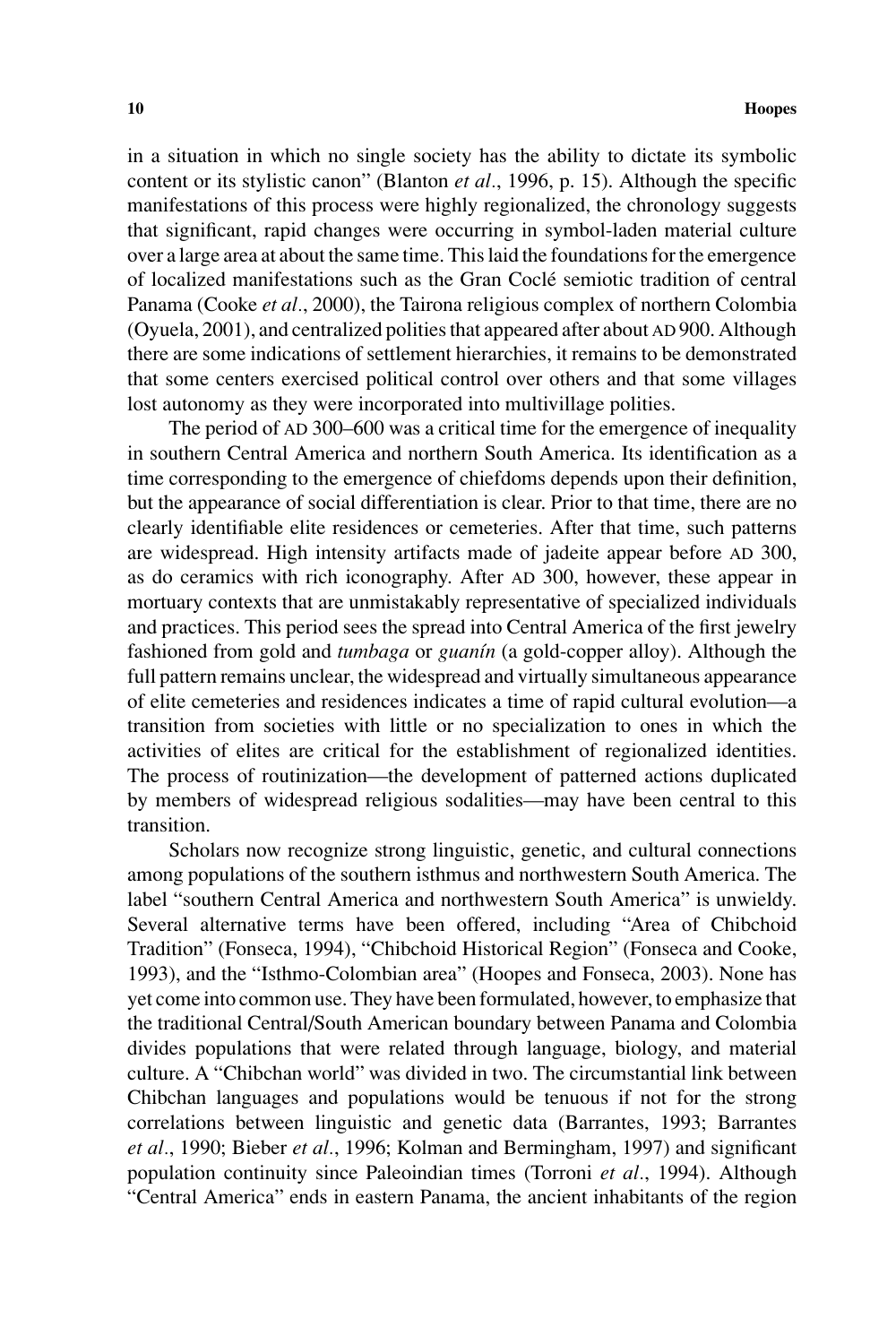in a situation in which no single society has the ability to dictate its symbolic content or its stylistic canon" (Blanton *et al*., 1996, p. 15). Although the specific manifestations of this process were highly regionalized, the chronology suggests that significant, rapid changes were occurring in symbol-laden material culture over a large area at about the same time. This laid the foundations for the emergence of localized manifestations such as the Gran Coclé semiotic tradition of central Panama (Cooke *et al*., 2000), the Tairona religious complex of northern Colombia (Oyuela, 2001), and centralized polities that appeared after about AD 900. Although there are some indications of settlement hierarchies, it remains to be demonstrated that some centers exercised political control over others and that some villages lost autonomy as they were incorporated into multivillage polities.

The period of AD 300–600 was a critical time for the emergence of inequality in southern Central America and northern South America. Its identification as a time corresponding to the emergence of chiefdoms depends upon their definition, but the appearance of social differentiation is clear. Prior to that time, there are no clearly identifiable elite residences or cemeteries. After that time, such patterns are widespread. High intensity artifacts made of jadeite appear before AD 300, as do ceramics with rich iconography. After AD 300, however, these appear in mortuary contexts that are unmistakably representative of specialized individuals and practices. This period sees the spread into Central America of the first jewelry fashioned from gold and *tumbaga* or *guanín* (a gold-copper alloy). Although the full pattern remains unclear, the widespread and virtually simultaneous appearance of elite cemeteries and residences indicates a time of rapid cultural evolution—a transition from societies with little or no specialization to ones in which the activities of elites are critical for the establishment of regionalized identities. The process of routinization—the development of patterned actions duplicated by members of widespread religious sodalities—may have been central to this transition.

Scholars now recognize strong linguistic, genetic, and cultural connections among populations of the southern isthmus and northwestern South America. The label "southern Central America and northwestern South America" is unwieldy. Several alternative terms have been offered, including "Area of Chibchoid Tradition" (Fonseca, 1994), "Chibchoid Historical Region" (Fonseca and Cooke, 1993), and the "Isthmo-Colombian area" (Hoopes and Fonseca, 2003). None has yet come into common use. They have been formulated, however, to emphasize that the traditional Central/South American boundary between Panama and Colombia divides populations that were related through language, biology, and material culture. A "Chibchan world" was divided in two. The circumstantial link between Chibchan languages and populations would be tenuous if not for the strong correlations between linguistic and genetic data (Barrantes, 1993; Barrantes *et al*., 1990; Bieber *et al*., 1996; Kolman and Bermingham, 1997) and significant population continuity since Paleoindian times (Torroni *et al*., 1994). Although "Central America" ends in eastern Panama, the ancient inhabitants of the region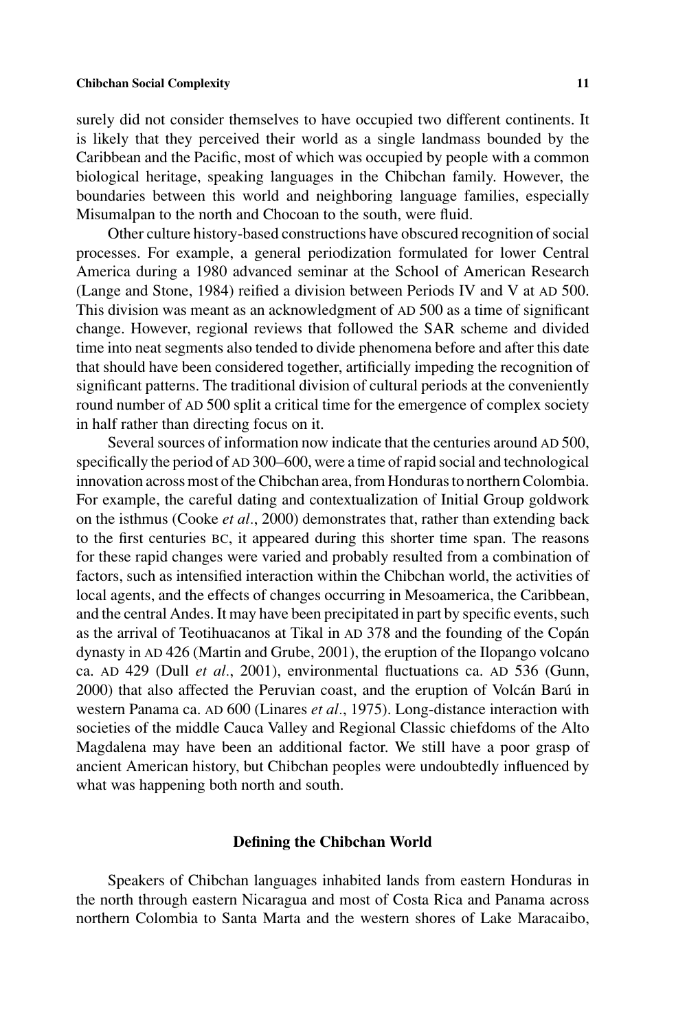surely did not consider themselves to have occupied two different continents. It is likely that they perceived their world as a single landmass bounded by the Caribbean and the Pacific, most of which was occupied by people with a common biological heritage, speaking languages in the Chibchan family. However, the boundaries between this world and neighboring language families, especially Misumalpan to the north and Chocoan to the south, were fluid.

Other culture history-based constructions have obscured recognition of social processes. For example, a general periodization formulated for lower Central America during a 1980 advanced seminar at the School of American Research (Lange and Stone, 1984) reified a division between Periods IV and V at AD 500. This division was meant as an acknowledgment of AD 500 as a time of significant change. However, regional reviews that followed the SAR scheme and divided time into neat segments also tended to divide phenomena before and after this date that should have been considered together, artificially impeding the recognition of significant patterns. The traditional division of cultural periods at the conveniently round number of AD 500 split a critical time for the emergence of complex society in half rather than directing focus on it.

Several sources of information now indicate that the centuries around AD 500, specifically the period of AD 300–600, were a time of rapid social and technological innovation across most of the Chibchan area, from Honduras to northern Colombia. For example, the careful dating and contextualization of Initial Group goldwork on the isthmus (Cooke *et al*., 2000) demonstrates that, rather than extending back to the first centuries BC, it appeared during this shorter time span. The reasons for these rapid changes were varied and probably resulted from a combination of factors, such as intensified interaction within the Chibchan world, the activities of local agents, and the effects of changes occurring in Mesoamerica, the Caribbean, and the central Andes. It may have been precipitated in part by specific events, such as the arrival of Teotihuacanos at Tikal in AD 378 and the founding of the Copán dynasty in AD 426 (Martin and Grube, 2001), the eruption of the Ilopango volcano ca. AD 429 (Dull *et al*., 2001), environmental fluctuations ca. AD 536 (Gunn, 2000) that also affected the Peruvian coast, and the eruption of Volcán Barú in western Panama ca. AD 600 (Linares *et al*., 1975). Long-distance interaction with societies of the middle Cauca Valley and Regional Classic chiefdoms of the Alto Magdalena may have been an additional factor. We still have a poor grasp of ancient American history, but Chibchan peoples were undoubtedly influenced by what was happening both north and south.

## Defining the Chibchan World

Speakers of Chibchan languages inhabited lands from eastern Honduras in the north through eastern Nicaragua and most of Costa Rica and Panama across northern Colombia to Santa Marta and the western shores of Lake Maracaibo,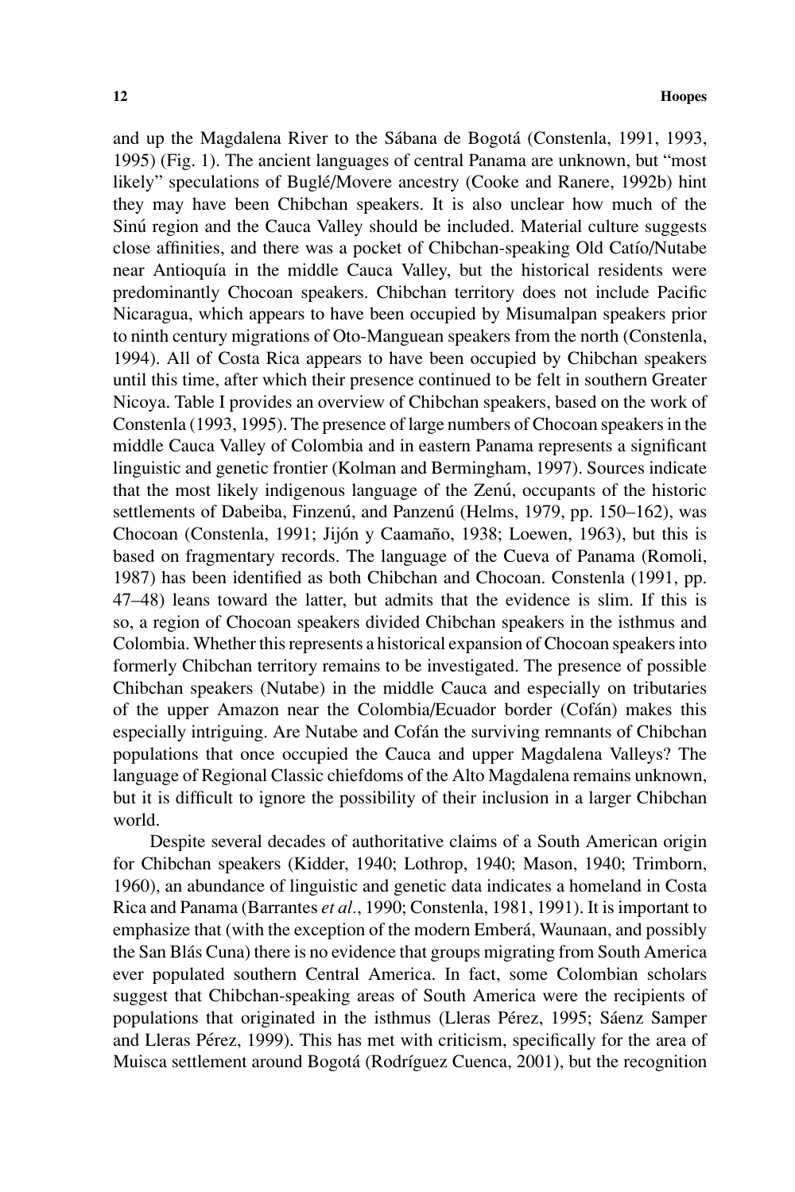and up the Magdalena River to the Sábana de Bogotá (Constenla, 1991, 1993, 1995) (Fig. 1). The ancient languages of central Panama are unknown, but "most likely" speculations of Buglé/Movere ancestry (Cooke and Ranere, 1992b) hint they may have been Chibchan speakers. It is also unclear how much of the Sinú region and the Cauca Valley should be included. Material culture suggests close affinities, and there was a pocket of Chibchan-speaking Old Catío/Nutabe near Antioquía in the middle Cauca Valley, but the historical residents were predominantly Chocoan speakers. Chibchan territory does not include Pacific Nicaragua, which appears to have been occupied by Misumalpan speakers prior to ninth century migrations of Oto-Manguean speakers from the north (Constenla, 1994). All of Costa Rica appears to have been occupied by Chibchan speakers until this time, after which their presence continued to be felt in southern Greater Nicoya. Table I provides an overview of Chibchan speakers, based on the work of Constenla (1993, 1995). The presence of large numbers of Chocoan speakers in the middle Cauca Valley of Colombia and in eastern Panama represents a significant linguistic and genetic frontier (Kolman and Bermingham, 1997). Sources indicate that the most likely indigenous language of the Zenú, occupants of the historic settlements of Dabeiba, Finzenú, and Panzenú (Helms, 1979, pp. 150–162), was Chocoan (Constenla, 1991; Jijón y Caamaño, 1938; Loewen, 1963), but this is based on fragmentary records. The language of the Cueva of Panama (Romoli, 1987) has been identified as both Chibchan and Chocoan. Constenla (1991, pp. 47–48) leans toward the latter, but admits that the evidence is slim. If this is so, a region of Chocoan speakers divided Chibchan speakers in the isthmus and Colombia. Whether this represents a historical expansion of Chocoan speakers into formerly Chibchan territory remains to be investigated. The presence of possible Chibchan speakers (Nutabe) in the middle Cauca and especially on tributaries of the upper Amazon near the Colombia/Ecuador border (Cofán) makes this especially intriguing. Are Nutabe and Cofán the surviving remnants of Chibchan populations that once occupied the Cauca and upper Magdalena Valleys? The language of Regional Classic chiefdoms of the Alto Magdalena remains unknown, but it is difficult to ignore the possibility of their inclusion in a larger Chibchan world.

Despite several decades of authoritative claims of a South American origin for Chibchan speakers (Kidder, 1940; Lothrop, 1940; Mason, 1940; Trimborn, 1960), an abundance of linguistic and genetic data indicates a homeland in Costa Rica and Panama (Barrantes *et al.*, 1990; Constenla, 1981, 1991). It is important to emphasize that (with the exception of the modern Emberá, Waunaan, and possibly the San Blás Cuna) there is no evidence that groups migrating from South America ever populated southern Central America. In fact, some Colombian scholars suggest that Chibchan-speaking areas of South America were the recipients of populations that originated in the isthmus (Lleras Pérez, 1995; Sáenz Samper and Lleras Pérez, 1999). This has met with criticism, specifically for the area of Muisca settlement around Bogotá (Rodríguez Cuenca, 2001), but the recognition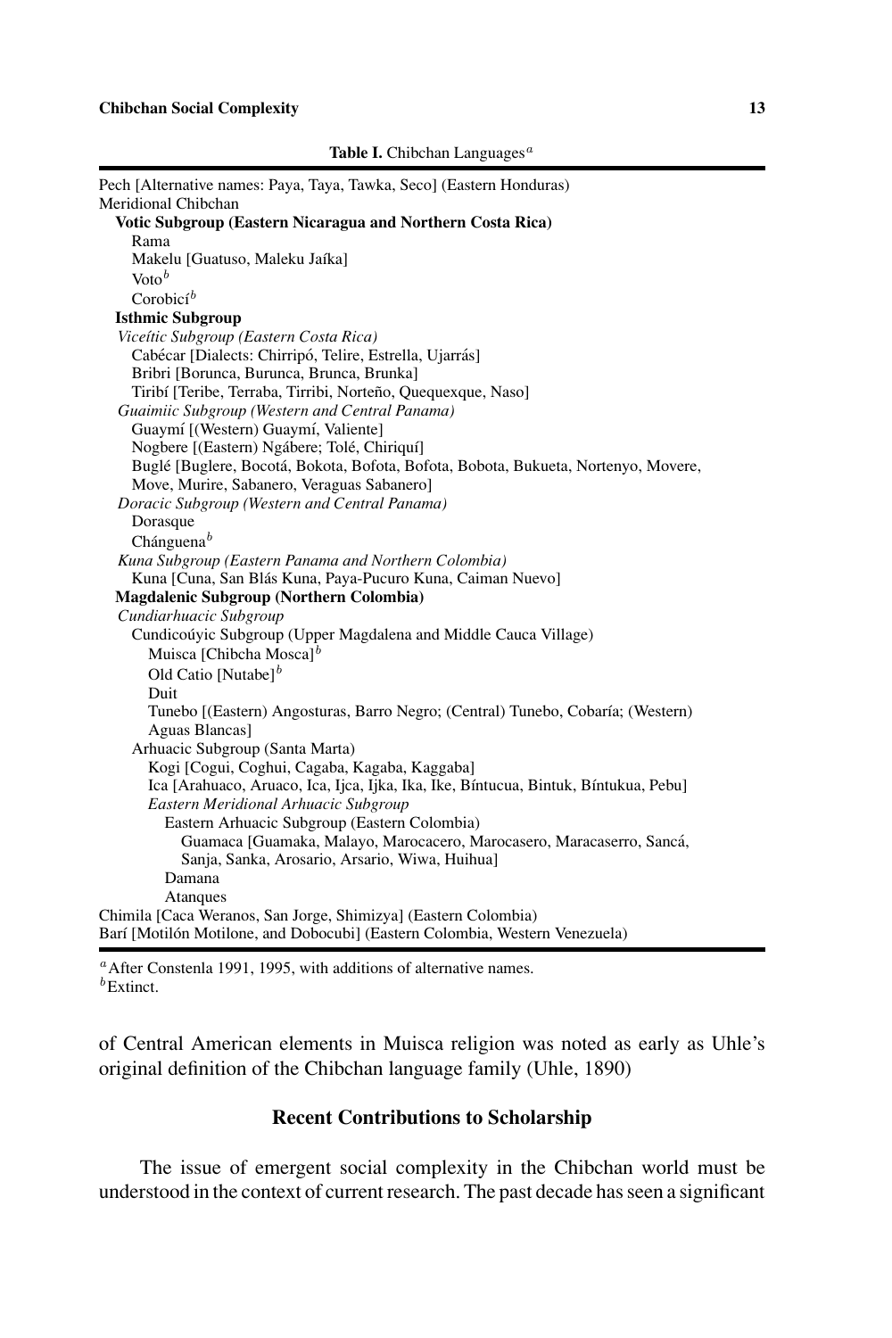**Table I.** Chibchan Languages[a]

| |
|---|
| Pech [Alternative names: Paya, Taya, Tawka, Seco] (Eastern Honduras) |
| Meridional Chibchan |
| **Votic Subgroup (Eastern Nicaragua and Northern Costa Rica)** |
| Rama |
| Makelu [Guatuso, Maleku Jaíka] |
| Voto[b] |
| Corobicí[b] |
| **Isthmic Subgroup** |
| *Viceític Subgroup (Eastern Costa Rica)* |
| Cabécar [Dialects: Chirripó, Telire, Estrella, Ujarrás] |
| Bribri [Borunca, Burunca, Brunca, Brunka] |
| Tiribí [Teribe, Terraba, Tirribi, Norteño, Quequexque, Naso] |
| *Guaimiic Subgroup (Western and Central Panama)* |
| Guaymí [(Western) Guaymí, Valiente] |
| Nogbere [(Eastern) Ngábere; Tolé, Chiriquí] |
| Buglé [Buglere, Bocotá, Bokota, Bofota, Bofota, Bobota, Bukueta, Nortenyo, Movere, Move, Murire, Sabanero, Veraguas Sabanero] |
| *Doracic Subgroup (Western and Central Panama)* |
| Dorasque |
| Chánguena[b] |
| *Kuna Subgroup (Eastern Panama and Northern Colombia)* |
| Kuna [Cuna, San Blás Kuna, Paya-Pucuro Kuna, Caiman Nuevo] |
| **Magdalenic Subgroup (Northern Colombia)** |
| *Cundiarhuacic Subgroup* |
| Cundicoúyic Subgroup (Upper Magdalena and Middle Cauca Village) |
| Muisca [Chibcha Mosca][b] |
| Old Catio [Nutabe][b] |
| Duit |
| Tunebo [(Eastern) Angosturas, Barro Negro; (Central) Tunebo, Cobaría; (Western) Aguas Blancas] |
| Arhuacic Subgroup (Santa Marta) |
| Kogi [Cogui, Coghui, Cagaba, Kagaba, Kaggaba] |
| Ica [Arahuaco, Aruaco, Ica, Ijca, Ijka, Ika, Ike, Bíntucua, Bintuk, Bíntukua, Pebu] |
| *Eastern Meridional Arhuacic Subgroup* |
| Eastern Arhuacic Subgroup (Eastern Colombia) |
| Guamaca [Guamaka, Malayo, Marocacero, Marocasero, Maracaserro, Sancá, Sanja, Sanka, Arosario, Arsario, Wiwa, Huihua] |
| Damana |
| Atanques |
| Chimila [Caca Weranos, San Jorge, Shimizya] (Eastern Colombia) |
| Barí [Motilón Motilone, and Dobocubi] (Eastern Colombia, Western Venezuela) |

[a] After Constenla 1991, 1995, with additions of alternative names.
[b] Extinct.

of Central American elements in Muisca religion was noted as early as Uhle's original definition of the Chibchan language family (Uhle, 1890)

## Recent Contributions to Scholarship

The issue of emergent social complexity in the Chibchan world must be understood in the context of current research. The past decade has seen a significant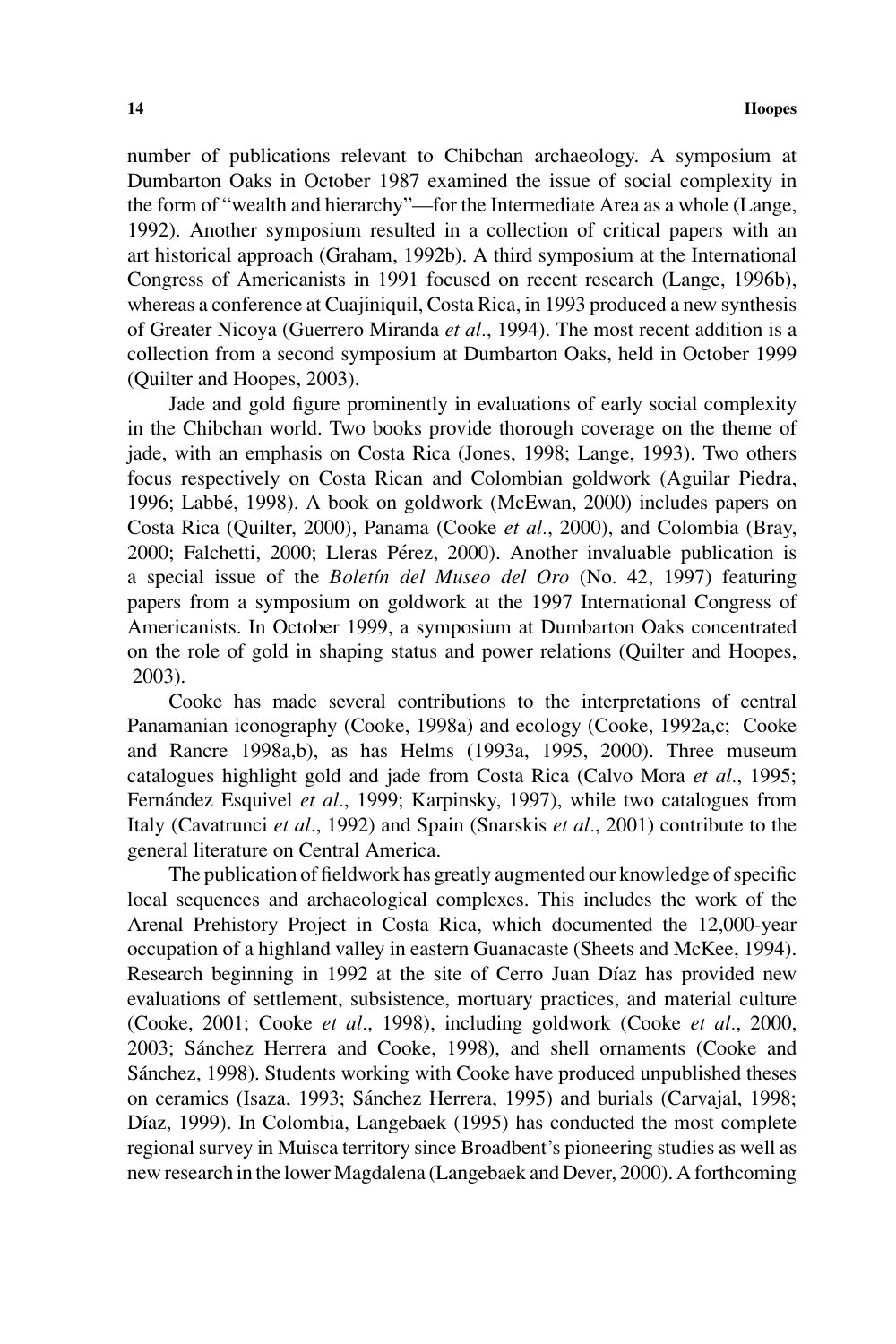number of publications relevant to Chibchan archaeology. A symposium at Dumbarton Oaks in October 1987 examined the issue of social complexity in the form of "wealth and hierarchy"—for the Intermediate Area as a whole (Lange, 1992). Another symposium resulted in a collection of critical papers with an art historical approach (Graham, 1992b). A third symposium at the International Congress of Americanists in 1991 focused on recent research (Lange, 1996b), whereas a conference at Cuajiniquil, Costa Rica, in 1993 produced a new synthesis of Greater Nicoya (Guerrero Miranda *et al*., 1994). The most recent addition is a collection from a second symposium at Dumbarton Oaks, held in October 1999 (Quilter and Hoopes, 2003).

Jade and gold figure prominently in evaluations of early social complexity in the Chibchan world. Two books provide thorough coverage on the theme of jade, with an emphasis on Costa Rica (Jones, 1998; Lange, 1993). Two others focus respectively on Costa Rican and Colombian goldwork (Aguilar Piedra, 1996; Labbé, 1998). A book on goldwork (McEwan, 2000) includes papers on Costa Rica (Quilter, 2000), Panama (Cooke *et al*., 2000), and Colombia (Bray, 2000; Falchetti, 2000; Lleras Pérez, 2000). Another invaluable publication is a special issue of the *Boletín del Museo del Oro* (No. 42, 1997) featuring papers from a symposium on goldwork at the 1997 International Congress of Americanists. In October 1999, a symposium at Dumbarton Oaks concentrated on the role of gold in shaping status and power relations (Quilter and Hoopes, 2003).

Cooke has made several contributions to the interpretations of central Panamanian iconography (Cooke, 1998a) and ecology (Cooke, 1992a,c; Cooke and Rancre 1998a,b), as has Helms (1993a, 1995, 2000). Three museum catalogues highlight gold and jade from Costa Rica (Calvo Mora *et al*., 1995; Fernández Esquivel *et al*., 1999; Karpinsky, 1997), while two catalogues from Italy (Cavatrunci *et al*., 1992) and Spain (Snarskis *et al*., 2001) contribute to the general literature on Central America.

The publication of fieldwork has greatly augmented our knowledge of specific local sequences and archaeological complexes. This includes the work of the Arenal Prehistory Project in Costa Rica, which documented the 12,000-year occupation of a highland valley in eastern Guanacaste (Sheets and McKee, 1994). Research beginning in 1992 at the site of Cerro Juan Díaz has provided new evaluations of settlement, subsistence, mortuary practices, and material culture (Cooke, 2001; Cooke *et al*., 1998), including goldwork (Cooke *et al*., 2000, 2003; Sánchez Herrera and Cooke, 1998), and shell ornaments (Cooke and Sánchez, 1998). Students working with Cooke have produced unpublished theses on ceramics (Isaza, 1993; Sánchez Herrera, 1995) and burials (Carvajal, 1998; Díaz, 1999). In Colombia, Langebaek (1995) has conducted the most complete regional survey in Muisca territory since Broadbent's pioneering studies as well as new research in the lower Magdalena (Langebaek and Dever, 2000). A forthcoming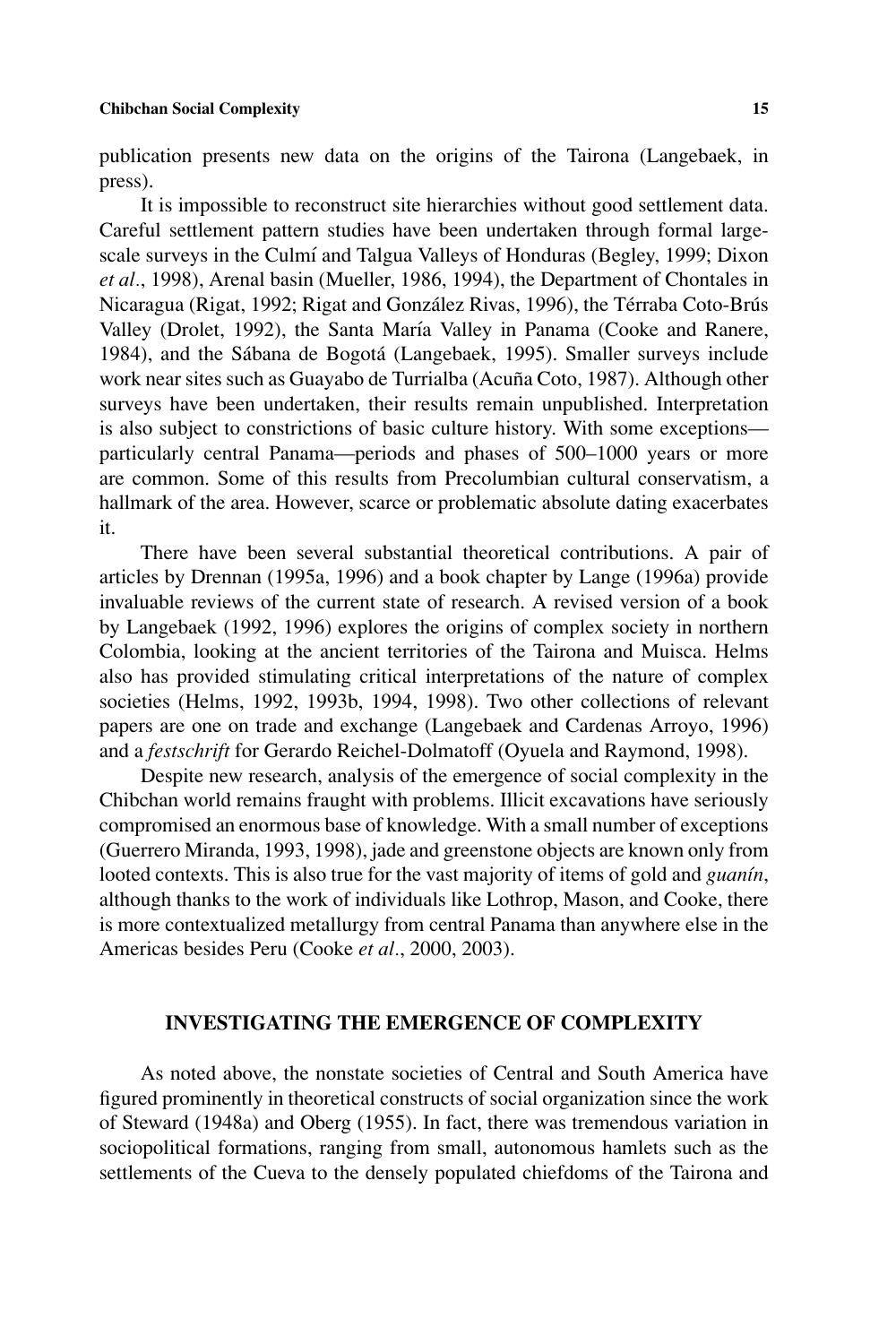publication presents new data on the origins of the Tairona (Langebaek, in press).

It is impossible to reconstruct site hierarchies without good settlement data. Careful settlement pattern studies have been undertaken through formal large-scale surveys in the Culmí and Talgua Valleys of Honduras (Begley, 1999; Dixon *et al*., 1998), Arenal basin (Mueller, 1986, 1994), the Department of Chontales in Nicaragua (Rigat, 1992; Rigat and González Rivas, 1996), the Térraba Coto-Brús Valley (Drolet, 1992), the Santa María Valley in Panama (Cooke and Ranere, 1984), and the Sábana de Bogotá (Langebaek, 1995). Smaller surveys include work near sites such as Guayabo de Turrialba (Acuña Coto, 1987). Although other surveys have been undertaken, their results remain unpublished. Interpretation is also subject to constrictions of basic culture history. With some exceptions—particularly central Panama—periods and phases of 500–1000 years or more are common. Some of this results from Precolumbian cultural conservatism, a hallmark of the area. However, scarce or problematic absolute dating exacerbates it.

There have been several substantial theoretical contributions. A pair of articles by Drennan (1995a, 1996) and a book chapter by Lange (1996a) provide invaluable reviews of the current state of research. A revised version of a book by Langebaek (1992, 1996) explores the origins of complex society in northern Colombia, looking at the ancient territories of the Tairona and Muisca. Helms also has provided stimulating critical interpretations of the nature of complex societies (Helms, 1992, 1993b, 1994, 1998). Two other collections of relevant papers are one on trade and exchange (Langebaek and Cardenas Arroyo, 1996) and a *festschrift* for Gerardo Reichel-Dolmatoff (Oyuela and Raymond, 1998).

Despite new research, analysis of the emergence of social complexity in the Chibchan world remains fraught with problems. Illicit excavations have seriously compromised an enormous base of knowledge. With a small number of exceptions (Guerrero Miranda, 1993, 1998), jade and greenstone objects are known only from looted contexts. This is also true for the vast majority of items of gold and *guanín*, although thanks to the work of individuals like Lothrop, Mason, and Cooke, there is more contextualized metallurgy from central Panama than anywhere else in the Americas besides Peru (Cooke *et al*., 2000, 2003).

## INVESTIGATING THE EMERGENCE OF COMPLEXITY

As noted above, the nonstate societies of Central and South America have figured prominently in theoretical constructs of social organization since the work of Steward (1948a) and Oberg (1955). In fact, there was tremendous variation in sociopolitical formations, ranging from small, autonomous hamlets such as the settlements of the Cueva to the densely populated chiefdoms of the Tairona and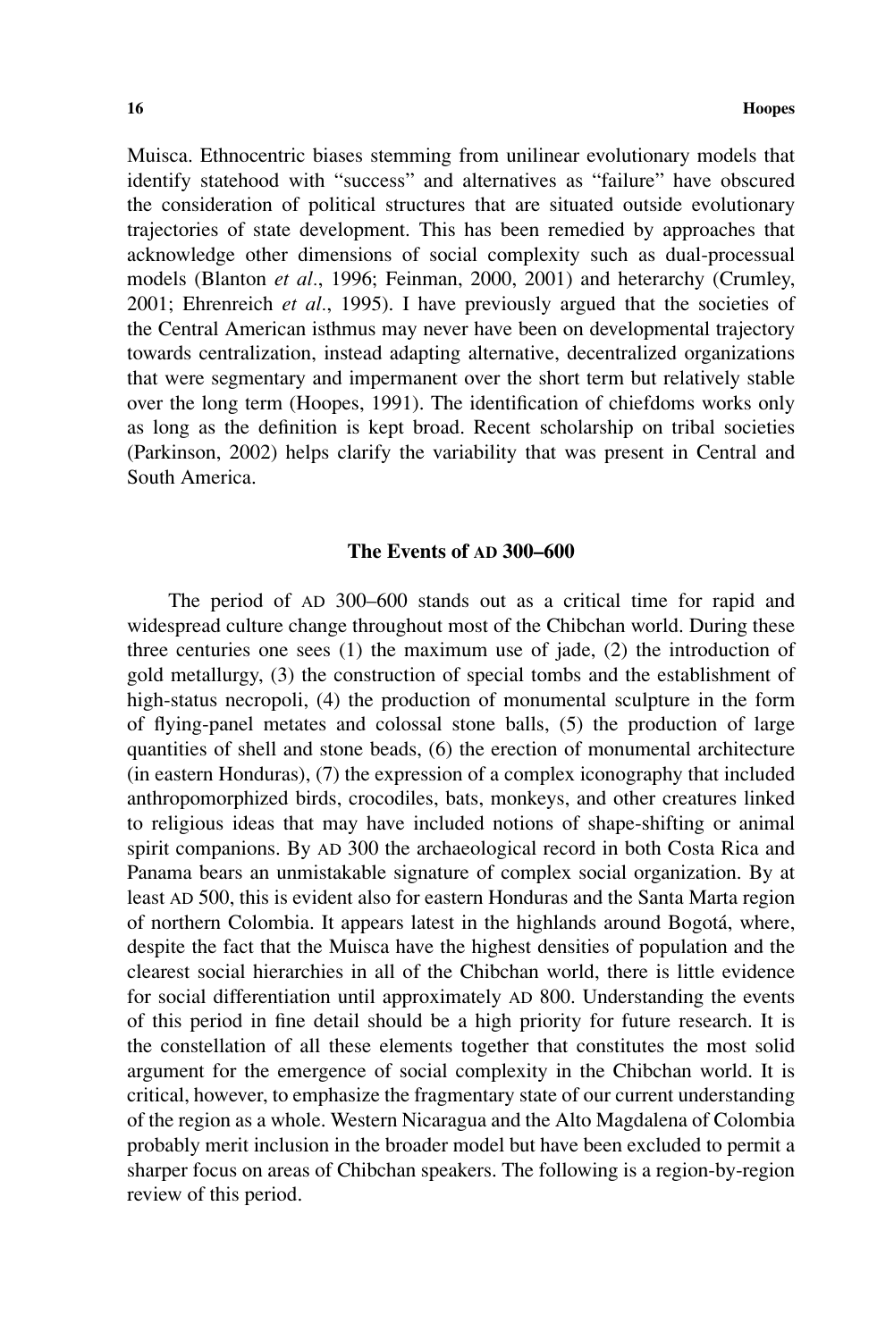Muisca. Ethnocentric biases stemming from unilinear evolutionary models that identify statehood with "success" and alternatives as "failure" have obscured the consideration of political structures that are situated outside evolutionary trajectories of state development. This has been remedied by approaches that acknowledge other dimensions of social complexity such as dual-processual models (Blanton *et al*., 1996; Feinman, 2000, 2001) and heterarchy (Crumley, 2001; Ehrenreich *et al*., 1995). I have previously argued that the societies of the Central American isthmus may never have been on developmental trajectory towards centralization, instead adapting alternative, decentralized organizations that were segmentary and impermanent over the short term but relatively stable over the long term (Hoopes, 1991). The identification of chiefdoms works only as long as the definition is kept broad. Recent scholarship on tribal societies (Parkinson, 2002) helps clarify the variability that was present in Central and South America.

## The Events of AD 300–600

The period of AD 300–600 stands out as a critical time for rapid and widespread culture change throughout most of the Chibchan world. During these three centuries one sees (1) the maximum use of jade, (2) the introduction of gold metallurgy, (3) the construction of special tombs and the establishment of high-status necropoli, (4) the production of monumental sculpture in the form of flying-panel metates and colossal stone balls, (5) the production of large quantities of shell and stone beads, (6) the erection of monumental architecture (in eastern Honduras), (7) the expression of a complex iconography that included anthropomorphized birds, crocodiles, bats, monkeys, and other creatures linked to religious ideas that may have included notions of shape-shifting or animal spirit companions. By AD 300 the archaeological record in both Costa Rica and Panama bears an unmistakable signature of complex social organization. By at least AD 500, this is evident also for eastern Honduras and the Santa Marta region of northern Colombia. It appears latest in the highlands around Bogotá, where, despite the fact that the Muisca have the highest densities of population and the clearest social hierarchies in all of the Chibchan world, there is little evidence for social differentiation until approximately AD 800. Understanding the events of this period in fine detail should be a high priority for future research. It is the constellation of all these elements together that constitutes the most solid argument for the emergence of social complexity in the Chibchan world. It is critical, however, to emphasize the fragmentary state of our current understanding of the region as a whole. Western Nicaragua and the Alto Magdalena of Colombia probably merit inclusion in the broader model but have been excluded to permit a sharper focus on areas of Chibchan speakers. The following is a region-by-region review of this period.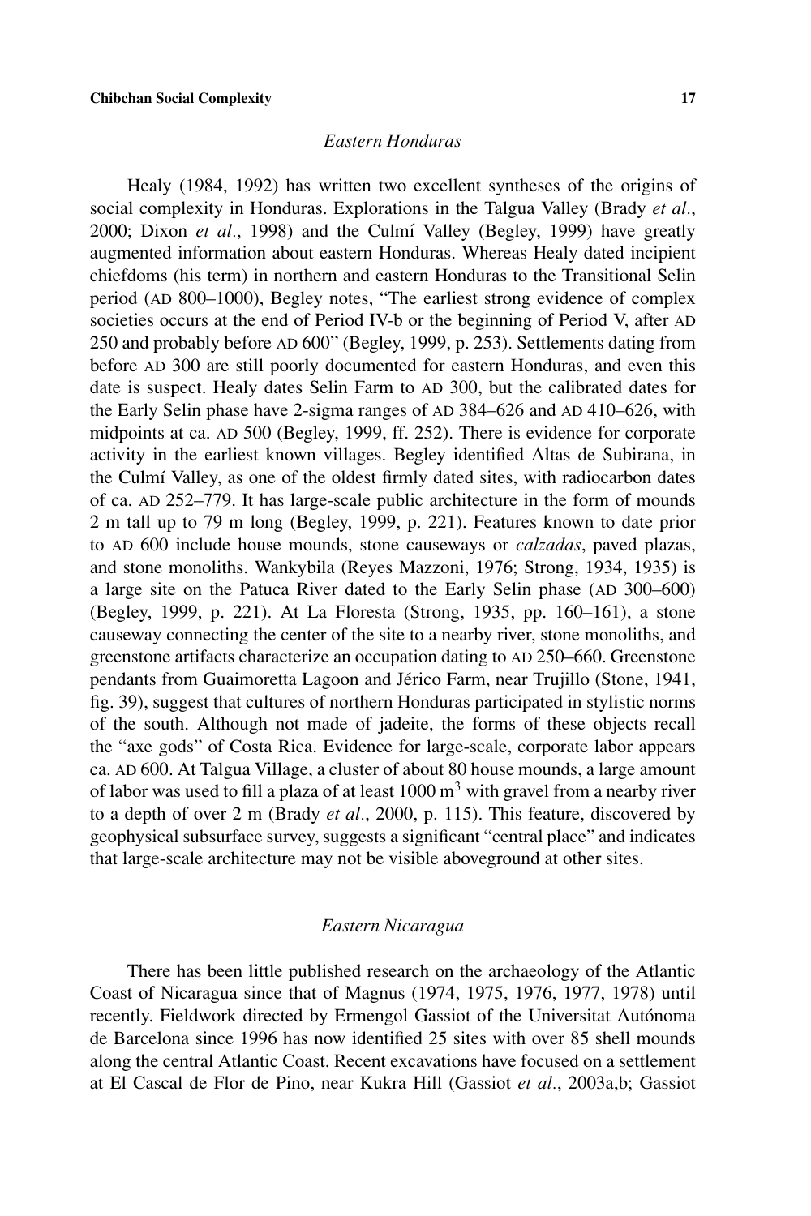### *Eastern Honduras*

Healy (1984, 1992) has written two excellent syntheses of the origins of social complexity in Honduras. Explorations in the Talgua Valley (Brady *et al*., 2000; Dixon *et al*., 1998) and the Culmí Valley (Begley, 1999) have greatly augmented information about eastern Honduras. Whereas Healy dated incipient chiefdoms (his term) in northern and eastern Honduras to the Transitional Selin period (AD 800–1000), Begley notes, "The earliest strong evidence of complex societies occurs at the end of Period IV-b or the beginning of Period V, after AD 250 and probably before AD 600" (Begley, 1999, p. 253). Settlements dating from before AD 300 are still poorly documented for eastern Honduras, and even this date is suspect. Healy dates Selin Farm to AD 300, but the calibrated dates for the Early Selin phase have 2-sigma ranges of AD 384–626 and AD 410–626, with midpoints at ca. AD 500 (Begley, 1999, ff. 252). There is evidence for corporate activity in the earliest known villages. Begley identified Altas de Subirana, in the Culmí Valley, as one of the oldest firmly dated sites, with radiocarbon dates of ca. AD 252–779. It has large-scale public architecture in the form of mounds 2 m tall up to 79 m long (Begley, 1999, p. 221). Features known to date prior to AD 600 include house mounds, stone causeways or *calzadas*, paved plazas, and stone monoliths. Wankybila (Reyes Mazzoni, 1976; Strong, 1934, 1935) is a large site on the Patuca River dated to the Early Selin phase (AD 300–600) (Begley, 1999, p. 221). At La Floresta (Strong, 1935, pp. 160–161), a stone causeway connecting the center of the site to a nearby river, stone monoliths, and greenstone artifacts characterize an occupation dating to AD 250–660. Greenstone pendants from Guaimoretta Lagoon and Jérico Farm, near Trujillo (Stone, 1941, fig. 39), suggest that cultures of northern Honduras participated in stylistic norms of the south. Although not made of jadeite, the forms of these objects recall the "axe gods" of Costa Rica. Evidence for large-scale, corporate labor appears ca. AD 600. At Talgua Village, a cluster of about 80 house mounds, a large amount of labor was used to fill a plaza of at least 1000 $m^3$ with gravel from a nearby river to a depth of over 2 m (Brady *et al*., 2000, p. 115). This feature, discovered by geophysical subsurface survey, suggests a significant "central place" and indicates that large-scale architecture may not be visible aboveground at other sites.

### *Eastern Nicaragua*

There has been little published research on the archaeology of the Atlantic Coast of Nicaragua since that of Magnus (1974, 1975, 1976, 1977, 1978) until recently. Fieldwork directed by Ermengol Gassiot of the Universitat Autónoma de Barcelona since 1996 has now identified 25 sites with over 85 shell mounds along the central Atlantic Coast. Recent excavations have focused on a settlement at El Cascal de Flor de Pino, near Kukra Hill (Gassiot *et al*., 2003a,b; Gassiot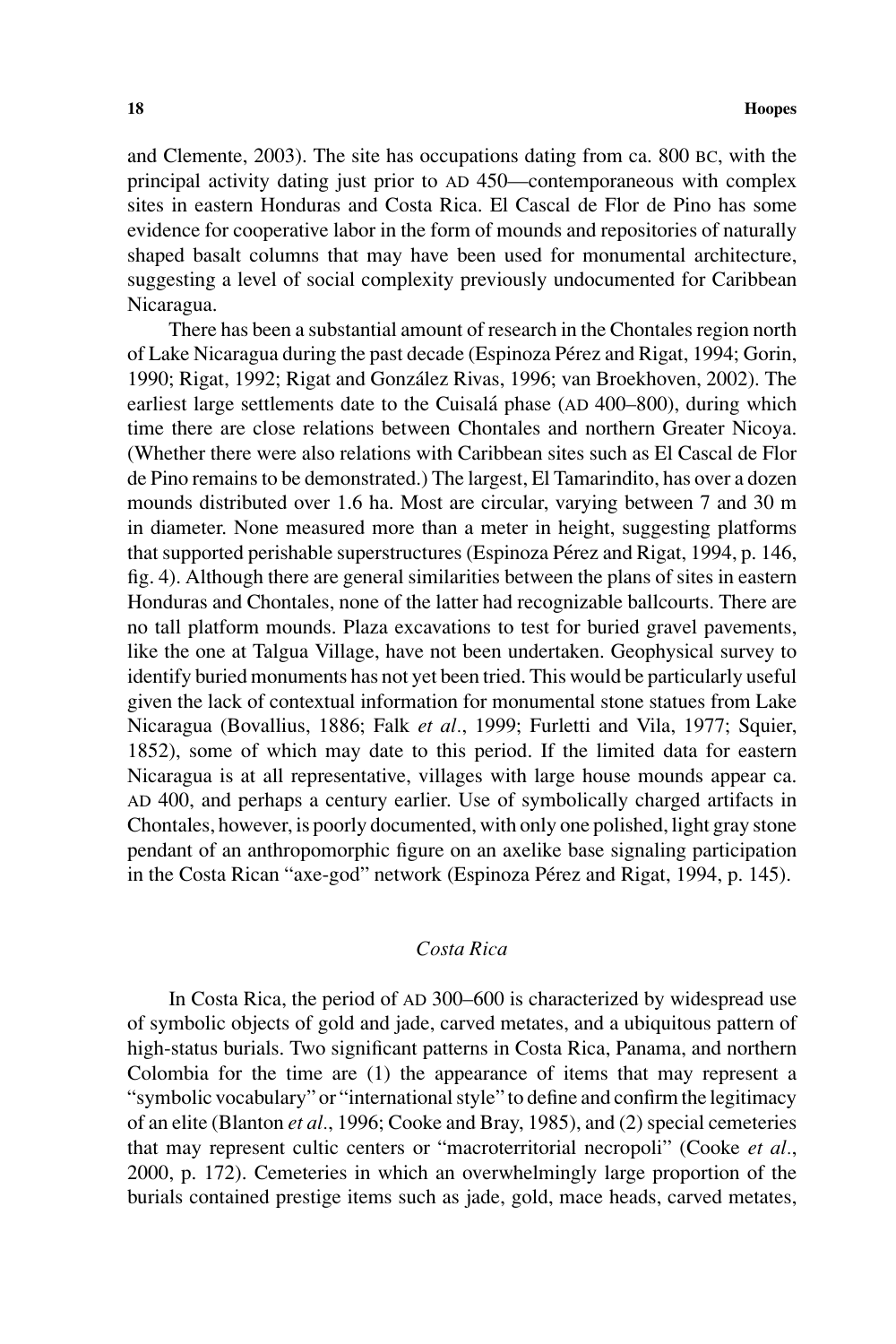and Clemente, 2003). The site has occupations dating from ca. 800 BC, with the principal activity dating just prior to AD 450—contemporaneous with complex sites in eastern Honduras and Costa Rica. El Cascal de Flor de Pino has some evidence for cooperative labor in the form of mounds and repositories of naturally shaped basalt columns that may have been used for monumental architecture, suggesting a level of social complexity previously undocumented for Caribbean Nicaragua.

There has been a substantial amount of research in the Chontales region north of Lake Nicaragua during the past decade (Espinoza Pérez and Rigat, 1994; Gorin, 1990; Rigat, 1992; Rigat and González Rivas, 1996; van Broekhoven, 2002). The earliest large settlements date to the Cuisalá phase (AD 400–800), during which time there are close relations between Chontales and northern Greater Nicoya. (Whether there were also relations with Caribbean sites such as El Cascal de Flor de Pino remains to be demonstrated.) The largest, El Tamarindito, has over a dozen mounds distributed over 1.6 ha. Most are circular, varying between 7 and 30 m in diameter. None measured more than a meter in height, suggesting platforms that supported perishable superstructures (Espinoza Pérez and Rigat, 1994, p. 146, fig. 4). Although there are general similarities between the plans of sites in eastern Honduras and Chontales, none of the latter had recognizable ballcourts. There are no tall platform mounds. Plaza excavations to test for buried gravel pavements, like the one at Talgua Village, have not been undertaken. Geophysical survey to identify buried monuments has not yet been tried. This would be particularly useful given the lack of contextual information for monumental stone statues from Lake Nicaragua (Bovallius, 1886; Falk *et al*., 1999; Furletti and Vila, 1977; Squier, 1852), some of which may date to this period. If the limited data for eastern Nicaragua is at all representative, villages with large house mounds appear ca. AD 400, and perhaps a century earlier. Use of symbolically charged artifacts in Chontales, however, is poorly documented, with only one polished, light gray stone pendant of an anthropomorphic figure on an axelike base signaling participation in the Costa Rican "axe-god" network (Espinoza Pérez and Rigat, 1994, p. 145).

### *Costa Rica*

In Costa Rica, the period of AD 300–600 is characterized by widespread use of symbolic objects of gold and jade, carved metates, and a ubiquitous pattern of high-status burials. Two significant patterns in Costa Rica, Panama, and northern Colombia for the time are (1) the appearance of items that may represent a "symbolic vocabulary" or "international style" to define and confirm the legitimacy of an elite (Blanton *et al*., 1996; Cooke and Bray, 1985), and (2) special cemeteries that may represent cultic centers or "macroterritorial necropoli" (Cooke *et al*., 2000, p. 172). Cemeteries in which an overwhelmingly large proportion of the burials contained prestige items such as jade, gold, mace heads, carved metates,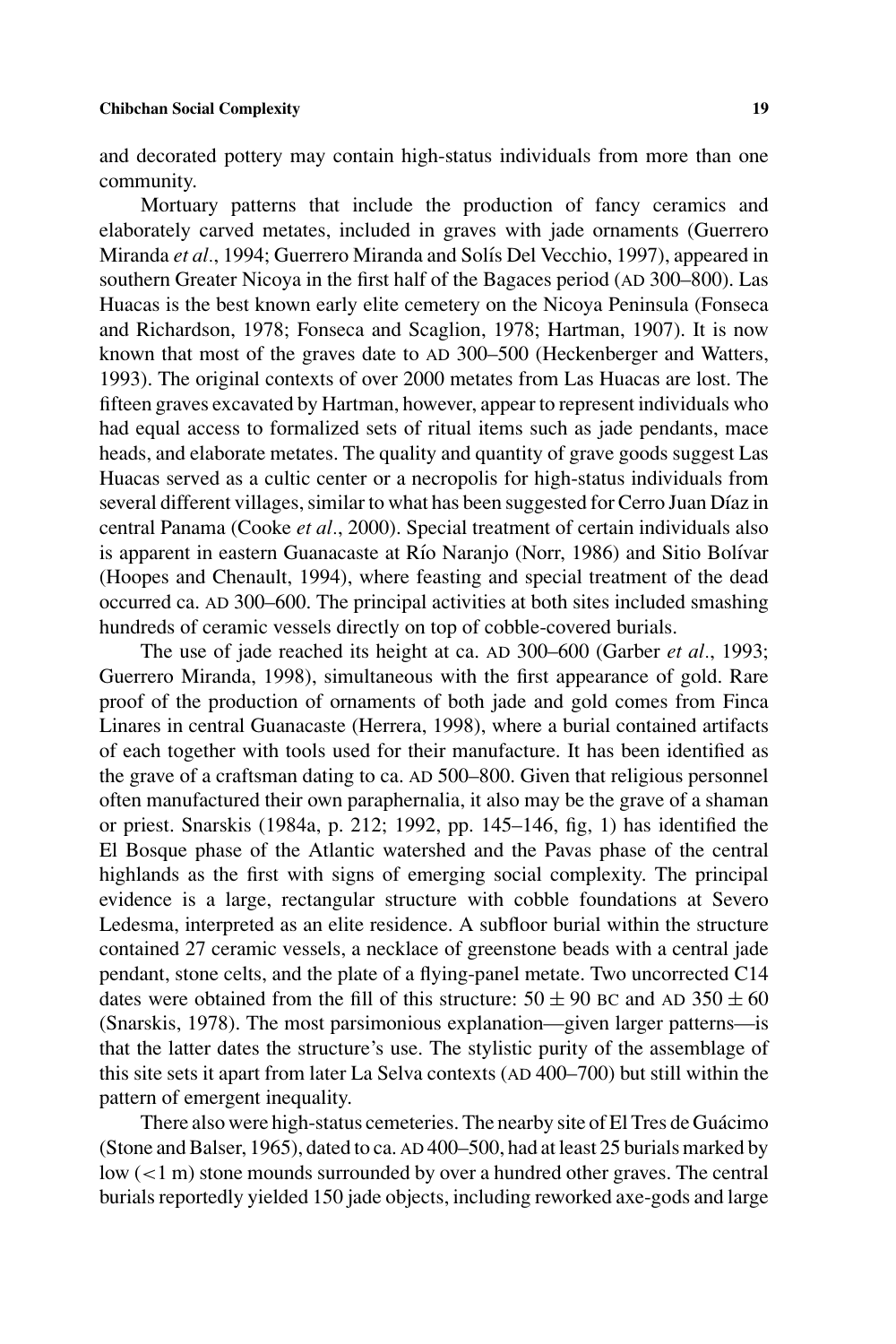and decorated pottery may contain high-status individuals from more than one community.

Mortuary patterns that include the production of fancy ceramics and elaborately carved metates, included in graves with jade ornaments (Guerrero Miranda *et al*., 1994; Guerrero Miranda and Solís Del Vecchio, 1997), appeared in southern Greater Nicoya in the first half of the Bagaces period (AD 300–800). Las Huacas is the best known early elite cemetery on the Nicoya Peninsula (Fonseca and Richardson, 1978; Fonseca and Scaglion, 1978; Hartman, 1907). It is now known that most of the graves date to AD 300–500 (Heckenberger and Watters, 1993). The original contexts of over 2000 metates from Las Huacas are lost. The fifteen graves excavated by Hartman, however, appear to represent individuals who had equal access to formalized sets of ritual items such as jade pendants, mace heads, and elaborate metates. The quality and quantity of grave goods suggest Las Huacas served as a cultic center or a necropolis for high-status individuals from several different villages, similar to what has been suggested for Cerro Juan Díaz in central Panama (Cooke *et al*., 2000). Special treatment of certain individuals also is apparent in eastern Guanacaste at Río Naranjo (Norr, 1986) and Sitio Bolívar (Hoopes and Chenault, 1994), where feasting and special treatment of the dead occurred ca. AD 300–600. The principal activities at both sites included smashing hundreds of ceramic vessels directly on top of cobble-covered burials.

The use of jade reached its height at ca. AD 300–600 (Garber *et al*., 1993; Guerrero Miranda, 1998), simultaneous with the first appearance of gold. Rare proof of the production of ornaments of both jade and gold comes from Finca Linares in central Guanacaste (Herrera, 1998), where a burial contained artifacts of each together with tools used for their manufacture. It has been identified as the grave of a craftsman dating to ca. AD 500–800. Given that religious personnel often manufactured their own paraphernalia, it also may be the grave of a shaman or priest. Snarskis (1984a, p. 212; 1992, pp. 145–146, fig, 1) has identified the El Bosque phase of the Atlantic watershed and the Pavas phase of the central highlands as the first with signs of emerging social complexity. The principal evidence is a large, rectangular structure with cobble foundations at Severo Ledesma, interpreted as an elite residence. A subfloor burial within the structure contained 27 ceramic vessels, a necklace of greenstone beads with a central jade pendant, stone celts, and the plate of a flying-panel metate. Two uncorrected C14 dates were obtained from the fill of this structure: $50 \pm 90$ BC and AD $350 \pm 60$ (Snarskis, 1978). The most parsimonious explanation—given larger patterns—is that the latter dates the structure's use. The stylistic purity of the assemblage of this site sets it apart from later La Selva contexts (AD 400–700) but still within the pattern of emergent inequality.

There also were high-status cemeteries. The nearby site of El Tres de Guácimo (Stone and Balser, 1965), dated to ca. AD 400–500, had at least 25 burials marked by low ($<1$ m) stone mounds surrounded by over a hundred other graves. The central burials reportedly yielded 150 jade objects, including reworked axe-gods and large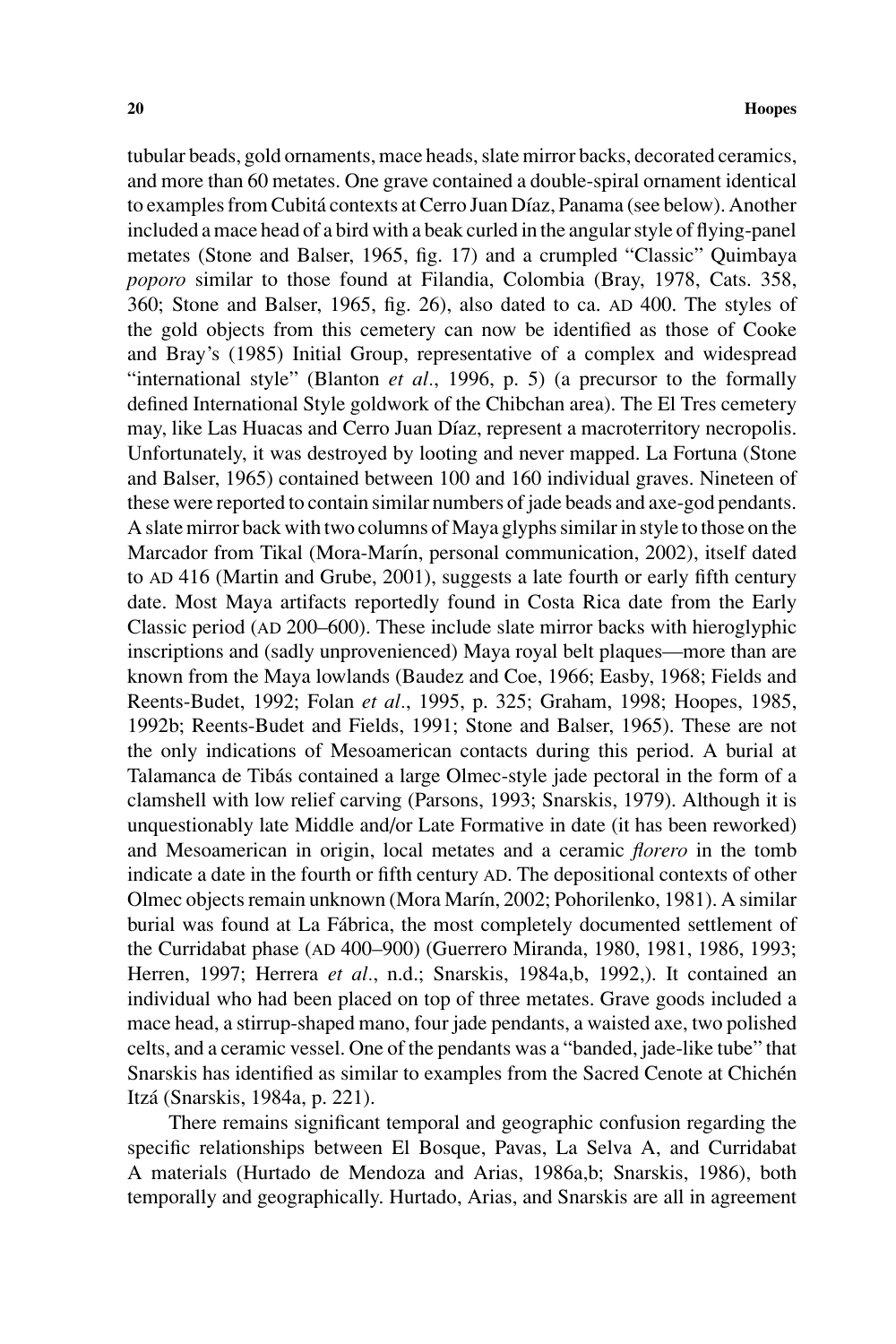tubular beads, gold ornaments, mace heads, slate mirror backs, decorated ceramics, and more than 60 metates. One grave contained a double-spiral ornament identical to examples from Cubitá contexts at Cerro Juan Díaz, Panama (see below). Another included a mace head of a bird with a beak curled in the angular style of flying-panel metates (Stone and Balser, 1965, fig. 17) and a crumpled "Classic" Quimbaya *poporo* similar to those found at Filandia, Colombia (Bray, 1978, Cats. 358, 360; Stone and Balser, 1965, fig. 26), also dated to ca. AD 400. The styles of the gold objects from this cemetery can now be identified as those of Cooke and Bray's (1985) Initial Group, representative of a complex and widespread "international style" (Blanton *et al*., 1996, p. 5) (a precursor to the formally defined International Style goldwork of the Chibchan area). The El Tres cemetery may, like Las Huacas and Cerro Juan Díaz, represent a macroterritory necropolis. Unfortunately, it was destroyed by looting and never mapped. La Fortuna (Stone and Balser, 1965) contained between 100 and 160 individual graves. Nineteen of these were reported to contain similar numbers of jade beads and axe-god pendants. A slate mirror back with two columns of Maya glyphs similar in style to those on the Marcador from Tikal (Mora-Marín, personal communication, 2002), itself dated to AD 416 (Martin and Grube, 2001), suggests a late fourth or early fifth century date. Most Maya artifacts reportedly found in Costa Rica date from the Early Classic period (AD 200–600). These include slate mirror backs with hieroglyphic inscriptions and (sadly unprovenienced) Maya royal belt plaques—more than are known from the Maya lowlands (Baudez and Coe, 1966; Easby, 1968; Fields and Reents-Budet, 1992; Folan *et al*., 1995, p. 325; Graham, 1998; Hoopes, 1985, 1992b; Reents-Budet and Fields, 1991; Stone and Balser, 1965). These are not the only indications of Mesoamerican contacts during this period. A burial at Talamanca de Tibás contained a large Olmec-style jade pectoral in the form of a clamshell with low relief carving (Parsons, 1993; Snarskis, 1979). Although it is unquestionably late Middle and/or Late Formative in date (it has been reworked) and Mesoamerican in origin, local metates and a ceramic *florero* in the tomb indicate a date in the fourth or fifth century AD. The depositional contexts of other Olmec objects remain unknown (Mora Marín, 2002; Pohorilenko, 1981). A similar burial was found at La Fábrica, the most completely documented settlement of the Curridabat phase (AD 400–900) (Guerrero Miranda, 1980, 1981, 1986, 1993; Herren, 1997; Herrera *et al*., n.d.; Snarskis, 1984a,b, 1992,). It contained an individual who had been placed on top of three metates. Grave goods included a mace head, a stirrup-shaped mano, four jade pendants, a waisted axe, two polished celts, and a ceramic vessel. One of the pendants was a "banded, jade-like tube" that Snarskis has identified as similar to examples from the Sacred Cenote at Chichén Itzá (Snarskis, 1984a, p. 221).

There remains significant temporal and geographic confusion regarding the specific relationships between El Bosque, Pavas, La Selva A, and Curridabat A materials (Hurtado de Mendoza and Arias, 1986a,b; Snarskis, 1986), both temporally and geographically. Hurtado, Arias, and Snarskis are all in agreement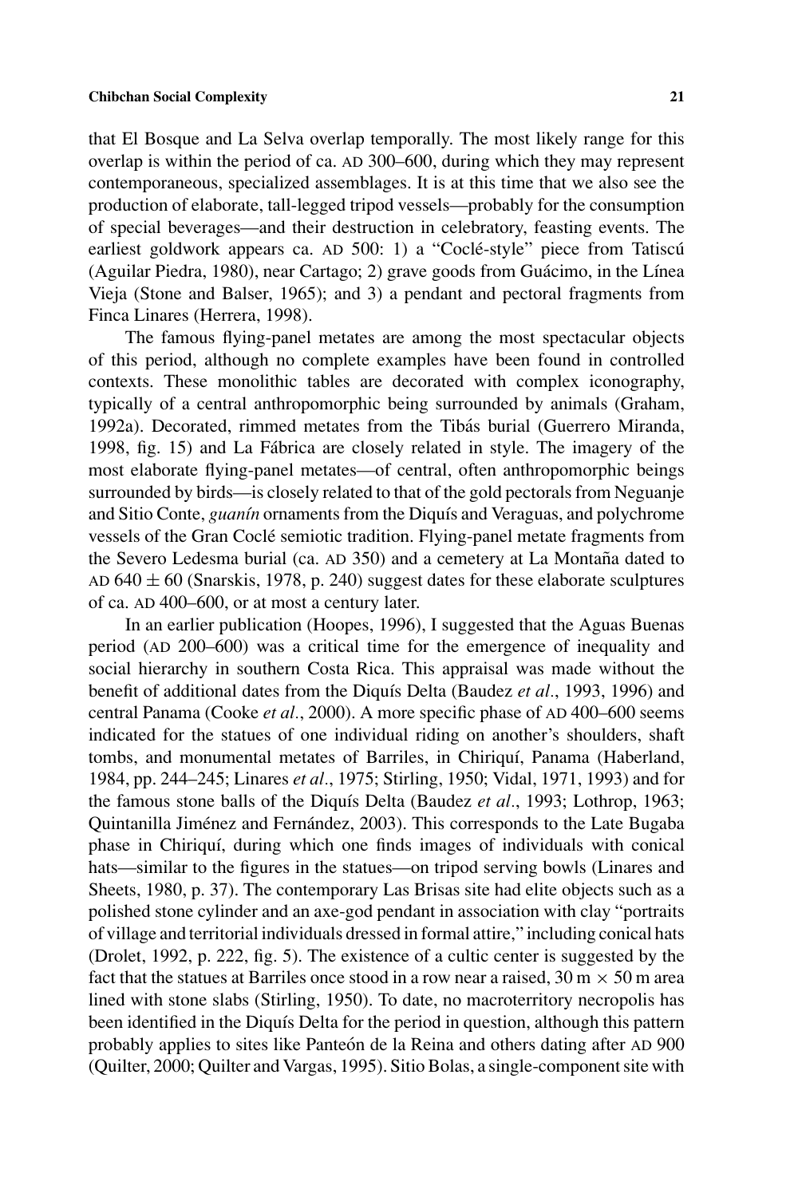that El Bosque and La Selva overlap temporally. The most likely range for this overlap is within the period of ca. AD 300–600, during which they may represent contemporaneous, specialized assemblages. It is at this time that we also see the production of elaborate, tall-legged tripod vessels—probably for the consumption of special beverages—and their destruction in celebratory, feasting events. The earliest goldwork appears ca. AD 500: 1) a "Coclé-style" piece from Tatiscú (Aguilar Piedra, 1980), near Cartago; 2) grave goods from Guácimo, in the Línea Vieja (Stone and Balser, 1965); and 3) a pendant and pectoral fragments from Finca Linares (Herrera, 1998).

The famous flying-panel metates are among the most spectacular objects of this period, although no complete examples have been found in controlled contexts. These monolithic tables are decorated with complex iconography, typically of a central anthropomorphic being surrounded by animals (Graham, 1992a). Decorated, rimmed metates from the Tibás burial (Guerrero Miranda, 1998, fig. 15) and La Fábrica are closely related in style. The imagery of the most elaborate flying-panel metates—of central, often anthropomorphic beings surrounded by birds—is closely related to that of the gold pectorals from Neguanje and Sitio Conte, *guanín* ornaments from the Diquís and Veraguas, and polychrome vessels of the Gran Coclé semiotic tradition. Flying-panel metate fragments from the Severo Ledesma burial (ca. AD 350) and a cemetery at La Montaña dated to AD $640 \pm 60$ (Snarskis, 1978, p. 240) suggest dates for these elaborate sculptures of ca. AD 400–600, or at most a century later.

In an earlier publication (Hoopes, 1996), I suggested that the Aguas Buenas period (AD 200–600) was a critical time for the emergence of inequality and social hierarchy in southern Costa Rica. This appraisal was made without the benefit of additional dates from the Diquís Delta (Baudez *et al*., 1993, 1996) and central Panama (Cooke *et al*., 2000). A more specific phase of AD 400–600 seems indicated for the statues of one individual riding on another's shoulders, shaft tombs, and monumental metates of Barriles, in Chiriquí, Panama (Haberland, 1984, pp. 244–245; Linares *et al*., 1975; Stirling, 1950; Vidal, 1971, 1993) and for the famous stone balls of the Diquís Delta (Baudez *et al*., 1993; Lothrop, 1963; Quintanilla Jiménez and Fernández, 2003). This corresponds to the Late Bugaba phase in Chiriquí, during which one finds images of individuals with conical hats—similar to the figures in the statues—on tripod serving bowls (Linares and Sheets, 1980, p. 37). The contemporary Las Brisas site had elite objects such as a polished stone cylinder and an axe-god pendant in association with clay "portraits of village and territorial individuals dressed in formal attire," including conical hats (Drolet, 1992, p. 222, fig. 5). The existence of a cultic center is suggested by the fact that the statues at Barriles once stood in a row near a raised, 30 m $\times$ 50 m area lined with stone slabs (Stirling, 1950). To date, no macroterritory necropolis has been identified in the Diquís Delta for the period in question, although this pattern probably applies to sites like Panteón de la Reina and others dating after AD 900 (Quilter, 2000; Quilter and Vargas, 1995). Sitio Bolas, a single-component site with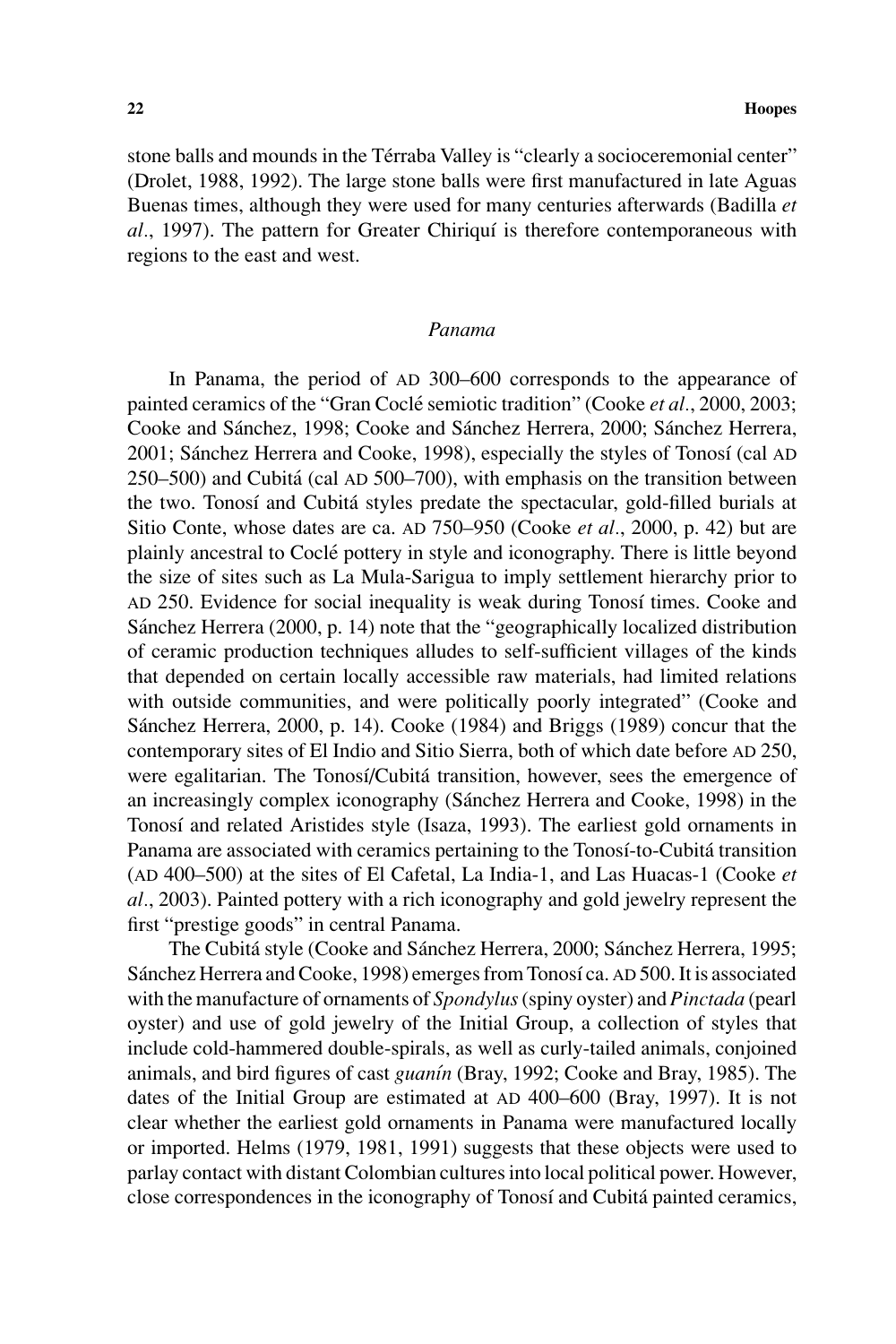stone balls and mounds in the Térraba Valley is "clearly a socioceremonial center" (Drolet, 1988, 1992). The large stone balls were first manufactured in late Aguas Buenas times, although they were used for many centuries afterwards (Badilla *et al*., 1997). The pattern for Greater Chiriquí is therefore contemporaneous with regions to the east and west.

### *Panama*

In Panama, the period of AD 300–600 corresponds to the appearance of painted ceramics of the "Gran Coclé semiotic tradition" (Cooke *et al*., 2000, 2003; Cooke and Sánchez, 1998; Cooke and Sánchez Herrera, 2000; Sánchez Herrera, 2001; Sánchez Herrera and Cooke, 1998), especially the styles of Tonosí (cal AD 250–500) and Cubitá (cal AD 500–700), with emphasis on the transition between the two. Tonosí and Cubitá styles predate the spectacular, gold-filled burials at Sitio Conte, whose dates are ca. AD 750–950 (Cooke *et al*., 2000, p. 42) but are plainly ancestral to Coclé pottery in style and iconography. There is little beyond the size of sites such as La Mula-Sarigua to imply settlement hierarchy prior to AD 250. Evidence for social inequality is weak during Tonosí times. Cooke and Sánchez Herrera (2000, p. 14) note that the "geographically localized distribution of ceramic production techniques alludes to self-sufficient villages of the kinds that depended on certain locally accessible raw materials, had limited relations with outside communities, and were politically poorly integrated" (Cooke and Sánchez Herrera, 2000, p. 14). Cooke (1984) and Briggs (1989) concur that the contemporary sites of El Indio and Sitio Sierra, both of which date before AD 250, were egalitarian. The Tonosí/Cubitá transition, however, sees the emergence of an increasingly complex iconography (Sánchez Herrera and Cooke, 1998) in the Tonosí and related Aristides style (Isaza, 1993). The earliest gold ornaments in Panama are associated with ceramics pertaining to the Tonosí-to-Cubitá transition (AD 400–500) at the sites of El Cafetal, La India-1, and Las Huacas-1 (Cooke *et al*., 2003). Painted pottery with a rich iconography and gold jewelry represent the first "prestige goods" in central Panama.

The Cubitá style (Cooke and Sánchez Herrera, 2000; Sánchez Herrera, 1995; Sánchez Herrera and Cooke, 1998) emerges from Tonosí ca. AD 500. It is associated with the manufacture of ornaments of *Spondylus* (spiny oyster) and *Pinctada* (pearl oyster) and use of gold jewelry of the Initial Group, a collection of styles that include cold-hammered double-spirals, as well as curly-tailed animals, conjoined animals, and bird figures of cast *guanín* (Bray, 1992; Cooke and Bray, 1985). The dates of the Initial Group are estimated at AD 400–600 (Bray, 1997). It is not clear whether the earliest gold ornaments in Panama were manufactured locally or imported. Helms (1979, 1981, 1991) suggests that these objects were used to parlay contact with distant Colombian cultures into local political power. However, close correspondences in the iconography of Tonosí and Cubitá painted ceramics,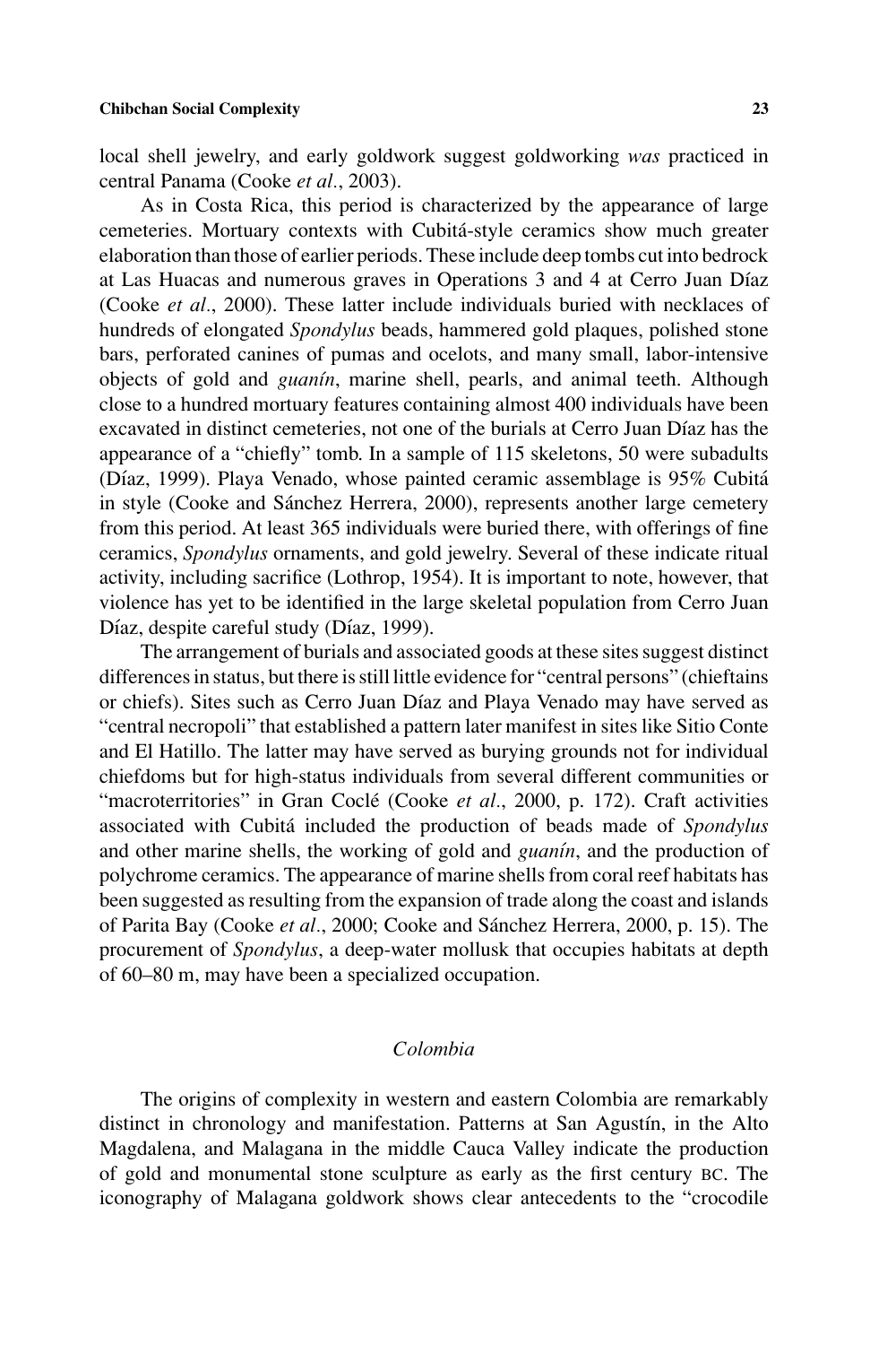local shell jewelry, and early goldwork suggest goldworking *was* practiced in central Panama (Cooke *et al*., 2003).

As in Costa Rica, this period is characterized by the appearance of large cemeteries. Mortuary contexts with Cubitá-style ceramics show much greater elaboration than those of earlier periods. These include deep tombs cut into bedrock at Las Huacas and numerous graves in Operations 3 and 4 at Cerro Juan Díaz (Cooke *et al*., 2000). These latter include individuals buried with necklaces of hundreds of elongated *Spondylus* beads, hammered gold plaques, polished stone bars, perforated canines of pumas and ocelots, and many small, labor-intensive objects of gold and *guanín*, marine shell, pearls, and animal teeth. Although close to a hundred mortuary features containing almost 400 individuals have been excavated in distinct cemeteries, not one of the burials at Cerro Juan Díaz has the appearance of a "chiefly" tomb. In a sample of 115 skeletons, 50 were subadults (Díaz, 1999). Playa Venado, whose painted ceramic assemblage is 95% Cubitá in style (Cooke and Sánchez Herrera, 2000), represents another large cemetery from this period. At least 365 individuals were buried there, with offerings of fine ceramics, *Spondylus* ornaments, and gold jewelry. Several of these indicate ritual activity, including sacrifice (Lothrop, 1954). It is important to note, however, that violence has yet to be identified in the large skeletal population from Cerro Juan Díaz, despite careful study (Díaz, 1999).

The arrangement of burials and associated goods at these sites suggest distinct differences in status, but there is still little evidence for "central persons" (chieftains or chiefs). Sites such as Cerro Juan Díaz and Playa Venado may have served as "central necropoli" that established a pattern later manifest in sites like Sitio Conte and El Hatillo. The latter may have served as burying grounds not for individual chiefdoms but for high-status individuals from several different communities or "macroterritories" in Gran Coclé (Cooke *et al*., 2000, p. 172). Craft activities associated with Cubitá included the production of beads made of *Spondylus* and other marine shells, the working of gold and *guanín*, and the production of polychrome ceramics. The appearance of marine shells from coral reef habitats has been suggested as resulting from the expansion of trade along the coast and islands of Parita Bay (Cooke *et al*., 2000; Cooke and Sánchez Herrera, 2000, p. 15). The procurement of *Spondylus*, a deep-water mollusk that occupies habitats at depth of 60–80 m, may have been a specialized occupation.

### *Colombia*

The origins of complexity in western and eastern Colombia are remarkably distinct in chronology and manifestation. Patterns at San Agustín, in the Alto Magdalena, and Malagana in the middle Cauca Valley indicate the production of gold and monumental stone sculpture as early as the first century BC. The iconography of Malagana goldwork shows clear antecedents to the "crocodile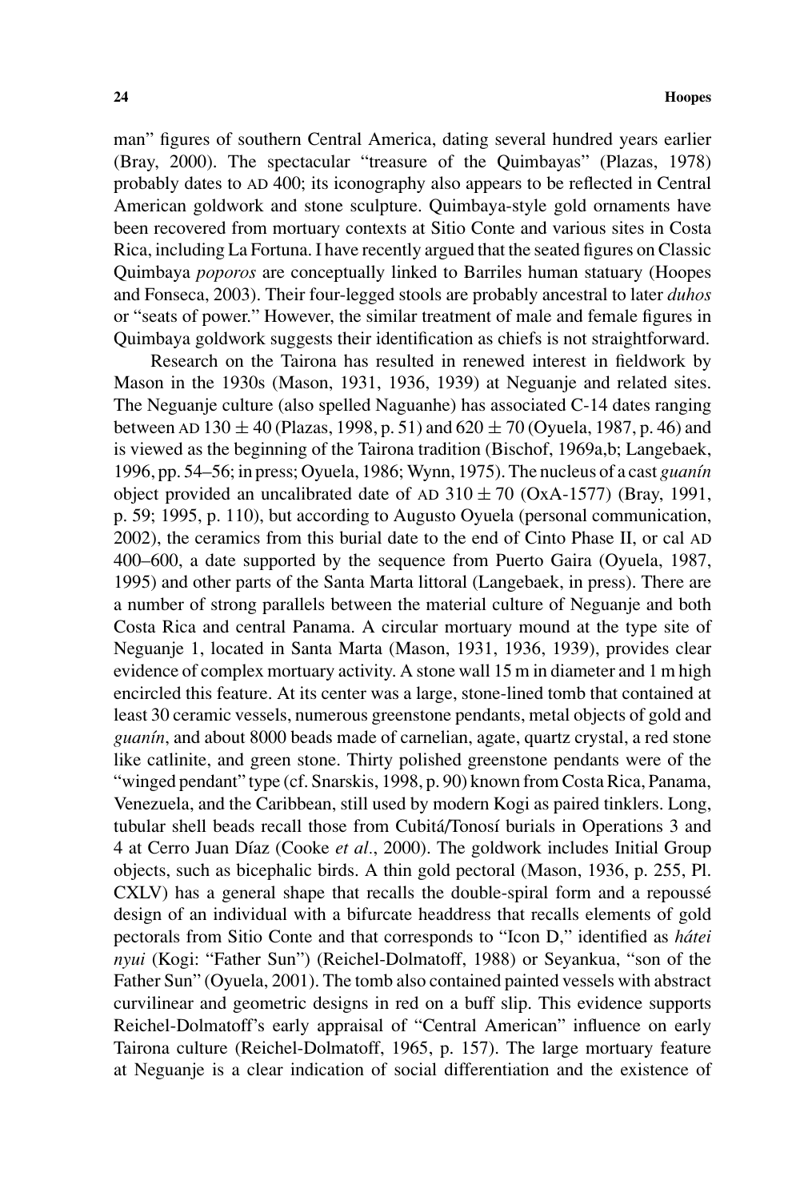man" figures of southern Central America, dating several hundred years earlier (Bray, 2000). The spectacular "treasure of the Quimbayas" (Plazas, 1978) probably dates to AD 400; its iconography also appears to be reflected in Central American goldwork and stone sculpture. Quimbaya-style gold ornaments have been recovered from mortuary contexts at Sitio Conte and various sites in Costa Rica, including La Fortuna. I have recently argued that the seated figures on Classic Quimbaya *poporos* are conceptually linked to Barriles human statuary (Hoopes and Fonseca, 2003). Their four-legged stools are probably ancestral to later *duhos* or "seats of power." However, the similar treatment of male and female figures in Quimbaya goldwork suggests their identification as chiefs is not straightforward.

Research on the Tairona has resulted in renewed interest in fieldwork by Mason in the 1930s (Mason, 1931, 1936, 1939) at Neguanje and related sites. The Neguanje culture (also spelled Naguanhe) has associated C-14 dates ranging between AD 130 ± 40 (Plazas, 1998, p. 51) and 620 ± 70 (Oyuela, 1987, p. 46) and is viewed as the beginning of the Tairona tradition (Bischof, 1969a,b; Langebaek, 1996, pp. 54–56; in press; Oyuela, 1986; Wynn, 1975). The nucleus of a cast *guanín* object provided an uncalibrated date of AD 310 ± 70 (OxA-1577) (Bray, 1991, p. 59; 1995, p. 110), but according to Augusto Oyuela (personal communication, 2002), the ceramics from this burial date to the end of Cinto Phase II, or cal AD 400–600, a date supported by the sequence from Puerto Gaira (Oyuela, 1987, 1995) and other parts of the Santa Marta littoral (Langebaek, in press). There are a number of strong parallels between the material culture of Neguanje and both Costa Rica and central Panama. A circular mortuary mound at the type site of Neguanje 1, located in Santa Marta (Mason, 1931, 1936, 1939), provides clear evidence of complex mortuary activity. A stone wall 15 m in diameter and 1 m high encircled this feature. At its center was a large, stone-lined tomb that contained at least 30 ceramic vessels, numerous greenstone pendants, metal objects of gold and *guanín*, and about 8000 beads made of carnelian, agate, quartz crystal, a red stone like catlinite, and green stone. Thirty polished greenstone pendants were of the "winged pendant" type (cf. Snarskis, 1998, p. 90) known from Costa Rica, Panama, Venezuela, and the Caribbean, still used by modern Kogi as paired tinklers. Long, tubular shell beads recall those from Cubitá/Tonosí burials in Operations 3 and 4 at Cerro Juan Díaz (Cooke *et al*., 2000). The goldwork includes Initial Group objects, such as bicephalic birds. A thin gold pectoral (Mason, 1936, p. 255, Pl. CXLV) has a general shape that recalls the double-spiral form and a repoussé design of an individual with a bifurcate headdress that recalls elements of gold pectorals from Sitio Conte and that corresponds to "Icon D," identified as *hátei nyui* (Kogi: "Father Sun") (Reichel-Dolmatoff, 1988) or Seyankua, "son of the Father Sun" (Oyuela, 2001). The tomb also contained painted vessels with abstract curvilinear and geometric designs in red on a buff slip. This evidence supports Reichel-Dolmatoff's early appraisal of "Central American" influence on early Tairona culture (Reichel-Dolmatoff, 1965, p. 157). The large mortuary feature at Neguanje is a clear indication of social differentiation and the existence of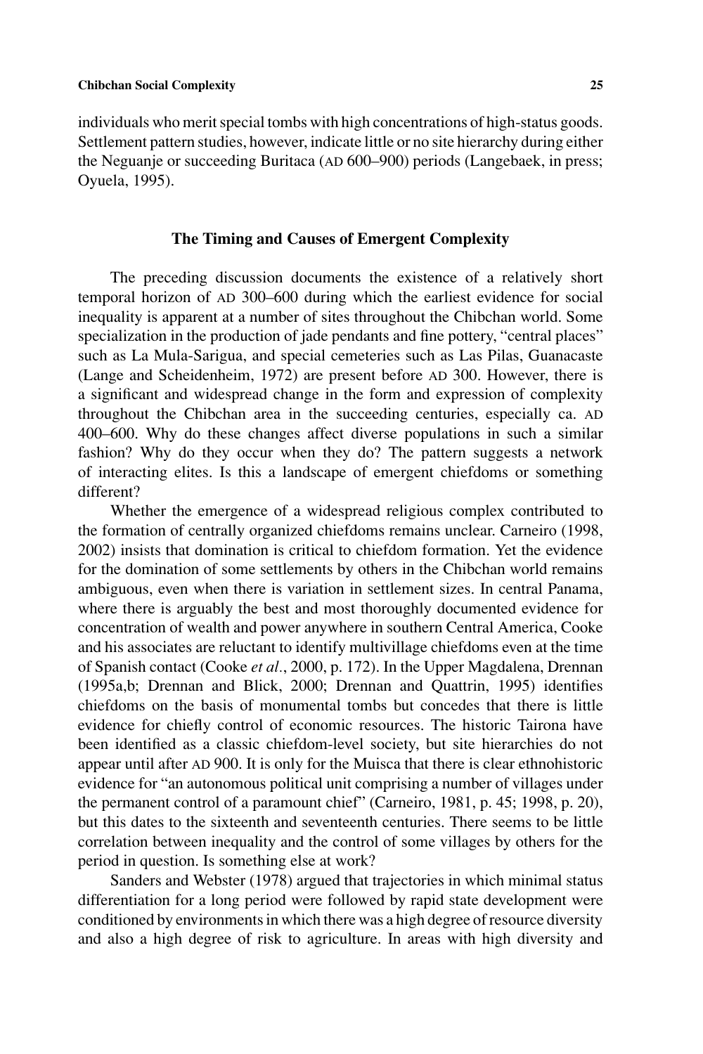individuals who merit special tombs with high concentrations of high-status goods. Settlement pattern studies, however, indicate little or no site hierarchy during either the Neguanje or succeeding Buritaca (AD 600–900) periods (Langebaek, in press; Oyuela, 1995).

## The Timing and Causes of Emergent Complexity

The preceding discussion documents the existence of a relatively short temporal horizon of AD 300–600 during which the earliest evidence for social inequality is apparent at a number of sites throughout the Chibchan world. Some specialization in the production of jade pendants and fine pottery, "central places" such as La Mula-Sarigua, and special cemeteries such as Las Pilas, Guanacaste (Lange and Scheidenheim, 1972) are present before AD 300. However, there is a significant and widespread change in the form and expression of complexity throughout the Chibchan area in the succeeding centuries, especially ca. AD 400–600. Why do these changes affect diverse populations in such a similar fashion? Why do they occur when they do? The pattern suggests a network of interacting elites. Is this a landscape of emergent chiefdoms or something different?

Whether the emergence of a widespread religious complex contributed to the formation of centrally organized chiefdoms remains unclear. Carneiro (1998, 2002) insists that domination is critical to chiefdom formation. Yet the evidence for the domination of some settlements by others in the Chibchan world remains ambiguous, even when there is variation in settlement sizes. In central Panama, where there is arguably the best and most thoroughly documented evidence for concentration of wealth and power anywhere in southern Central America, Cooke and his associates are reluctant to identify multivillage chiefdoms even at the time of Spanish contact (Cooke *et al*., 2000, p. 172). In the Upper Magdalena, Drennan (1995a,b; Drennan and Blick, 2000; Drennan and Quattrin, 1995) identifies chiefdoms on the basis of monumental tombs but concedes that there is little evidence for chiefly control of economic resources. The historic Tairona have been identified as a classic chiefdom-level society, but site hierarchies do not appear until after AD 900. It is only for the Muisca that there is clear ethnohistoric evidence for "an autonomous political unit comprising a number of villages under the permanent control of a paramount chief" (Carneiro, 1981, p. 45; 1998, p. 20), but this dates to the sixteenth and seventeenth centuries. There seems to be little correlation between inequality and the control of some villages by others for the period in question. Is something else at work?

Sanders and Webster (1978) argued that trajectories in which minimal status differentiation for a long period were followed by rapid state development were conditioned by environments in which there was a high degree of resource diversity and also a high degree of risk to agriculture. In areas with high diversity and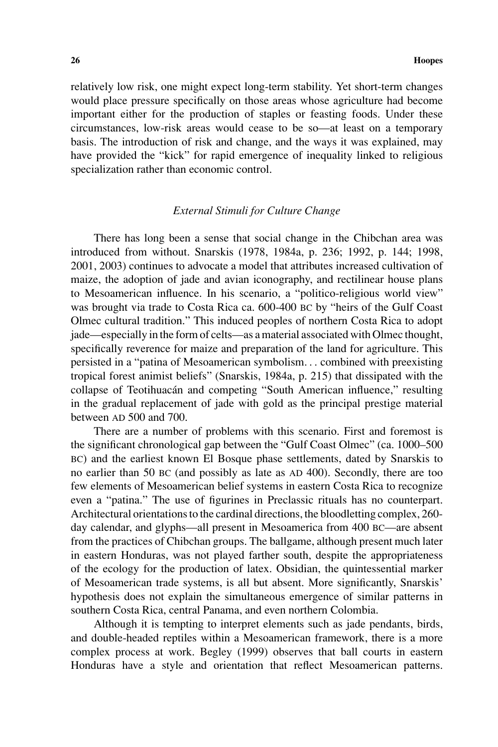relatively low risk, one might expect long-term stability. Yet short-term changes would place pressure specifically on those areas whose agriculture had become important either for the production of staples or feasting foods. Under these circumstances, low-risk areas would cease to be so—at least on a temporary basis. The introduction of risk and change, and the ways it was explained, may have provided the "kick" for rapid emergence of inequality linked to religious specialization rather than economic control.

### *External Stimuli for Culture Change*

There has long been a sense that social change in the Chibchan area was introduced from without. Snarskis (1978, 1984a, p. 236; 1992, p. 144; 1998, 2001, 2003) continues to advocate a model that attributes increased cultivation of maize, the adoption of jade and avian iconography, and rectilinear house plans to Mesoamerican influence. In his scenario, a "politico-religious world view" was brought via trade to Costa Rica ca. 600-400 BC by "heirs of the Gulf Coast Olmec cultural tradition." This induced peoples of northern Costa Rica to adopt jade—especially in the form of celts—as a material associated with Olmec thought, specifically reverence for maize and preparation of the land for agriculture. This persisted in a "patina of Mesoamerican symbolism. . . combined with preexisting tropical forest animist beliefs" (Snarskis, 1984a, p. 215) that dissipated with the collapse of Teotihuacán and competing "South American influence," resulting in the gradual replacement of jade with gold as the principal prestige material between AD 500 and 700.

There are a number of problems with this scenario. First and foremost is the significant chronological gap between the "Gulf Coast Olmec" (ca. 1000–500 BC) and the earliest known El Bosque phase settlements, dated by Snarskis to no earlier than 50 BC (and possibly as late as AD 400). Secondly, there are too few elements of Mesoamerican belief systems in eastern Costa Rica to recognize even a "patina." The use of figurines in Preclassic rituals has no counterpart. Architectural orientations to the cardinal directions, the bloodletting complex, 260-day calendar, and glyphs—all present in Mesoamerica from 400 BC—are absent from the practices of Chibchan groups. The ballgame, although present much later in eastern Honduras, was not played farther south, despite the appropriateness of the ecology for the production of latex. Obsidian, the quintessential marker of Mesoamerican trade systems, is all but absent. More significantly, Snarskis' hypothesis does not explain the simultaneous emergence of similar patterns in southern Costa Rica, central Panama, and even northern Colombia.

Although it is tempting to interpret elements such as jade pendants, birds, and double-headed reptiles within a Mesoamerican framework, there is a more complex process at work. Begley (1999) observes that ball courts in eastern Honduras have a style and orientation that reflect Mesoamerican patterns.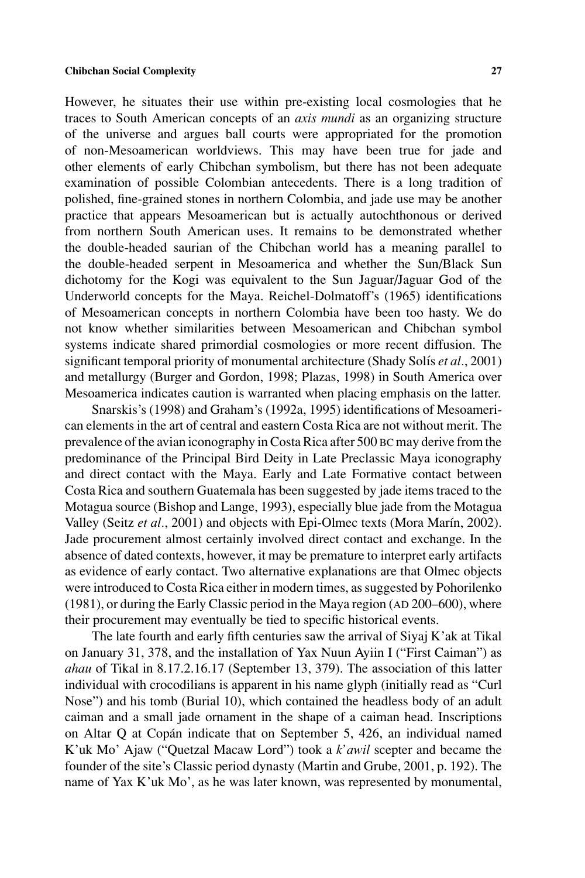However, he situates their use within pre-existing local cosmologies that he traces to South American concepts of an *axis mundi* as an organizing structure of the universe and argues ball courts were appropriated for the promotion of non-Mesoamerican worldviews. This may have been true for jade and other elements of early Chibchan symbolism, but there has not been adequate examination of possible Colombian antecedents. There is a long tradition of polished, fine-grained stones in northern Colombia, and jade use may be another practice that appears Mesoamerican but is actually autochthonous or derived from northern South American uses. It remains to be demonstrated whether the double-headed saurian of the Chibchan world has a meaning parallel to the double-headed serpent in Mesoamerica and whether the Sun/Black Sun dichotomy for the Kogi was equivalent to the Sun Jaguar/Jaguar God of the Underworld concepts for the Maya. Reichel-Dolmatoff's (1965) identifications of Mesoamerican concepts in northern Colombia have been too hasty. We do not know whether similarities between Mesoamerican and Chibchan symbol systems indicate shared primordial cosmologies or more recent diffusion. The significant temporal priority of monumental architecture (Shady Solís *et al.*, 2001) and metallurgy (Burger and Gordon, 1998; Plazas, 1998) in South America over Mesoamerica indicates caution is warranted when placing emphasis on the latter.

Snarskis's (1998) and Graham's (1992a, 1995) identifications of Mesoamerican elements in the art of central and eastern Costa Rica are not without merit. The prevalence of the avian iconography in Costa Rica after 500 BC may derive from the predominance of the Principal Bird Deity in Late Preclassic Maya iconography and direct contact with the Maya. Early and Late Formative contact between Costa Rica and southern Guatemala has been suggested by jade items traced to the Motagua source (Bishop and Lange, 1993), especially blue jade from the Motagua Valley (Seitz *et al.*, 2001) and objects with Epi-Olmec texts (Mora Marín, 2002). Jade procurement almost certainly involved direct contact and exchange. In the absence of dated contexts, however, it may be premature to interpret early artifacts as evidence of early contact. Two alternative explanations are that Olmec objects were introduced to Costa Rica either in modern times, as suggested by Pohorilenko (1981), or during the Early Classic period in the Maya region (AD 200–600), where their procurement may eventually be tied to specific historical events.

The late fourth and early fifth centuries saw the arrival of Siyaj K'ak at Tikal on January 31, 378, and the installation of Yax Nuun Ayiin I ("First Caiman") as *ahau* of Tikal in 8.17.2.16.17 (September 13, 379). The association of this latter individual with crocodilians is apparent in his name glyph (initially read as "Curl Nose") and his tomb (Burial 10), which contained the headless body of an adult caiman and a small jade ornament in the shape of a caiman head. Inscriptions on Altar Q at Copán indicate that on September 5, 426, an individual named K'uk Mo' Ajaw ("Quetzal Macaw Lord") took a *k'awil* scepter and became the founder of the site's Classic period dynasty (Martin and Grube, 2001, p. 192). The name of Yax K'uk Mo', as he was later known, was represented by monumental,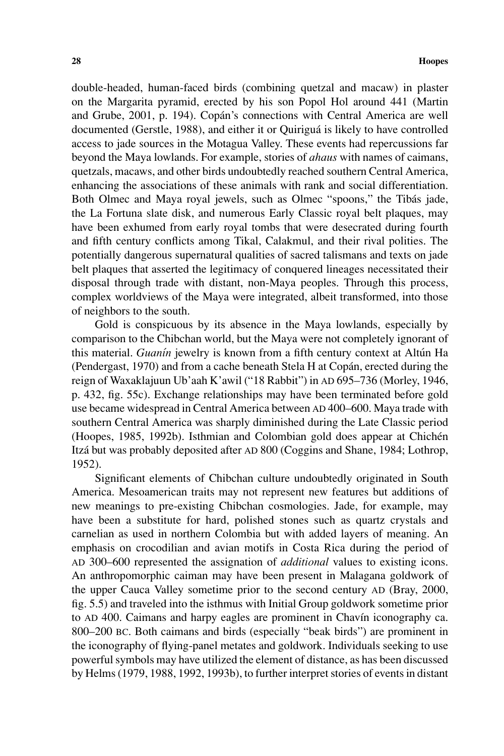double-headed, human-faced birds (combining quetzal and macaw) in plaster on the Margarita pyramid, erected by his son Popol Hol around 441 (Martin and Grube, 2001, p. 194). Copán's connections with Central America are well documented (Gerstle, 1988), and either it or Quiriguá is likely to have controlled access to jade sources in the Motagua Valley. These events had repercussions far beyond the Maya lowlands. For example, stories of *ahaus* with names of caimans, quetzals, macaws, and other birds undoubtedly reached southern Central America, enhancing the associations of these animals with rank and social differentiation. Both Olmec and Maya royal jewels, such as Olmec "spoons," the Tibás jade, the La Fortuna slate disk, and numerous Early Classic royal belt plaques, may have been exhumed from early royal tombs that were desecrated during fourth and fifth century conflicts among Tikal, Calakmul, and their rival polities. The potentially dangerous supernatural qualities of sacred talismans and texts on jade belt plaques that asserted the legitimacy of conquered lineages necessitated their disposal through trade with distant, non-Maya peoples. Through this process, complex worldviews of the Maya were integrated, albeit transformed, into those of neighbors to the south.

Gold is conspicuous by its absence in the Maya lowlands, especially by comparison to the Chibchan world, but the Maya were not completely ignorant of this material. *Guanín* jewelry is known from a fifth century context at Altún Ha (Pendergast, 1970) and from a cache beneath Stela H at Copán, erected during the reign of Waxaklajuun Ub'aah K'awil ("18 Rabbit") in AD 695–736 (Morley, 1946, p. 432, fig. 55c). Exchange relationships may have been terminated before gold use became widespread in Central America between AD 400–600. Maya trade with southern Central America was sharply diminished during the Late Classic period (Hoopes, 1985, 1992b). Isthmian and Colombian gold does appear at Chichén Itzá but was probably deposited after AD 800 (Coggins and Shane, 1984; Lothrop, 1952).

Significant elements of Chibchan culture undoubtedly originated in South America. Mesoamerican traits may not represent new features but additions of new meanings to pre-existing Chibchan cosmologies. Jade, for example, may have been a substitute for hard, polished stones such as quartz crystals and carnelian as used in northern Colombia but with added layers of meaning. An emphasis on crocodilian and avian motifs in Costa Rica during the period of AD 300–600 represented the assignation of *additional* values to existing icons. An anthropomorphic caiman may have been present in Malagana goldwork of the upper Cauca Valley sometime prior to the second century AD (Bray, 2000, fig. 5.5) and traveled into the isthmus with Initial Group goldwork sometime prior to AD 400. Caimans and harpy eagles are prominent in Chavín iconography ca. 800–200 BC. Both caimans and birds (especially "beak birds") are prominent in the iconography of flying-panel metates and goldwork. Individuals seeking to use powerful symbols may have utilized the element of distance, as has been discussed by Helms (1979, 1988, 1992, 1993b), to further interpret stories of events in distant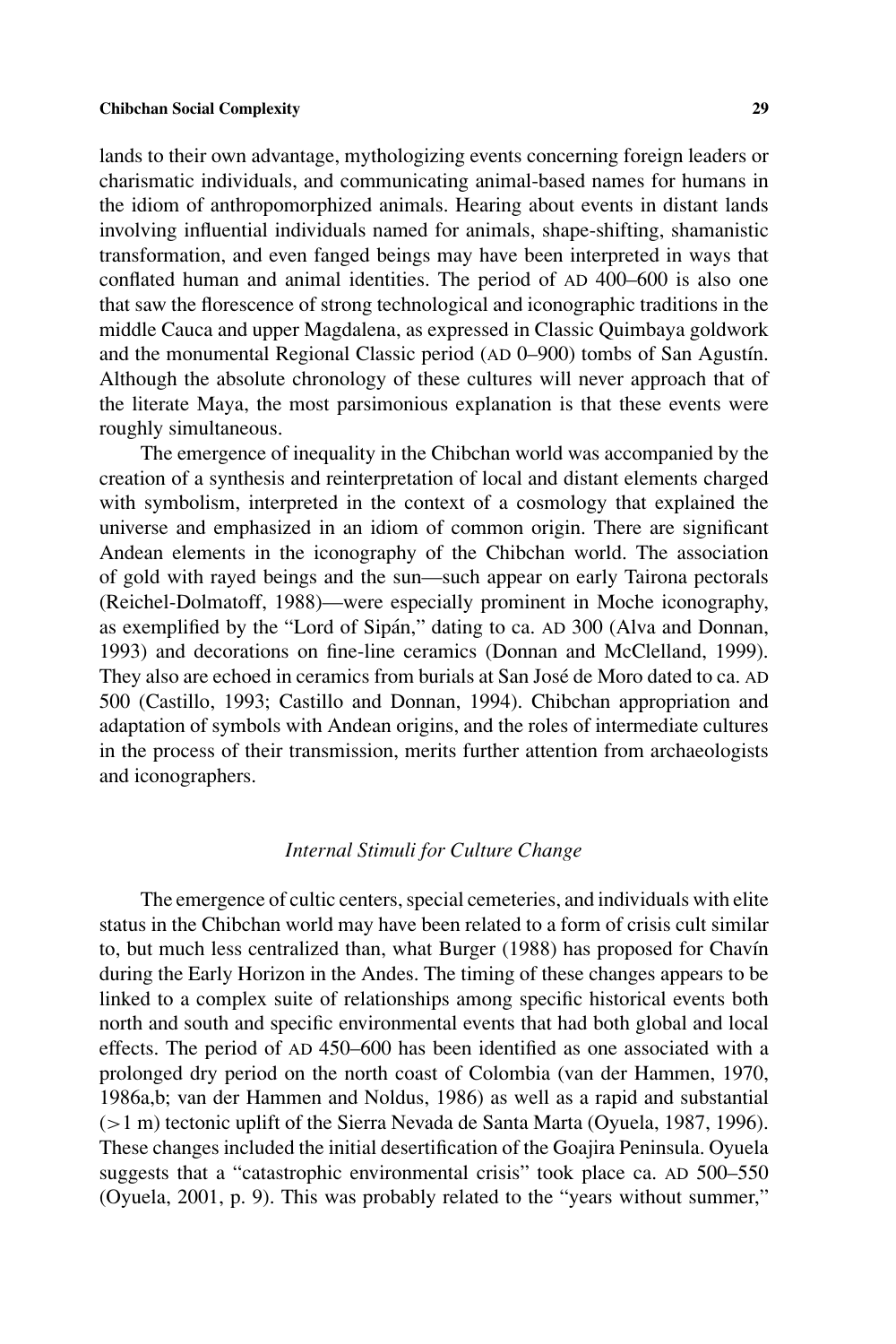lands to their own advantage, mythologizing events concerning foreign leaders or charismatic individuals, and communicating animal-based names for humans in the idiom of anthropomorphized animals. Hearing about events in distant lands involving influential individuals named for animals, shape-shifting, shamanistic transformation, and even fanged beings may have been interpreted in ways that conflated human and animal identities. The period of AD 400–600 is also one that saw the florescence of strong technological and iconographic traditions in the middle Cauca and upper Magdalena, as expressed in Classic Quimbaya goldwork and the monumental Regional Classic period (AD 0–900) tombs of San Agustín. Although the absolute chronology of these cultures will never approach that of the literate Maya, the most parsimonious explanation is that these events were roughly simultaneous.

The emergence of inequality in the Chibchan world was accompanied by the creation of a synthesis and reinterpretation of local and distant elements charged with symbolism, interpreted in the context of a cosmology that explained the universe and emphasized in an idiom of common origin. There are significant Andean elements in the iconography of the Chibchan world. The association of gold with rayed beings and the sun—such appear on early Tairona pectorals (Reichel-Dolmatoff, 1988)—were especially prominent in Moche iconography, as exemplified by the "Lord of Sipán," dating to ca. AD 300 (Alva and Donnan, 1993) and decorations on fine-line ceramics (Donnan and McClelland, 1999). They also are echoed in ceramics from burials at San José de Moro dated to ca. AD 500 (Castillo, 1993; Castillo and Donnan, 1994). Chibchan appropriation and adaptation of symbols with Andean origins, and the roles of intermediate cultures in the process of their transmission, merits further attention from archaeologists and iconographers.

### *Internal Stimuli for Culture Change*

The emergence of cultic centers, special cemeteries, and individuals with elite status in the Chibchan world may have been related to a form of crisis cult similar to, but much less centralized than, what Burger (1988) has proposed for Chavín during the Early Horizon in the Andes. The timing of these changes appears to be linked to a complex suite of relationships among specific historical events both north and south and specific environmental events that had both global and local effects. The period of AD 450–600 has been identified as one associated with a prolonged dry period on the north coast of Colombia (van der Hammen, 1970, 1986a,b; van der Hammen and Noldus, 1986) as well as a rapid and substantial (>1 m) tectonic uplift of the Sierra Nevada de Santa Marta (Oyuela, 1987, 1996). These changes included the initial desertification of the Goajira Peninsula. Oyuela suggests that a "catastrophic environmental crisis" took place ca. AD 500–550 (Oyuela, 2001, p. 9). This was probably related to the "years without summer,"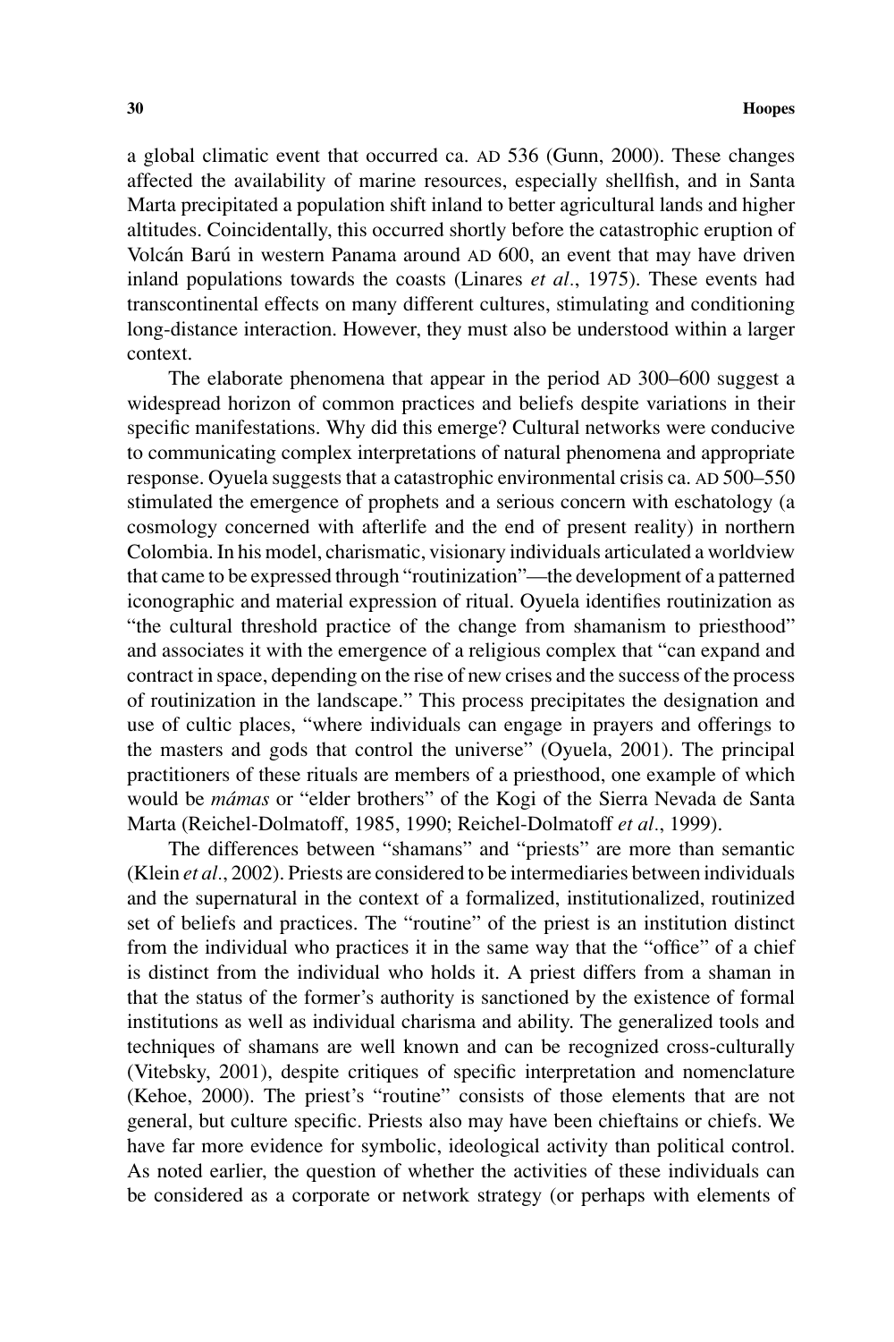a global climatic event that occurred ca. AD 536 (Gunn, 2000). These changes affected the availability of marine resources, especially shellfish, and in Santa Marta precipitated a population shift inland to better agricultural lands and higher altitudes. Coincidentally, this occurred shortly before the catastrophic eruption of Volcán Barú in western Panama around AD 600, an event that may have driven inland populations towards the coasts (Linares *et al*., 1975). These events had transcontinental effects on many different cultures, stimulating and conditioning long-distance interaction. However, they must also be understood within a larger context.

The elaborate phenomena that appear in the period AD 300–600 suggest a widespread horizon of common practices and beliefs despite variations in their specific manifestations. Why did this emerge? Cultural networks were conducive to communicating complex interpretations of natural phenomena and appropriate response. Oyuela suggests that a catastrophic environmental crisis ca. AD 500–550 stimulated the emergence of prophets and a serious concern with eschatology (a cosmology concerned with afterlife and the end of present reality) in northern Colombia. In his model, charismatic, visionary individuals articulated a worldview that came to be expressed through "routinization"—the development of a patterned iconographic and material expression of ritual. Oyuela identifies routinization as "the cultural threshold practice of the change from shamanism to priesthood" and associates it with the emergence of a religious complex that "can expand and contract in space, depending on the rise of new crises and the success of the process of routinization in the landscape." This process precipitates the designation and use of cultic places, "where individuals can engage in prayers and offerings to the masters and gods that control the universe" (Oyuela, 2001). The principal practitioners of these rituals are members of a priesthood, one example of which would be *mámas* or "elder brothers" of the Kogi of the Sierra Nevada de Santa Marta (Reichel-Dolmatoff, 1985, 1990; Reichel-Dolmatoff *et al*., 1999).

The differences between "shamans" and "priests" are more than semantic (Klein *et al*., 2002). Priests are considered to be intermediaries between individuals and the supernatural in the context of a formalized, institutionalized, routinized set of beliefs and practices. The "routine" of the priest is an institution distinct from the individual who practices it in the same way that the "office" of a chief is distinct from the individual who holds it. A priest differs from a shaman in that the status of the former's authority is sanctioned by the existence of formal institutions as well as individual charisma and ability. The generalized tools and techniques of shamans are well known and can be recognized cross-culturally (Vitebsky, 2001), despite critiques of specific interpretation and nomenclature (Kehoe, 2000). The priest's "routine" consists of those elements that are not general, but culture specific. Priests also may have been chieftains or chiefs. We have far more evidence for symbolic, ideological activity than political control. As noted earlier, the question of whether the activities of these individuals can be considered as a corporate or network strategy (or perhaps with elements of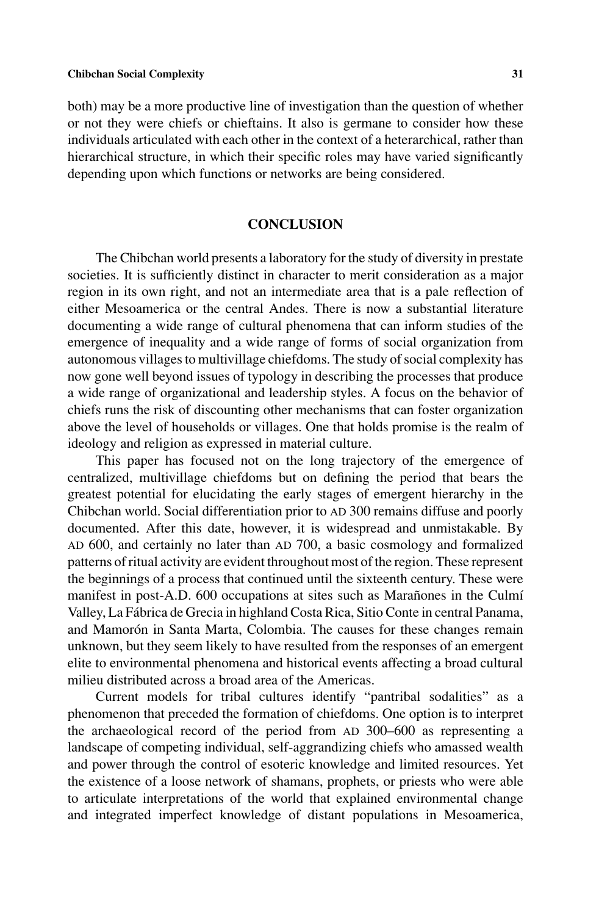both) may be a more productive line of investigation than the question of whether or not they were chiefs or chieftains. It also is germane to consider how these individuals articulated with each other in the context of a heterarchical, rather than hierarchical structure, in which their specific roles may have varied significantly depending upon which functions or networks are being considered.

## CONCLUSION

The Chibchan world presents a laboratory for the study of diversity in prestate societies. It is sufficiently distinct in character to merit consideration as a major region in its own right, and not an intermediate area that is a pale reflection of either Mesoamerica or the central Andes. There is now a substantial literature documenting a wide range of cultural phenomena that can inform studies of the emergence of inequality and a wide range of forms of social organization from autonomous villages to multivillage chiefdoms. The study of social complexity has now gone well beyond issues of typology in describing the processes that produce a wide range of organizational and leadership styles. A focus on the behavior of chiefs runs the risk of discounting other mechanisms that can foster organization above the level of households or villages. One that holds promise is the realm of ideology and religion as expressed in material culture.

This paper has focused not on the long trajectory of the emergence of centralized, multivillage chiefdoms but on defining the period that bears the greatest potential for elucidating the early stages of emergent hierarchy in the Chibchan world. Social differentiation prior to AD 300 remains diffuse and poorly documented. After this date, however, it is widespread and unmistakable. By AD 600, and certainly no later than AD 700, a basic cosmology and formalized patterns of ritual activity are evident throughout most of the region. These represent the beginnings of a process that continued until the sixteenth century. These were manifest in post-A.D. 600 occupations at sites such as Marañones in the Culmí Valley, La Fábrica de Grecia in highland Costa Rica, Sitio Conte in central Panama, and Mamorón in Santa Marta, Colombia. The causes for these changes remain unknown, but they seem likely to have resulted from the responses of an emergent elite to environmental phenomena and historical events affecting a broad cultural milieu distributed across a broad area of the Americas.

Current models for tribal cultures identify "pantribal sodalities" as a phenomenon that preceded the formation of chiefdoms. One option is to interpret the archaeological record of the period from AD 300–600 as representing a landscape of competing individual, self-aggrandizing chiefs who amassed wealth and power through the control of esoteric knowledge and limited resources. Yet the existence of a loose network of shamans, prophets, or priests who were able to articulate interpretations of the world that explained environmental change and integrated imperfect knowledge of distant populations in Mesoamerica,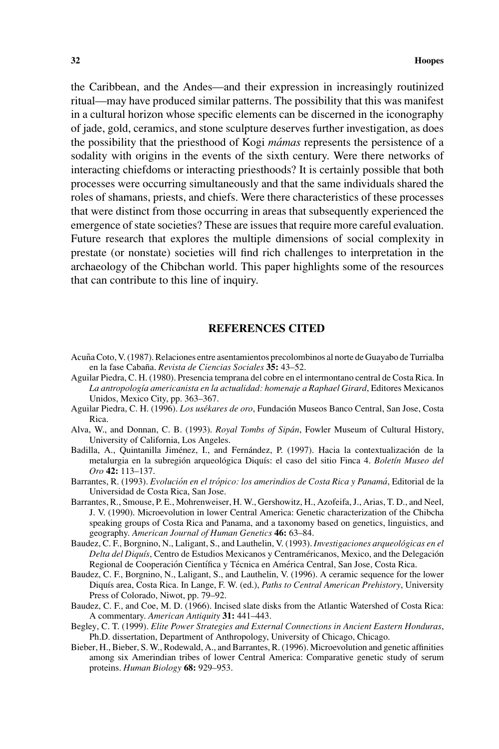the Caribbean, and the Andes—and their expression in increasingly routinized ritual—may have produced similar patterns. The possibility that this was manifest in a cultural horizon whose specific elements can be discerned in the iconography of jade, gold, ceramics, and stone sculpture deserves further investigation, as does the possibility that the priesthood of Kogi *mámas* represents the persistence of a sodality with origins in the events of the sixth century. Were there networks of interacting chiefdoms or interacting priesthoods? It is certainly possible that both processes were occurring simultaneously and that the same individuals shared the roles of shamans, priests, and chiefs. Were there characteristics of these processes that were distinct from those occurring in areas that subsequently experienced the emergence of state societies? These are issues that require more careful evaluation. Future research that explores the multiple dimensions of social complexity in prestate (or nonstate) societies will find rich challenges to interpretation in the archaeology of the Chibchan world. This paper highlights some of the resources that can contribute to this line of inquiry.

## REFERENCES CITED

Acuña Coto, V. (1987). Relaciones entre asentamientos precolombinos al norte de Guayabo de Turrialba en la fase Cabaña. *Revista de Ciencias Sociales* **35:** 43–52.

Aguilar Piedra, C. H. (1980). Presencia temprana del cobre en el intermontano central de Costa Rica. In *La antropología americanista en la actualidad: homenaje a Raphael Girard*, Editores Mexicanos Unidos, Mexico City, pp. 363–367.

Aguilar Piedra, C. H. (1996). *Los usékares de oro*, Fundación Museos Banco Central, San Jose, Costa Rica.

Alva, W., and Donnan, C. B. (1993). *Royal Tombs of Sipán*, Fowler Museum of Cultural History, University of California, Los Angeles.

Badilla, A., Quintanilla Jiménez, I., and Fernández, P. (1997). Hacia la contextualización de la metalurgia en la subregión arqueológica Diquís: el caso del sitio Finca 4. *Boletín Museo del Oro* **42:** 113–137.

Barrantes, R. (1993). *Evolución en el trópico: los amerindios de Costa Rica y Panamá*, Editorial de la Universidad de Costa Rica, San Jose.

Barrantes, R., Smouse, P. E., Mohrenweiser, H. W., Gershowitz, H., Azofeifa, J., Arias, T. D., and Neel, J. V. (1990). Microevolution in lower Central America: Genetic characterization of the Chibcha speaking groups of Costa Rica and Panama, and a taxonomy based on genetics, linguistics, and geography. *American Journal of Human Genetics* **46:** 63–84.

Baudez, C. F., Borgnino, N., Laligant, S., and Lauthelin, V. (1993). *Investigaciones arqueológicas en el Delta del Diquís*, Centro de Estudios Mexicanos y Centraméricanos, Mexico, and the Delegación Regional de Cooperación Científica y Técnica en América Central, San Jose, Costa Rica.

Baudez, C. F., Borgnino, N., Laligant, S., and Lauthelin, V. (1996). A ceramic sequence for the lower Diquís area, Costa Rica. In Lange, F. W. (ed.), *Paths to Central American Prehistory*, University Press of Colorado, Niwot, pp. 79–92.

Baudez, C. F., and Coe, M. D. (1966). Incised slate disks from the Atlantic Watershed of Costa Rica: A commentary. *American Antiquity* **31:** 441–443.

Begley, C. T. (1999). *Elite Power Strategies and External Connections in Ancient Eastern Honduras*, Ph.D. dissertation, Department of Anthropology, University of Chicago, Chicago.

Bieber, H., Bieber, S. W., Rodewald, A., and Barrantes, R. (1996). Microevolution and genetic affinities among six Amerindian tribes of lower Central America: Comparative genetic study of serum proteins. *Human Biology* **68:** 929–953.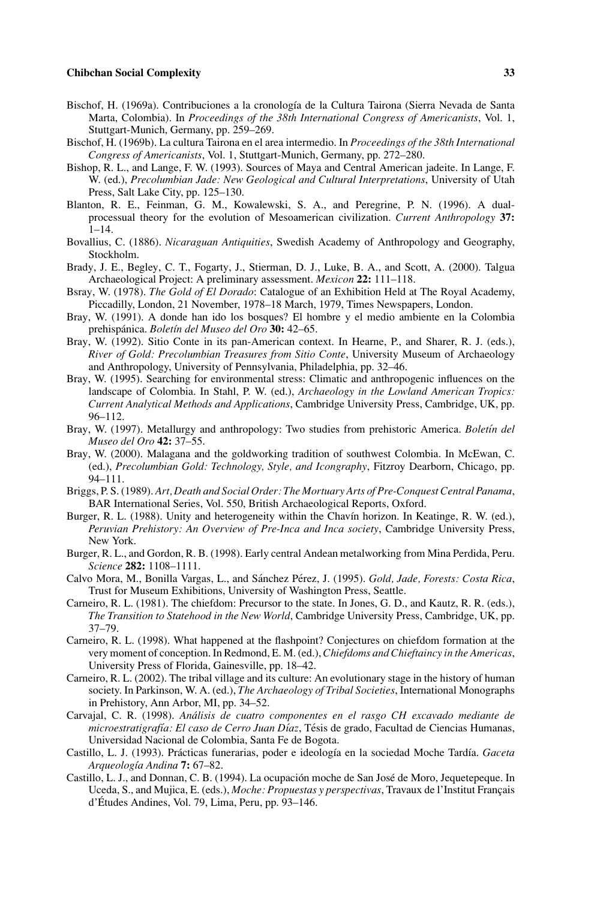Bischof, H. (1969a). Contribuciones a la cronología de la Cultura Tairona (Sierra Nevada de Santa Marta, Colombia). In *Proceedings of the 38th International Congress of Americanists*, Vol. 1, Stuttgart-Munich, Germany, pp. 259–269.

Bischof, H. (1969b). La cultura Tairona en el area intermedio. In *Proceedings of the 38th International Congress of Americanists*, Vol. 1, Stuttgart-Munich, Germany, pp. 272–280.

Bishop, R. L., and Lange, F. W. (1993). Sources of Maya and Central American jadeite. In Lange, F. W. (ed.), *Precolumbian Jade: New Geological and Cultural Interpretations*, University of Utah Press, Salt Lake City, pp. 125–130.

Blanton, R. E., Feinman, G. M., Kowalewski, S. A., and Peregrine, P. N. (1996). A dual-processual theory for the evolution of Mesoamerican civilization. *Current Anthropology* **37:** 1–14.

Bovallius, C. (1886). *Nicaraguan Antiquities*, Swedish Academy of Anthropology and Geography, Stockholm.

Brady, J. E., Begley, C. T., Fogarty, J., Stierman, D. J., Luke, B. A., and Scott, A. (2000). Talgua Archaeological Project: A preliminary assessment. *Mexicon* **22:** 111–118.

Bsray, W. (1978). *The Gold of El Dorado*: Catalogue of an Exhibition Held at The Royal Academy, Piccadilly, London, 21 November, 1978–18 March, 1979, Times Newspapers, London.

Bray, W. (1991). A donde han ido los bosques? El hombre y el medio ambiente en la Colombia prehispánica. *Boletín del Museo del Oro* **30:** 42–65.

Bray, W. (1992). Sitio Conte in its pan-American context. In Hearne, P., and Sharer, R. J. (eds.), *River of Gold: Precolumbian Treasures from Sitio Conte*, University Museum of Archaeology and Anthropology, University of Pennsylvania, Philadelphia, pp. 32–46.

Bray, W. (1995). Searching for environmental stress: Climatic and anthropogenic influences on the landscape of Colombia. In Stahl, P. W. (ed.), *Archaeology in the Lowland American Tropics: Current Analytical Methods and Applications*, Cambridge University Press, Cambridge, UK, pp. 96–112.

Bray, W. (1997). Metallurgy and anthropology: Two studies from prehistoric America. *Boletín del Museo del Oro* **42:** 37–55.

Bray, W. (2000). Malagana and the goldworking tradition of southwest Colombia. In McEwan, C. (ed.), *Precolumbian Gold: Technology, Style, and Icongraphy*, Fitzroy Dearborn, Chicago, pp. 94–111.

Briggs, P. S. (1989). *Art, Death and Social Order: The Mortuary Arts of Pre-Conquest Central Panama*, BAR International Series, Vol. 550, British Archaeological Reports, Oxford.

Burger, R. L. (1988). Unity and heterogeneity within the Chavín horizon. In Keatinge, R. W. (ed.), *Peruvian Prehistory: An Overview of Pre-Inca and Inca society*, Cambridge University Press, New York.

Burger, R. L., and Gordon, R. B. (1998). Early central Andean metalworking from Mina Perdida, Peru. *Science* **282:** 1108–1111.

Calvo Mora, M., Bonilla Vargas, L., and Sánchez Pérez, J. (1995). *Gold, Jade, Forests: Costa Rica*, Trust for Museum Exhibitions, University of Washington Press, Seattle.

Carneiro, R. L. (1981). The chiefdom: Precursor to the state. In Jones, G. D., and Kautz, R. R. (eds.), *The Transition to Statehood in the New World*, Cambridge University Press, Cambridge, UK, pp. 37–79.

Carneiro, R. L. (1998). What happened at the flashpoint? Conjectures on chiefdom formation at the very moment of conception. In Redmond, E. M. (ed.), *Chiefdoms and Chieftaincy in the Americas*, University Press of Florida, Gainesville, pp. 18–42.

Carneiro, R. L. (2002). The tribal village and its culture: An evolutionary stage in the history of human society. In Parkinson, W. A. (ed.), *The Archaeology of Tribal Societies*, International Monographs in Prehistory, Ann Arbor, MI, pp. 34–52.

Carvajal, C. R. (1998). *Análisis de cuatro componentes en el rasgo CH excavado mediante de microestratigrafía: El caso de Cerro Juan Díaz*, Tésis de grado, Facultad de Ciencias Humanas, Universidad Nacional de Colombia, Santa Fe de Bogota.

Castillo, L. J. (1993). Prácticas funerarias, poder e ideología en la sociedad Moche Tardía. *Gaceta Arqueología Andina* **7:** 67–82.

Castillo, L. J., and Donnan, C. B. (1994). La ocupación moche de San José de Moro, Jequetepeque. In Uceda, S., and Mujica, E. (eds.), *Moche: Propuestas y perspectivas*, Travaux de l'Institut Français d'Études Andines, Vol. 79, Lima, Peru, pp. 93–146.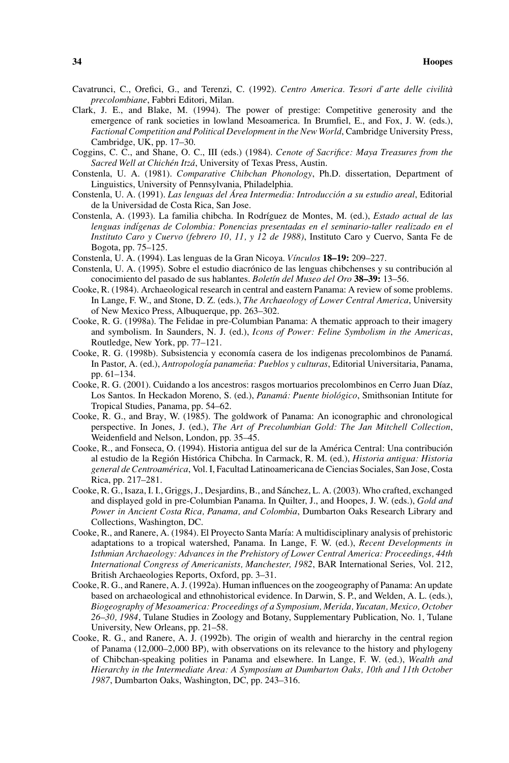Cavatrunci, C., Orefici, G., and Terenzi, C. (1992). *Centro America. Tesori d'arte delle civilità precolombiane*, Fabbri Editori, Milan.

Clark, J. E., and Blake, M. (1994). The power of prestige: Competitive generosity and the emergence of rank societies in lowland Mesoamerica. In Brumfiel, E., and Fox, J. W. (eds.), *Factional Competition and Political Development in the New World*, Cambridge University Press, Cambridge, UK, pp. 17–30.

Coggins, C. C., and Shane, O. C., III (eds.) (1984). *Cenote of Sacrifice: Maya Treasures from the Sacred Well at Chichén Itzá*, University of Texas Press, Austin.

Constenla, U. A. (1981). *Comparative Chibchan Phonology*, Ph.D. dissertation, Department of Linguistics, University of Pennsylvania, Philadelphia.

Constenla, U. A. (1991). *Las lenguas del Área Intermedia: Introducción a su estudio areal*, Editorial de la Universidad de Costa Rica, San Jose.

Constenla, A. (1993). La familia chibcha. In Rodríguez de Montes, M. (ed.), *Estado actual de las lenguas indígenas de Colombia: Ponencias presentadas en el seminario-taller realizado en el Instituto Caro y Cuervo (febrero 10, 11, y 12 de 1988)*, Instituto Caro y Cuervo, Santa Fe de Bogota, pp. 75–125.

Constenla, U. A. (1994). Las lenguas de la Gran Nicoya. *Vínculos* **18–19:** 209–227.

Constenla, U. A. (1995). Sobre el estudio diacrónico de las lenguas chibchenses y su contribución al conocimiento del pasado de sus hablantes. *Boletín del Museo del Oro* **38–39:** 13–56.

Cooke, R. (1984). Archaeological research in central and eastern Panama: A review of some problems. In Lange, F. W., and Stone, D. Z. (eds.), *The Archaeology of Lower Central America*, University of New Mexico Press, Albuquerque, pp. 263–302.

Cooke, R. G. (1998a). The Felidae in pre-Columbian Panama: A thematic approach to their imagery and symbolism. In Saunders, N. J. (ed.), *Icons of Power: Feline Symbolism in the Americas*, Routledge, New York, pp. 77–121.

Cooke, R. G. (1998b). Subsistencia y economía casera de los indigenas precolombinos de Panamá. In Pastor, A. (ed.), *Antropología panameña: Pueblos y culturas*, Editorial Universitaria, Panama, pp. 61–134.

Cooke, R. G. (2001). Cuidando a los ancestros: rasgos mortuarios precolombinos en Cerro Juan Díaz, Los Santos. In Heckadon Moreno, S. (ed.), *Panamá: Puente biológico*, Smithsonian Intitute for Tropical Studies, Panama, pp. 54–62.

Cooke, R. G., and Bray, W. (1985). The goldwork of Panama: An iconographic and chronological perspective. In Jones, J. (ed.), *The Art of Precolumbian Gold: The Jan Mitchell Collection*, Weidenfield and Nelson, London, pp. 35–45.

Cooke, R., and Fonseca, O. (1994). Historia antigua del sur de la América Central: Una contribución al estudio de la Región Histórica Chibcha. In Carmack, R. M. (ed.), *Historia antigua: Historia general de Centroamérica*, Vol. I, Facultad Latinoamericana de Ciencias Sociales, San Jose, Costa Rica, pp. 217–281.

Cooke, R. G., Isaza, I. I., Griggs, J., Desjardins, B., and Sánchez, L. A. (2003). Who crafted, exchanged and displayed gold in pre-Columbian Panama. In Quilter, J., and Hoopes, J. W. (eds.), *Gold and Power in Ancient Costa Rica, Panama, and Colombia*, Dumbarton Oaks Research Library and Collections, Washington, DC.

Cooke, R., and Ranere, A. (1984). El Proyecto Santa María: A multidisciplinary analysis of prehistoric adaptations to a tropical watershed, Panama. In Lange, F. W. (ed.), *Recent Developments in Isthmian Archaeology: Advances in the Prehistory of Lower Central America: Proceedings, 44th International Congress of Americanists, Manchester, 1982*, BAR International Series, Vol. 212, British Archaeologies Reports, Oxford, pp. 3–31.

Cooke, R. G., and Ranere, A. J. (1992a). Human influences on the zoogeography of Panama: An update based on archaeological and ethnohistorical evidence. In Darwin, S. P., and Welden, A. L. (eds.), *Biogeography of Mesoamerica: Proceedings of a Symposium, Merida, Yucatan, Mexico, October 26–30, 1984*, Tulane Studies in Zoology and Botany, Supplementary Publication, No. 1, Tulane University, New Orleans, pp. 21–58.

Cooke, R. G., and Ranere, A. J. (1992b). The origin of wealth and hierarchy in the central region of Panama (12,000–2,000 BP), with observations on its relevance to the history and phylogeny of Chibchan-speaking polities in Panama and elsewhere. In Lange, F. W. (ed.), *Wealth and Hierarchy in the Intermediate Area: A Symposium at Dumbarton Oaks, 10th and 11th October 1987*, Dumbarton Oaks, Washington, DC, pp. 243–316.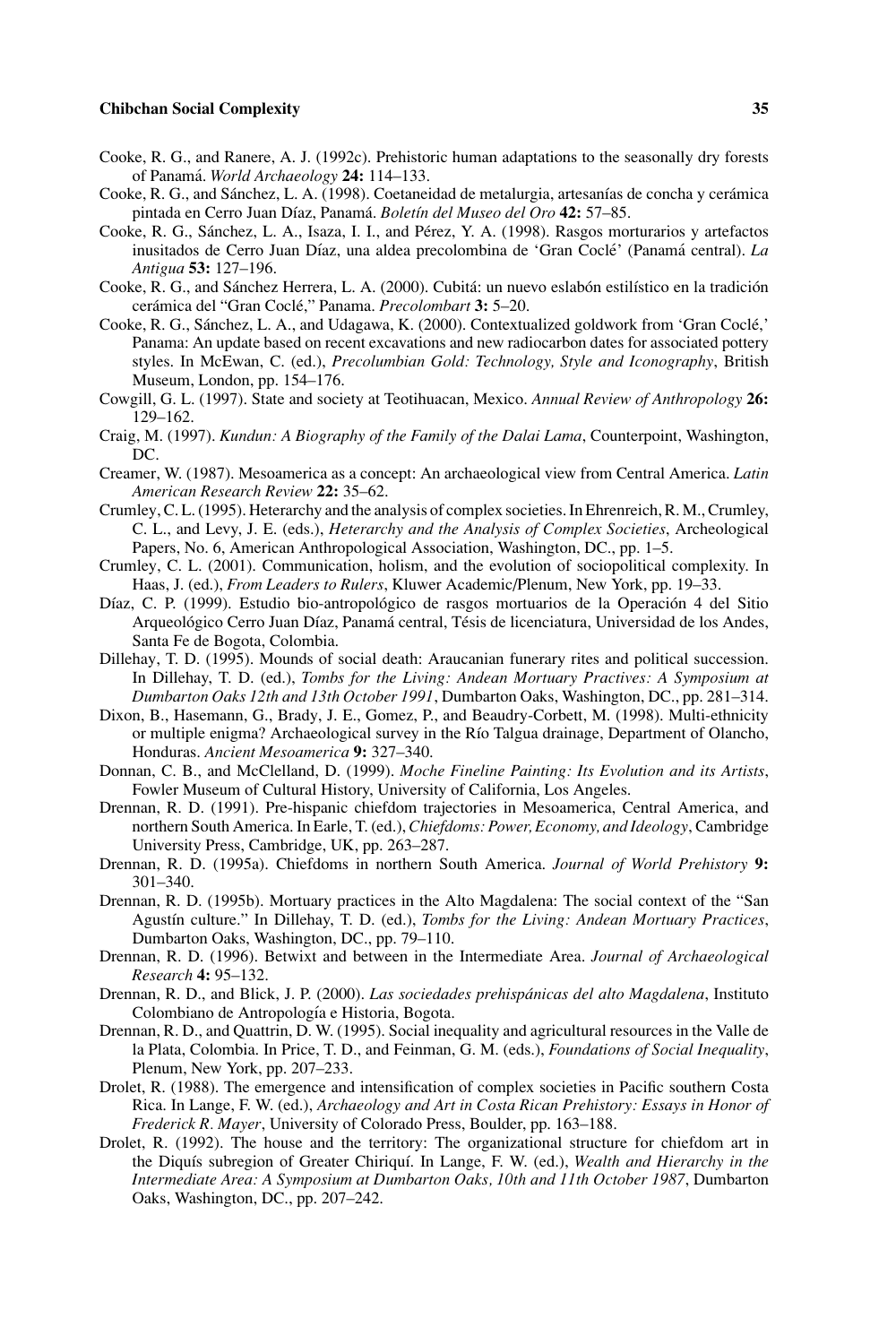Cooke, R. G., and Ranere, A. J. (1992c). Prehistoric human adaptations to the seasonally dry forests of Panamá. *World Archaeology* **24:** 114–133.

Cooke, R. G., and Sánchez, L. A. (1998). Coetaneidad de metalurgia, artesanías de concha y cerámica pintada en Cerro Juan Díaz, Panamá. *Boletín del Museo del Oro* **42:** 57–85.

Cooke, R. G., Sánchez, L. A., Isaza, I. I., and Pérez, Y. A. (1998). Rasgos morturarios y artefactos inusitados de Cerro Juan Díaz, una aldea precolombina de 'Gran Coclé' (Panamá central). *La Antigua* **53:** 127–196.

Cooke, R. G., and Sánchez Herrera, L. A. (2000). Cubitá: un nuevo eslabón estilístico en la tradición cerámica del "Gran Coclé," Panama. *Precolombart* **3:** 5–20.

Cooke, R. G., Sánchez, L. A., and Udagawa, K. (2000). Contextualized goldwork from 'Gran Coclé,' Panama: An update based on recent excavations and new radiocarbon dates for associated pottery styles. In McEwan, C. (ed.), *Precolumbian Gold: Technology, Style and Iconography*, British Museum, London, pp. 154–176.

Cowgill, G. L. (1997). State and society at Teotihuacan, Mexico. *Annual Review of Anthropology* **26:** 129–162.

Craig, M. (1997). *Kundun: A Biography of the Family of the Dalai Lama*, Counterpoint, Washington, DC.

Creamer, W. (1987). Mesoamerica as a concept: An archaeological view from Central America. *Latin American Research Review* **22:** 35–62.

Crumley, C. L. (1995). Heterarchy and the analysis of complex societies. In Ehrenreich, R. M., Crumley, C. L., and Levy, J. E. (eds.), *Heterarchy and the Analysis of Complex Societies*, Archeological Papers, No. 6, American Anthropological Association, Washington, DC., pp. 1–5.

Crumley, C. L. (2001). Communication, holism, and the evolution of sociopolitical complexity. In Haas, J. (ed.), *From Leaders to Rulers*, Kluwer Academic/Plenum, New York, pp. 19–33.

Díaz, C. P. (1999). Estudio bio-antropológico de rasgos mortuarios de la Operación 4 del Sitio Arqueológico Cerro Juan Díaz, Panamá central, Tésis de licenciatura, Universidad de los Andes, Santa Fe de Bogota, Colombia.

Dillehay, T. D. (1995). Mounds of social death: Araucanian funerary rites and political succession. In Dillehay, T. D. (ed.), *Tombs for the Living: Andean Mortuary Practives: A Symposium at Dumbarton Oaks 12th and 13th October 1991*, Dumbarton Oaks, Washington, DC., pp. 281–314.

Dixon, B., Hasemann, G., Brady, J. E., Gomez, P., and Beaudry-Corbett, M. (1998). Multi-ethnicity or multiple enigma? Archaeological survey in the Río Talgua drainage, Department of Olancho, Honduras. *Ancient Mesoamerica* **9:** 327–340.

Donnan, C. B., and McClelland, D. (1999). *Moche Fineline Painting: Its Evolution and its Artists*, Fowler Museum of Cultural History, University of California, Los Angeles.

Drennan, R. D. (1991). Pre-hispanic chiefdom trajectories in Mesoamerica, Central America, and northern South America. In Earle, T. (ed.), *Chiefdoms: Power, Economy, and Ideology*, Cambridge University Press, Cambridge, UK, pp. 263–287.

Drennan, R. D. (1995a). Chiefdoms in northern South America. *Journal of World Prehistory* **9:** 301–340.

Drennan, R. D. (1995b). Mortuary practices in the Alto Magdalena: The social context of the "San Agustín culture." In Dillehay, T. D. (ed.), *Tombs for the Living: Andean Mortuary Practices*, Dumbarton Oaks, Washington, DC., pp. 79–110.

Drennan, R. D. (1996). Betwixt and between in the Intermediate Area. *Journal of Archaeological Research* **4:** 95–132.

Drennan, R. D., and Blick, J. P. (2000). *Las sociedades prehispánicas del alto Magdalena*, Instituto Colombiano de Antropología e Historia, Bogota.

Drennan, R. D., and Quattrin, D. W. (1995). Social inequality and agricultural resources in the Valle de la Plata, Colombia. In Price, T. D., and Feinman, G. M. (eds.), *Foundations of Social Inequality*, Plenum, New York, pp. 207–233.

Drolet, R. (1988). The emergence and intensification of complex societies in Pacific southern Costa Rica. In Lange, F. W. (ed.), *Archaeology and Art in Costa Rican Prehistory: Essays in Honor of Frederick R. Mayer*, University of Colorado Press, Boulder, pp. 163–188.

Drolet, R. (1992). The house and the territory: The organizational structure for chiefdom art in the Diquís subregion of Greater Chiriquí. In Lange, F. W. (ed.), *Wealth and Hierarchy in the Intermediate Area: A Symposium at Dumbarton Oaks, 10th and 11th October 1987*, Dumbarton Oaks, Washington, DC., pp. 207–242.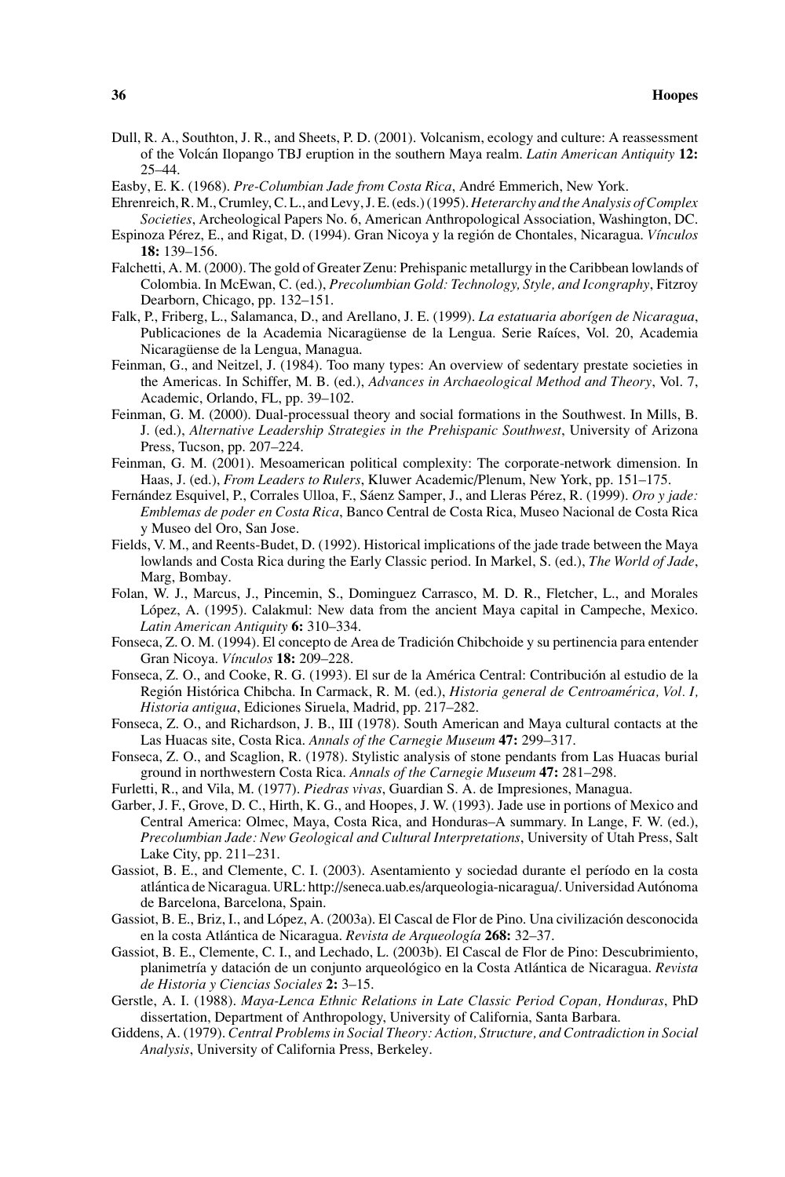Dull, R. A., Southton, J. R., and Sheets, P. D. (2001). Volcanism, ecology and culture: A reassessment of the Volcán Ilopango TBJ eruption in the southern Maya realm. *Latin American Antiquity* **12:** 25–44.

Easby, E. K. (1968). *Pre-Columbian Jade from Costa Rica*, André Emmerich, New York.

Ehrenreich, R. M., Crumley, C. L., and Levy, J. E. (eds.) (1995). *Heterarchy and the Analysis of Complex Societies*, Archeological Papers No. 6, American Anthropological Association, Washington, DC.

Espinoza Pérez, E., and Rigat, D. (1994). Gran Nicoya y la región de Chontales, Nicaragua. *Vínculos* **18:** 139–156.

Falchetti, A. M. (2000). The gold of Greater Zenu: Prehispanic metallurgy in the Caribbean lowlands of Colombia. In McEwan, C. (ed.), *Precolumbian Gold: Technology, Style, and Icongraphy*, Fitzroy Dearborn, Chicago, pp. 132–151.

Falk, P., Friberg, L., Salamanca, D., and Arellano, J. E. (1999). *La estatuaria aborígen de Nicaragua*, Publicaciones de la Academia Nicaragüense de la Lengua. Serie Raíces, Vol. 20, Academia Nicaragüense de la Lengua, Managua.

Feinman, G., and Neitzel, J. (1984). Too many types: An overview of sedentary prestate societies in the Americas. In Schiffer, M. B. (ed.), *Advances in Archaeological Method and Theory*, Vol. 7, Academic, Orlando, FL, pp. 39–102.

Feinman, G. M. (2000). Dual-processual theory and social formations in the Southwest. In Mills, B. J. (ed.), *Alternative Leadership Strategies in the Prehispanic Southwest*, University of Arizona Press, Tucson, pp. 207–224.

Feinman, G. M. (2001). Mesoamerican political complexity: The corporate-network dimension. In Haas, J. (ed.), *From Leaders to Rulers*, Kluwer Academic/Plenum, New York, pp. 151–175.

Fernández Esquivel, P., Corrales Ulloa, F., Sáenz Samper, J., and Lleras Pérez, R. (1999). *Oro y jade: Emblemas de poder en Costa Rica*, Banco Central de Costa Rica, Museo Nacional de Costa Rica y Museo del Oro, San Jose.

Fields, V. M., and Reents-Budet, D. (1992). Historical implications of the jade trade between the Maya lowlands and Costa Rica during the Early Classic period. In Markel, S. (ed.), *The World of Jade*, Marg, Bombay.

Folan, W. J., Marcus, J., Pincemin, S., Dominguez Carrasco, M. D. R., Fletcher, L., and Morales López, A. (1995). Calakmul: New data from the ancient Maya capital in Campeche, Mexico. *Latin American Antiquity* **6:** 310–334.

Fonseca, Z. O. M. (1994). El concepto de Area de Tradición Chibchoide y su pertinencia para entender Gran Nicoya. *Vínculos* **18:** 209–228.

Fonseca, Z. O., and Cooke, R. G. (1993). El sur de la América Central: Contribución al estudio de la Región Histórica Chibcha. In Carmack, R. M. (ed.), *Historia general de Centroamérica, Vol. I, Historia antigua*, Ediciones Siruela, Madrid, pp. 217–282.

Fonseca, Z. O., and Richardson, J. B., III (1978). South American and Maya cultural contacts at the Las Huacas site, Costa Rica. *Annals of the Carnegie Museum* **47:** 299–317.

Fonseca, Z. O., and Scaglion, R. (1978). Stylistic analysis of stone pendants from Las Huacas burial ground in northwestern Costa Rica. *Annals of the Carnegie Museum* **47:** 281–298.

Furletti, R., and Vila, M. (1977). *Piedras vivas*, Guardian S. A. de Impresiones, Managua.

Garber, J. F., Grove, D. C., Hirth, K. G., and Hoopes, J. W. (1993). Jade use in portions of Mexico and Central America: Olmec, Maya, Costa Rica, and Honduras–A summary. In Lange, F. W. (ed.), *Precolumbian Jade: New Geological and Cultural Interpretations*, University of Utah Press, Salt Lake City, pp. 211–231.

Gassiot, B. E., and Clemente, C. I. (2003). Asentamiento y sociedad durante el período en la costa atlántica de Nicaragua. URL: http://seneca.uab.es/arqueologia-nicaragua/. Universidad Autónoma de Barcelona, Barcelona, Spain.

Gassiot, B. E., Briz, I., and López, A. (2003a). El Cascal de Flor de Pino. Una civilización desconocida en la costa Atlántica de Nicaragua. *Revista de Arqueología* **268:** 32–37.

Gassiot, B. E., Clemente, C. I., and Lechado, L. (2003b). El Cascal de Flor de Pino: Descubrimiento, planimetría y datación de un conjunto arqueológico en la Costa Atlántica de Nicaragua. *Revista de Historia y Ciencias Sociales* **2:** 3–15.

Gerstle, A. I. (1988). *Maya-Lenca Ethnic Relations in Late Classic Period Copan, Honduras*, PhD dissertation, Department of Anthropology, University of California, Santa Barbara.

Giddens, A. (1979). *Central Problems in Social Theory: Action, Structure, and Contradiction in Social Analysis*, University of California Press, Berkeley.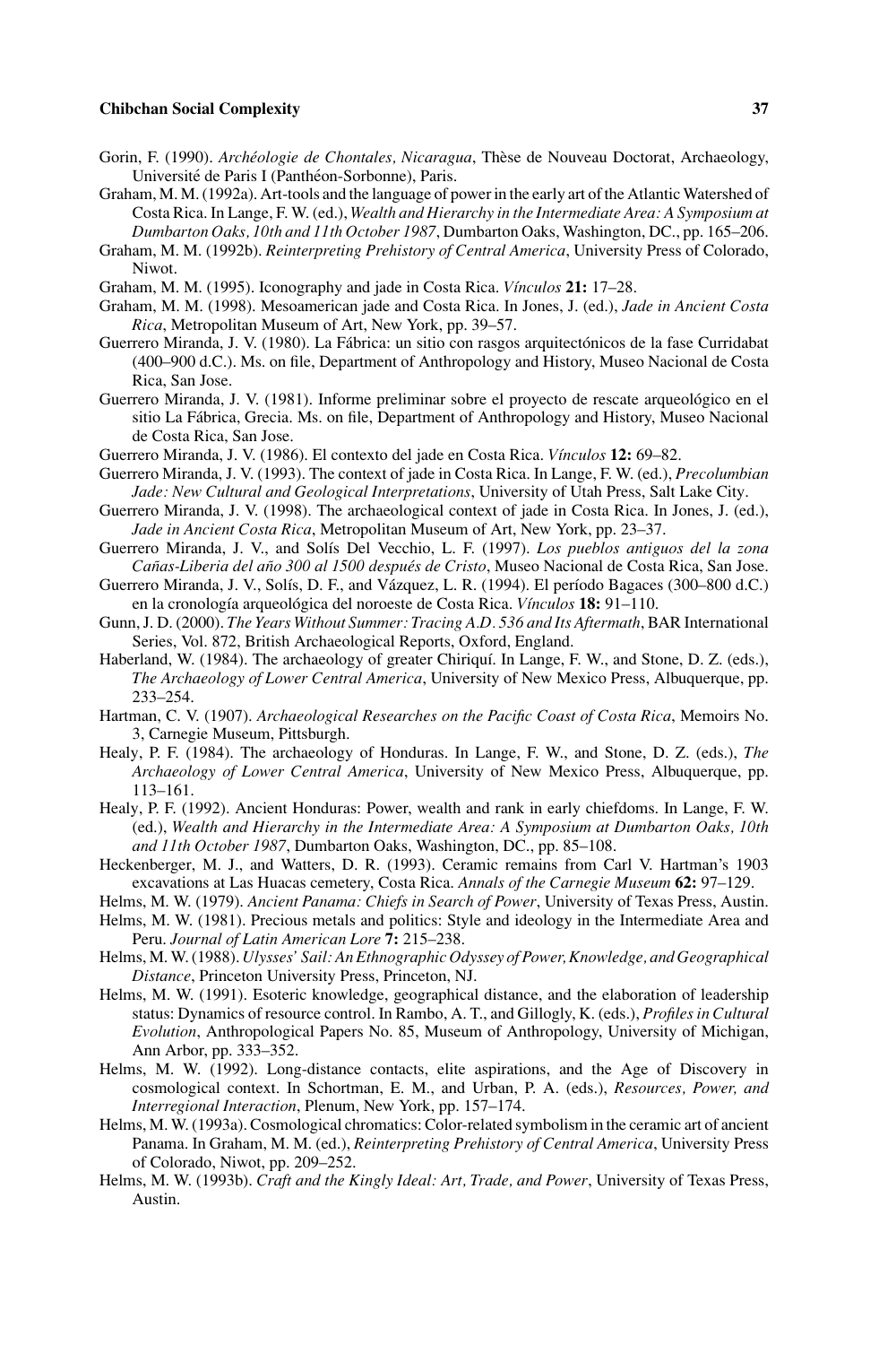Gorin, F. (1990). *Archéologie de Chontales, Nicaragua*, Thèse de Nouveau Doctorat, Archaeology, Université de Paris I (Panthéon-Sorbonne), Paris.

Graham, M. M. (1992a). Art-tools and the language of power in the early art of the Atlantic Watershed of Costa Rica. In Lange, F. W. (ed.), *Wealth and Hierarchy in the Intermediate Area: A Symposium at Dumbarton Oaks, 10th and 11th October 1987*, Dumbarton Oaks, Washington, DC., pp. 165–206.

Graham, M. M. (1992b). *Reinterpreting Prehistory of Central America*, University Press of Colorado, Niwot.

Graham, M. M. (1995). Iconography and jade in Costa Rica. *Vínculos* **21:** 17–28.

Graham, M. M. (1998). Mesoamerican jade and Costa Rica. In Jones, J. (ed.), *Jade in Ancient Costa Rica*, Metropolitan Museum of Art, New York, pp. 39–57.

Guerrero Miranda, J. V. (1980). La Fábrica: un sitio con rasgos arquitectónicos de la fase Curridabat (400–900 d.C.). Ms. on file, Department of Anthropology and History, Museo Nacional de Costa Rica, San Jose.

Guerrero Miranda, J. V. (1981). Informe preliminar sobre el proyecto de rescate arqueológico en el sitio La Fábrica, Grecia. Ms. on file, Department of Anthropology and History, Museo Nacional de Costa Rica, San Jose.

Guerrero Miranda, J. V. (1986). El contexto del jade en Costa Rica. *Vínculos* **12:** 69–82.

Guerrero Miranda, J. V. (1993). The context of jade in Costa Rica. In Lange, F. W. (ed.), *Precolumbian Jade: New Cultural and Geological Interpretations*, University of Utah Press, Salt Lake City.

Guerrero Miranda, J. V. (1998). The archaeological context of jade in Costa Rica. In Jones, J. (ed.), *Jade in Ancient Costa Rica*, Metropolitan Museum of Art, New York, pp. 23–37.

Guerrero Miranda, J. V., and Solís Del Vecchio, L. F. (1997). *Los pueblos antiguos del la zona Cañas-Liberia del año 300 al 1500 después de Cristo*, Museo Nacional de Costa Rica, San Jose.

Guerrero Miranda, J. V., Solís, D. F., and Vázquez, L. R. (1994). El período Bagaces (300–800 d.C.) en la cronología arqueológica del noroeste de Costa Rica. *Vínculos* **18:** 91–110.

Gunn, J. D. (2000). *The Years Without Summer: Tracing A.D. 536 and Its Aftermath*, BAR International Series, Vol. 872, British Archaeological Reports, Oxford, England.

Haberland, W. (1984). The archaeology of greater Chiriquí. In Lange, F. W., and Stone, D. Z. (eds.), *The Archaeology of Lower Central America*, University of New Mexico Press, Albuquerque, pp. 233–254.

Hartman, C. V. (1907). *Archaeological Researches on the Pacific Coast of Costa Rica*, Memoirs No. 3, Carnegie Museum, Pittsburgh.

Healy, P. F. (1984). The archaeology of Honduras. In Lange, F. W., and Stone, D. Z. (eds.), *The Archaeology of Lower Central America*, University of New Mexico Press, Albuquerque, pp. 113–161.

Healy, P. F. (1992). Ancient Honduras: Power, wealth and rank in early chiefdoms. In Lange, F. W. (ed.), *Wealth and Hierarchy in the Intermediate Area: A Symposium at Dumbarton Oaks, 10th and 11th October 1987*, Dumbarton Oaks, Washington, DC., pp. 85–108.

Heckenberger, M. J., and Watters, D. R. (1993). Ceramic remains from Carl V. Hartman's 1903 excavations at Las Huacas cemetery, Costa Rica. *Annals of the Carnegie Museum* **62:** 97–129.

Helms, M. W. (1979). *Ancient Panama: Chiefs in Search of Power*, University of Texas Press, Austin.

Helms, M. W. (1981). Precious metals and politics: Style and ideology in the Intermediate Area and Peru. *Journal of Latin American Lore* **7:** 215–238.

Helms, M. W. (1988). *Ulysses' Sail: An Ethnographic Odyssey of Power, Knowledge, and Geographical Distance*, Princeton University Press, Princeton, NJ.

Helms, M. W. (1991). Esoteric knowledge, geographical distance, and the elaboration of leadership status: Dynamics of resource control. In Rambo, A. T., and Gillogly, K. (eds.), *Profiles in Cultural Evolution*, Anthropological Papers No. 85, Museum of Anthropology, University of Michigan, Ann Arbor, pp. 333–352.

Helms, M. W. (1992). Long-distance contacts, elite aspirations, and the Age of Discovery in cosmological context. In Schortman, E. M., and Urban, P. A. (eds.), *Resources, Power, and Interregional Interaction*, Plenum, New York, pp. 157–174.

Helms, M. W. (1993a). Cosmological chromatics: Color-related symbolism in the ceramic art of ancient Panama. In Graham, M. M. (ed.), *Reinterpreting Prehistory of Central America*, University Press of Colorado, Niwot, pp. 209–252.

Helms, M. W. (1993b). *Craft and the Kingly Ideal: Art, Trade, and Power*, University of Texas Press, Austin.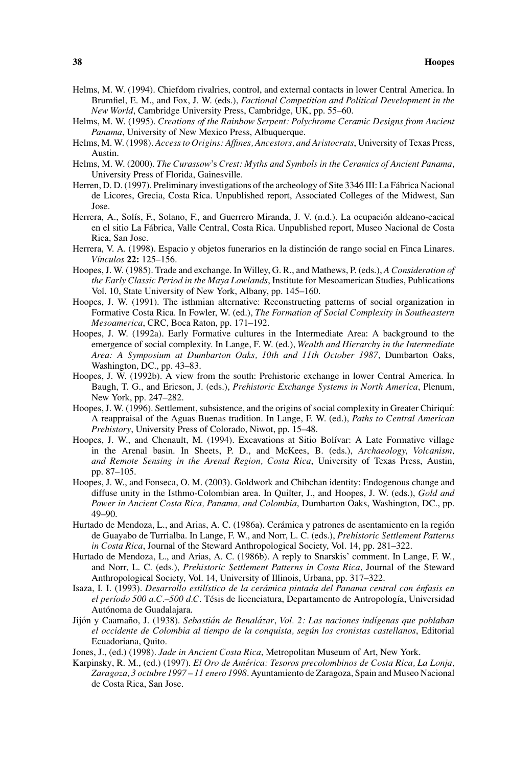Helms, M. W. (1994). Chiefdom rivalries, control, and external contacts in lower Central America. In Brumfiel, E. M., and Fox, J. W. (eds.), *Factional Competition and Political Development in the New World*, Cambridge University Press, Cambridge, UK, pp. 55–60.

Helms, M. W. (1995). *Creations of the Rainbow Serpent: Polychrome Ceramic Designs from Ancient Panama*, University of New Mexico Press, Albuquerque.

Helms, M. W. (1998). *Access to Origins: Affines, Ancestors, and Aristocrats*, University of Texas Press, Austin.

Helms, M. W. (2000). *The Curassow's Crest: Myths and Symbols in the Ceramics of Ancient Panama*, University Press of Florida, Gainesville.

Herren, D. D. (1997). Preliminary investigations of the archeology of Site 3346 III: La Fábrica Nacional de Licores, Grecia, Costa Rica. Unpublished report, Associated Colleges of the Midwest, San Jose.

Herrera, A., Solís, F., Solano, F., and Guerrero Miranda, J. V. (n.d.). La ocupación aldeano-cacical en el sitio La Fábrica, Valle Central, Costa Rica. Unpublished report, Museo Nacional de Costa Rica, San Jose.

Herrera, V. A. (1998). Espacio y objetos funerarios en la distinción de rango social en Finca Linares. *Vínculos* **22:** 125–156.

Hoopes, J. W. (1985). Trade and exchange. In Willey, G. R., and Mathews, P. (eds.), *A Consideration of the Early Classic Period in the Maya Lowlands*, Institute for Mesoamerican Studies, Publications Vol. 10, State University of New York, Albany, pp. 145–160.

Hoopes, J. W. (1991). The isthmian alternative: Reconstructing patterns of social organization in Formative Costa Rica. In Fowler, W. (ed.), *The Formation of Social Complexity in Southeastern Mesoamerica*, CRC, Boca Raton, pp. 171–192.

Hoopes, J. W. (1992a). Early Formative cultures in the Intermediate Area: A background to the emergence of social complexity. In Lange, F. W. (ed.), *Wealth and Hierarchy in the Intermediate Area: A Symposium at Dumbarton Oaks, 10th and 11th October 1987*, Dumbarton Oaks, Washington, DC., pp. 43–83.

Hoopes, J. W. (1992b). A view from the south: Prehistoric exchange in lower Central America. In Baugh, T. G., and Ericson, J. (eds.), *Prehistoric Exchange Systems in North America*, Plenum, New York, pp. 247–282.

Hoopes, J. W. (1996). Settlement, subsistence, and the origins of social complexity in Greater Chiriquí: A reappraisal of the Aguas Buenas tradition. In Lange, F. W. (ed.), *Paths to Central American Prehistory*, University Press of Colorado, Niwot, pp. 15–48.

Hoopes, J. W., and Chenault, M. (1994). Excavations at Sitio Bolívar: A Late Formative village in the Arenal basin. In Sheets, P. D., and McKees, B. (eds.), *Archaeology, Volcanism, and Remote Sensing in the Arenal Region, Costa Rica*, University of Texas Press, Austin, pp. 87–105.

Hoopes, J. W., and Fonseca, O. M. (2003). Goldwork and Chibchan identity: Endogenous change and diffuse unity in the Isthmo-Colombian area. In Quilter, J., and Hoopes, J. W. (eds.), *Gold and Power in Ancient Costa Rica, Panama, and Colombia*, Dumbarton Oaks, Washington, DC., pp. 49–90.

Hurtado de Mendoza, L., and Arias, A. C. (1986a). Cerámica y patrones de asentamiento en la región de Guayabo de Turrialba. In Lange, F. W., and Norr, L. C. (eds.), *Prehistoric Settlement Patterns in Costa Rica*, Journal of the Steward Anthropological Society, Vol. 14, pp. 281–322.

Hurtado de Mendoza, L., and Arias, A. C. (1986b). A reply to Snarskis' comment. In Lange, F. W., and Norr, L. C. (eds.), *Prehistoric Settlement Patterns in Costa Rica*, Journal of the Steward Anthropological Society, Vol. 14, University of Illinois, Urbana, pp. 317–322.

Isaza, I. I. (1993). *Desarrollo estilístico de la cerámica pintada del Panama central con énfasis en el período 500 a.C.–500 d.C.* Tésis de licenciatura, Departamento de Antropología, Universidad Autónoma de Guadalajara.

Jijón y Caamaño, J. (1938). *Sebastián de Benalázar*, *Vol. 2: Las naciones indígenas que poblaban el occidente de Colombia al tiempo de la conquista, según los cronistas castellanos*, Editorial Ecuadoriana, Quito.

Jones, J., (ed.) (1998). *Jade in Ancient Costa Rica*, Metropolitan Museum of Art, New York.

Karpinsky, R. M., (ed.) (1997). *El Oro de América: Tesoros precolombinos de Costa Rica, La Lonja, Zaragoza, 3 octubre 1997 – 11 enero 1998*. Ayuntamiento de Zaragoza, Spain and Museo Nacional de Costa Rica, San Jose.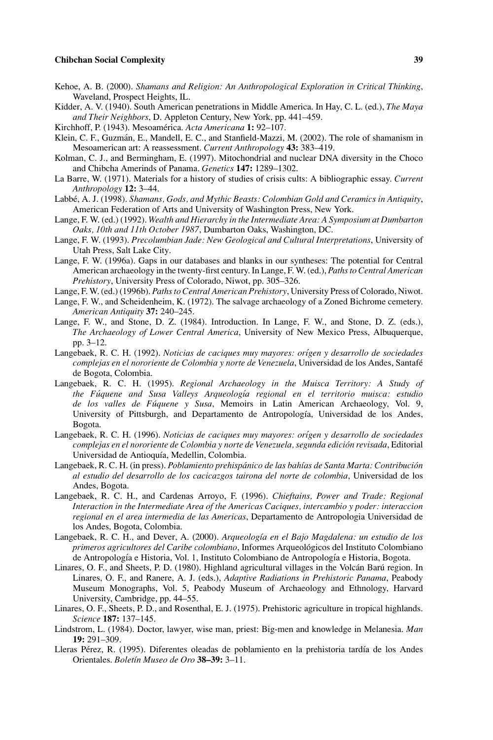Kehoe, A. B. (2000). *Shamans and Religion: An Anthropological Exploration in Critical Thinking*, Waveland, Prospect Heights, IL.

Kidder, A. V. (1940). South American penetrations in Middle America. In Hay, C. L. (ed.), *The Maya and Their Neighbors*, D. Appleton Century, New York, pp. 441–459.

Kirchhoff, P. (1943). Mesoamérica. *Acta Americana* **1:** 92–107.

Klein, C. F., Guzmán, E., Mandell, E. C., and Stanfield-Mazzi, M. (2002). The role of shamanism in Mesoamerican art: A reassessment. *Current Anthropology* **43:** 383–419.

Kolman, C. J., and Bermingham, E. (1997). Mitochondrial and nuclear DNA diversity in the Choco and Chibcha Amerinds of Panama. *Genetics* **147:** 1289–1302.

La Barre, W. (1971). Materials for a history of studies of crisis cults: A bibliographic essay. *Current Anthropology* **12:** 3–44.

Labbé, A. J. (1998). *Shamans, Gods, and Mythic Beasts: Colombian Gold and Ceramics in Antiquity*, American Federation of Arts and University of Washington Press, New York.

Lange, F. W. (ed.) (1992). *Wealth and Hierarchy in the Intermediate Area: A Symposium at Dumbarton Oaks, 10th and 11th October 1987*, Dumbarton Oaks, Washington, DC.

Lange, F. W. (1993). *Precolumbian Jade: New Geological and Cultural Interpretations*, University of Utah Press, Salt Lake City.

Lange, F. W. (1996a). Gaps in our databases and blanks in our syntheses: The potential for Central American archaeology in the twenty-first century. In Lange, F. W. (ed.), *Paths to Central American Prehistory*, University Press of Colorado, Niwot, pp. 305–326.

Lange, F. W. (ed.) (1996b). *Paths to Central American Prehistory*, University Press of Colorado, Niwot.

Lange, F. W., and Scheidenheim, K. (1972). The salvage archaeology of a Zoned Bichrome cemetery. *American Antiquity* **37:** 240–245.

Lange, F. W., and Stone, D. Z. (1984). Introduction. In Lange, F. W., and Stone, D. Z. (eds.), *The Archaeology of Lower Central America*, University of New Mexico Press, Albuquerque, pp. 3–12.

Langebaek, R. C. H. (1992). *Noticias de caciques muy mayores: orígen y desarrollo de sociedades complejas en el nororiente de Colombia y norte de Venezuela*, Universidad de los Andes, Santafé de Bogota, Colombia.

Langebaek, R. C. H. (1995). *Regional Archaeology in the Muisca Territory: A Study of the Fúquene and Susa Valleys Arqueología regional en el territorio muisca: estudio de los valles de Fúquene y Susa*, Memoirs in Latin American Archaeology, Vol. 9, University of Pittsburgh, and Departamento de Antropología, Universidad de los Andes, Bogota.

Langebaek, R. C. H. (1996). *Noticias de caciques muy mayores: orígen y desarrollo de sociedades complejas en el nororiente de Colombia y norte de Venezuela, segunda edición revisada*, Editorial Universidad de Antioquía, Medellin, Colombia.

Langebaek, R. C. H. (in press). *Poblamiento prehispánico de las bahías de Santa Marta: Contribución al estudio del desarrollo de los cacicazgos tairona del norte de colombia*, Universidad de los Andes, Bogota.

Langebaek, R. C. H., and Cardenas Arroyo, F. (1996). *Chieftains, Power and Trade: Regional Interaction in the Intermediate Area of the Americas Caciques, intercambio y poder: interaccion regional en el area intermedia de las Americas*, Departamento de Antropologia Universidad de los Andes, Bogota, Colombia.

Langebaek, R. C. H., and Dever, A. (2000). *Arqueología en el Bajo Magdalena: un estudio de los primeros agricultores del Caribe colombiano*, Informes Arqueológicos del Instituto Colombiano de Antropología e Historia, Vol. 1, Instituto Colombiano de Antropología e Historia, Bogota.

Linares, O. F., and Sheets, P. D. (1980). Highland agricultural villages in the Volcán Barú region. In Linares, O. F., and Ranere, A. J. (eds.), *Adaptive Radiations in Prehistoric Panama*, Peabody Museum Monographs, Vol. 5, Peabody Museum of Archaeology and Ethnology, Harvard University, Cambridge, pp. 44–55.

Linares, O. F., Sheets, P. D., and Rosenthal, E. J. (1975). Prehistoric agriculture in tropical highlands. *Science* **187:** 137–145.

Lindstrom, L. (1984). Doctor, lawyer, wise man, priest: Big-men and knowledge in Melanesia. *Man* **19:** 291–309.

Lleras Pérez, R. (1995). Diferentes oleadas de poblamiento en la prehistoria tardía de los Andes Orientales. *Boletín Museo de Oro* **38–39:** 3–11.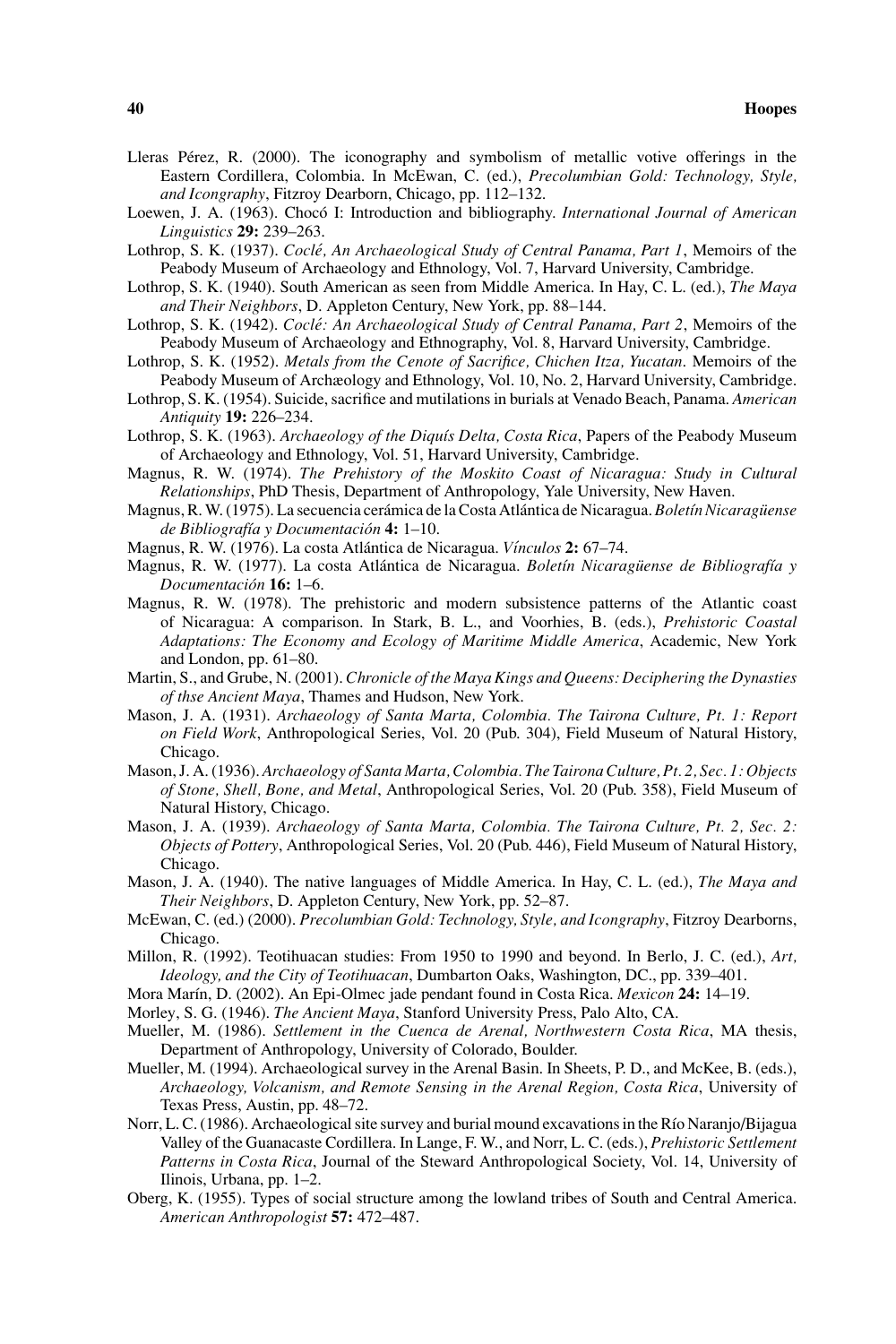Lleras Pérez, R. (2000). The iconography and symbolism of metallic votive offerings in the Eastern Cordillera, Colombia. In McEwan, C. (ed.), *Precolumbian Gold: Technology, Style, and Icongraphy*, Fitzroy Dearborn, Chicago, pp. 112–132.

Loewen, J. A. (1963). Chocó I: Introduction and bibliography. *International Journal of American Linguistics* **29:** 239–263.

Lothrop, S. K. (1937). *Coclé, An Archaeological Study of Central Panama, Part 1*, Memoirs of the Peabody Museum of Archaeology and Ethnology, Vol. 7, Harvard University, Cambridge.

Lothrop, S. K. (1940). South American as seen from Middle America. In Hay, C. L. (ed.), *The Maya and Their Neighbors*, D. Appleton Century, New York, pp. 88–144.

Lothrop, S. K. (1942). *Coclé: An Archaeological Study of Central Panama, Part 2*, Memoirs of the Peabody Museum of Archaeology and Ethnography, Vol. 8, Harvard University, Cambridge.

Lothrop, S. K. (1952). *Metals from the Cenote of Sacrifice, Chichen Itza, Yucatan*. Memoirs of the Peabody Museum of Archæology and Ethnology, Vol. 10, No. 2, Harvard University, Cambridge.

Lothrop, S. K. (1954). Suicide, sacrifice and mutilations in burials at Venado Beach, Panama. *American Antiquity* **19:** 226–234.

Lothrop, S. K. (1963). *Archaeology of the Diquís Delta, Costa Rica*, Papers of the Peabody Museum of Archaeology and Ethnology, Vol. 51, Harvard University, Cambridge.

Magnus, R. W. (1974). *The Prehistory of the Moskito Coast of Nicaragua: Study in Cultural Relationships*, PhD Thesis, Department of Anthropology, Yale University, New Haven.

Magnus, R. W. (1975). La secuencia cerámica de la Costa Atlántica de Nicaragua. *Boletín Nicaragüense de Bibliografía y Documentación* **4:** 1–10.

Magnus, R. W. (1976). La costa Atlántica de Nicaragua. *Vínculos* **2:** 67–74.

Magnus, R. W. (1977). La costa Atlántica de Nicaragua. *Boletín Nicaragüense de Bibliografía y Documentación* **16:** 1–6.

Magnus, R. W. (1978). The prehistoric and modern subsistence patterns of the Atlantic coast of Nicaragua: A comparison. In Stark, B. L., and Voorhies, B. (eds.), *Prehistoric Coastal Adaptations: The Economy and Ecology of Maritime Middle America*, Academic, New York and London, pp. 61–80.

Martin, S., and Grube, N. (2001). *Chronicle of the Maya Kings and Queens: Deciphering the Dynasties of thse Ancient Maya*, Thames and Hudson, New York.

Mason, J. A. (1931). *Archaeology of Santa Marta, Colombia. The Tairona Culture, Pt. 1: Report on Field Work*, Anthropological Series, Vol. 20 (Pub. 304), Field Museum of Natural History, Chicago.

Mason, J. A. (1936). *Archaeology of Santa Marta, Colombia. The Tairona Culture, Pt. 2, Sec. 1: Objects of Stone, Shell, Bone, and Metal*, Anthropological Series, Vol. 20 (Pub. 358), Field Museum of Natural History, Chicago.

Mason, J. A. (1939). *Archaeology of Santa Marta, Colombia. The Tairona Culture, Pt. 2, Sec. 2: Objects of Pottery*, Anthropological Series, Vol. 20 (Pub. 446), Field Museum of Natural History, Chicago.

Mason, J. A. (1940). The native languages of Middle America. In Hay, C. L. (ed.), *The Maya and Their Neighbors*, D. Appleton Century, New York, pp. 52–87.

McEwan, C. (ed.) (2000). *Precolumbian Gold: Technology, Style, and Icongraphy*, Fitzroy Dearborns, Chicago.

Millon, R. (1992). Teotihuacan studies: From 1950 to 1990 and beyond. In Berlo, J. C. (ed.), *Art, Ideology, and the City of Teotihuacan*, Dumbarton Oaks, Washington, DC., pp. 339–401.

Mora Marín, D. (2002). An Epi-Olmec jade pendant found in Costa Rica. *Mexicon* **24:** 14–19.

Morley, S. G. (1946). *The Ancient Maya*, Stanford University Press, Palo Alto, CA.

Mueller, M. (1986). *Settlement in the Cuenca de Arenal, Northwestern Costa Rica*, MA thesis, Department of Anthropology, University of Colorado, Boulder.

Mueller, M. (1994). Archaeological survey in the Arenal Basin. In Sheets, P. D., and McKee, B. (eds.), *Archaeology, Volcanism, and Remote Sensing in the Arenal Region, Costa Rica*, University of Texas Press, Austin, pp. 48–72.

Norr, L. C. (1986). Archaeological site survey and burial mound excavations in the Río Naranjo/Bijagua Valley of the Guanacaste Cordillera. In Lange, F. W., and Norr, L. C. (eds.), *Prehistoric Settlement Patterns in Costa Rica*, Journal of the Steward Anthropological Society, Vol. 14, University of Ilinois, Urbana, pp. 1–2.

Oberg, K. (1955). Types of social structure among the lowland tribes of South and Central America. *American Anthropologist* **57:** 472–487.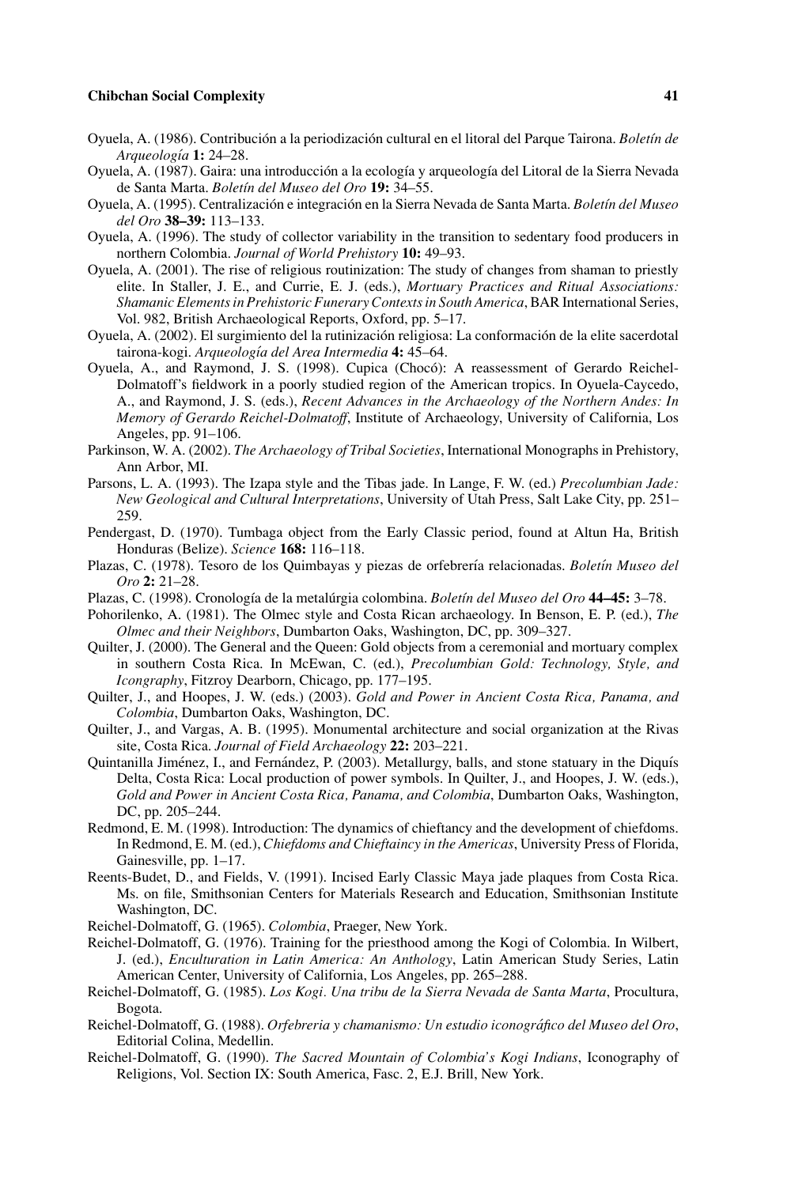Oyuela, A. (1986). Contribución a la periodización cultural en el litoral del Parque Tairona. *Boletín de Arqueología* **1:** 24–28.

Oyuela, A. (1987). Gaira: una introducción a la ecología y arqueología del Litoral de la Sierra Nevada de Santa Marta. *Boletín del Museo del Oro* **19:** 34–55.

Oyuela, A. (1995). Centralización e integración en la Sierra Nevada de Santa Marta. *Boletín del Museo del Oro* **38–39:** 113–133.

Oyuela, A. (1996). The study of collector variability in the transition to sedentary food producers in northern Colombia. *Journal of World Prehistory* **10:** 49–93.

Oyuela, A. (2001). The rise of religious routinization: The study of changes from shaman to priestly elite. In Staller, J. E., and Currie, E. J. (eds.), *Mortuary Practices and Ritual Associations: Shamanic Elements in Prehistoric Funerary Contexts in South America*, BAR International Series, Vol. 982, British Archaeological Reports, Oxford, pp. 5–17.

Oyuela, A. (2002). El surgimiento de la rutinización religiosa: La conformación de la elite sacerdotal tairona-kogi. *Arqueología del Area Intermedia* **4:** 45–64.

Oyuela, A., and Raymond, J. S. (1998). Cupica (Chocó): A reassessment of Gerardo Reichel-Dolmatoff's fieldwork in a poorly studied region of the American tropics. In Oyuela-Caycedo, A., and Raymond, J. S. (eds.), *Recent Advances in the Archaeology of the Northern Andes: In Memory of Gerardo Reichel-Dolmatoff*, Institute of Archaeology, University of California, Los Angeles, pp. 91–106.

Parkinson, W. A. (2002). *The Archaeology of Tribal Societies*, International Monographs in Prehistory, Ann Arbor, MI.

Parsons, L. A. (1993). The Izapa style and the Tibas jade. In Lange, F. W. (ed.) *Precolumbian Jade: New Geological and Cultural Interpretations*, University of Utah Press, Salt Lake City, pp. 251–259.

Pendergast, D. (1970). Tumbaga object from the Early Classic period, found at Altun Ha, British Honduras (Belize). *Science* **168:** 116–118.

Plazas, C. (1978). Tesoro de los Quimbayas y piezas de orfebrería relacionadas. *Boletín Museo del Oro* **2:** 21–28.

Plazas, C. (1998). Cronología de la metalúrgia colombina. *Boletín del Museo del Oro* **44–45:** 3–78.

Pohorilenko, A. (1981). The Olmec style and Costa Rican archaeology. In Benson, E. P. (ed.), *The Olmec and their Neighbors*, Dumbarton Oaks, Washington, DC, pp. 309–327.

Quilter, J. (2000). The General and the Queen: Gold objects from a ceremonial and mortuary complex in southern Costa Rica. In McEwan, C. (ed.), *Precolumbian Gold: Technology, Style, and Icongraphy*, Fitzroy Dearborn, Chicago, pp. 177–195.

Quilter, J., and Hoopes, J. W. (eds.) (2003). *Gold and Power in Ancient Costa Rica, Panama, and Colombia*, Dumbarton Oaks, Washington, DC.

Quilter, J., and Vargas, A. B. (1995). Monumental architecture and social organization at the Rivas site, Costa Rica. *Journal of Field Archaeology* **22:** 203–221.

Quintanilla Jiménez, I., and Fernández, P. (2003). Metallurgy, balls, and stone statuary in the Diquís Delta, Costa Rica: Local production of power symbols. In Quilter, J., and Hoopes, J. W. (eds.), *Gold and Power in Ancient Costa Rica, Panama, and Colombia*, Dumbarton Oaks, Washington, DC, pp. 205–244.

Redmond, E. M. (1998). Introduction: The dynamics of chieftancy and the development of chiefdoms. In Redmond, E. M. (ed.), *Chiefdoms and Chieftaincy in the Americas*, University Press of Florida, Gainesville, pp. 1–17.

Reents-Budet, D., and Fields, V. (1991). Incised Early Classic Maya jade plaques from Costa Rica. Ms. on file, Smithsonian Centers for Materials Research and Education, Smithsonian Institute Washington, DC.

Reichel-Dolmatoff, G. (1965). *Colombia*, Praeger, New York.

Reichel-Dolmatoff, G. (1976). Training for the priesthood among the Kogi of Colombia. In Wilbert, J. (ed.), *Enculturation in Latin America: An Anthology*, Latin American Study Series, Latin American Center, University of California, Los Angeles, pp. 265–288.

Reichel-Dolmatoff, G. (1985). *Los Kogi. Una tribu de la Sierra Nevada de Santa Marta*, Procultura, Bogota.

Reichel-Dolmatoff, G. (1988). *Orfebreria y chamanismo: Un estudio iconográfico del Museo del Oro*, Editorial Colina, Medellin.

Reichel-Dolmatoff, G. (1990). *The Sacred Mountain of Colombia's Kogi Indians*, Iconography of Religions, Vol. Section IX: South America, Fasc. 2, E.J. Brill, New York.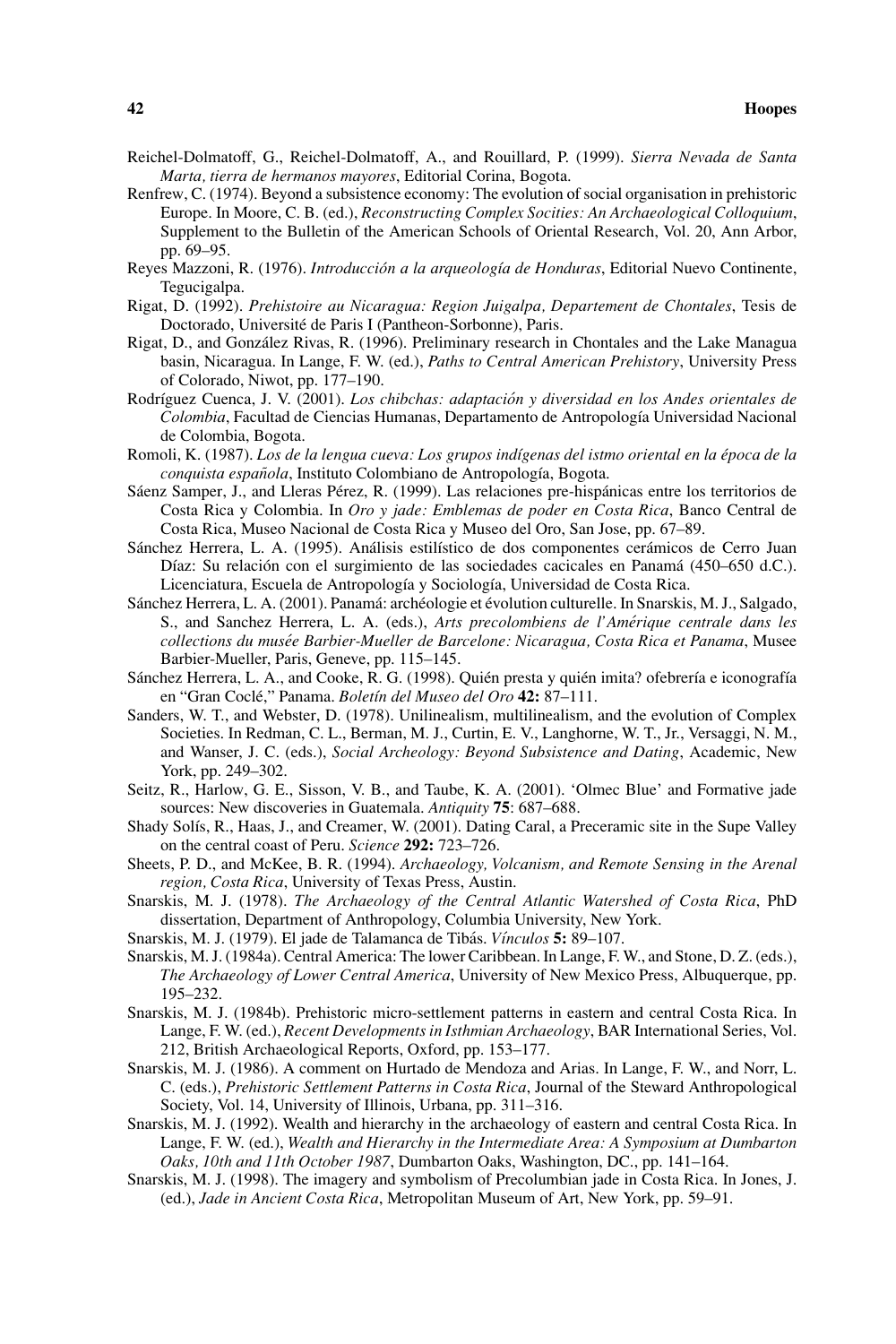Reichel-Dolmatoff, G., Reichel-Dolmatoff, A., and Rouillard, P. (1999). *Sierra Nevada de Santa Marta, tierra de hermanos mayores*, Editorial Corina, Bogota.

Renfrew, C. (1974). Beyond a subsistence economy: The evolution of social organisation in prehistoric Europe. In Moore, C. B. (ed.), *Reconstructing Complex Socities: An Archaeological Colloquium*, Supplement to the Bulletin of the American Schools of Oriental Research, Vol. 20, Ann Arbor, pp. 69–95.

Reyes Mazzoni, R. (1976). *Introducción a la arqueología de Honduras*, Editorial Nuevo Continente, Tegucigalpa.

Rigat, D. (1992). *Prehistoire au Nicaragua: Region Juigalpa, Departement de Chontales*, Tesis de Doctorado, Université de Paris I (Pantheon-Sorbonne), Paris.

Rigat, D., and González Rivas, R. (1996). Preliminary research in Chontales and the Lake Managua basin, Nicaragua. In Lange, F. W. (ed.), *Paths to Central American Prehistory*, University Press of Colorado, Niwot, pp. 177–190.

Rodríguez Cuenca, J. V. (2001). *Los chibchas: adaptación y diversidad en los Andes orientales de Colombia*, Facultad de Ciencias Humanas, Departamento de Antropología Universidad Nacional de Colombia, Bogota.

Romoli, K. (1987). *Los de la lengua cueva: Los grupos indígenas del istmo oriental en la época de la conquista española*, Instituto Colombiano de Antropología, Bogota.

Sáenz Samper, J., and Lleras Pérez, R. (1999). Las relaciones pre-hispánicas entre los territorios de Costa Rica y Colombia. In *Oro y jade: Emblemas de poder en Costa Rica*, Banco Central de Costa Rica, Museo Nacional de Costa Rica y Museo del Oro, San Jose, pp. 67–89.

Sánchez Herrera, L. A. (1995). Análisis estilístico de dos componentes cerámicos de Cerro Juan Díaz: Su relación con el surgimiento de las sociedades cacicales en Panamá (450–650 d.C.). Licenciatura, Escuela de Antropología y Sociología, Universidad de Costa Rica.

Sánchez Herrera, L. A. (2001). Panamá: archéologie et évolution culturelle. In Snarskis, M. J., Salgado, S., and Sanchez Herrera, L. A. (eds.), *Arts precolombiens de l'Amérique centrale dans les collections du musée Barbier-Mueller de Barcelone: Nicaragua, Costa Rica et Panama*, Musee Barbier-Mueller, Paris, Geneve, pp. 115–145.

Sánchez Herrera, L. A., and Cooke, R. G. (1998). Quién presta y quién imita? ofebrería e iconografía en "Gran Coclé," Panama. *Boletín del Museo del Oro* **42:** 87–111.

Sanders, W. T., and Webster, D. (1978). Unilinealism, multilinealism, and the evolution of Complex Societies. In Redman, C. L., Berman, M. J., Curtin, E. V., Langhorne, W. T., Jr., Versaggi, N. M., and Wanser, J. C. (eds.), *Social Archeology: Beyond Subsistence and Dating*, Academic, New York, pp. 249–302.

Seitz, R., Harlow, G. E., Sisson, V. B., and Taube, K. A. (2001). 'Olmec Blue' and Formative jade sources: New discoveries in Guatemala. *Antiquity* **75**: 687–688.

Shady Solís, R., Haas, J., and Creamer, W. (2001). Dating Caral, a Preceramic site in the Supe Valley on the central coast of Peru. *Science* **292:** 723–726.

Sheets, P. D., and McKee, B. R. (1994). *Archaeology, Volcanism, and Remote Sensing in the Arenal region, Costa Rica*, University of Texas Press, Austin.

Snarskis, M. J. (1978). *The Archaeology of the Central Atlantic Watershed of Costa Rica*, PhD dissertation, Department of Anthropology, Columbia University, New York.

Snarskis, M. J. (1979). El jade de Talamanca de Tibás. *Vínculos* **5:** 89–107.

Snarskis, M. J. (1984a). Central America: The lower Caribbean. In Lange, F. W., and Stone, D. Z. (eds.), *The Archaeology of Lower Central America*, University of New Mexico Press, Albuquerque, pp. 195–232.

Snarskis, M. J. (1984b). Prehistoric micro-settlement patterns in eastern and central Costa Rica. In Lange, F. W. (ed.), *Recent Developments in Isthmian Archaeology*, BAR International Series, Vol. 212, British Archaeological Reports, Oxford, pp. 153–177.

Snarskis, M. J. (1986). A comment on Hurtado de Mendoza and Arias. In Lange, F. W., and Norr, L. C. (eds.), *Prehistoric Settlement Patterns in Costa Rica*, Journal of the Steward Anthropological Society, Vol. 14, University of Illinois, Urbana, pp. 311–316.

Snarskis, M. J. (1992). Wealth and hierarchy in the archaeology of eastern and central Costa Rica. In Lange, F. W. (ed.), *Wealth and Hierarchy in the Intermediate Area: A Symposium at Dumbarton Oaks, 10th and 11th October 1987*, Dumbarton Oaks, Washington, DC., pp. 141–164.

Snarskis, M. J. (1998). The imagery and symbolism of Precolumbian jade in Costa Rica. In Jones, J. (ed.), *Jade in Ancient Costa Rica*, Metropolitan Museum of Art, New York, pp. 59–91.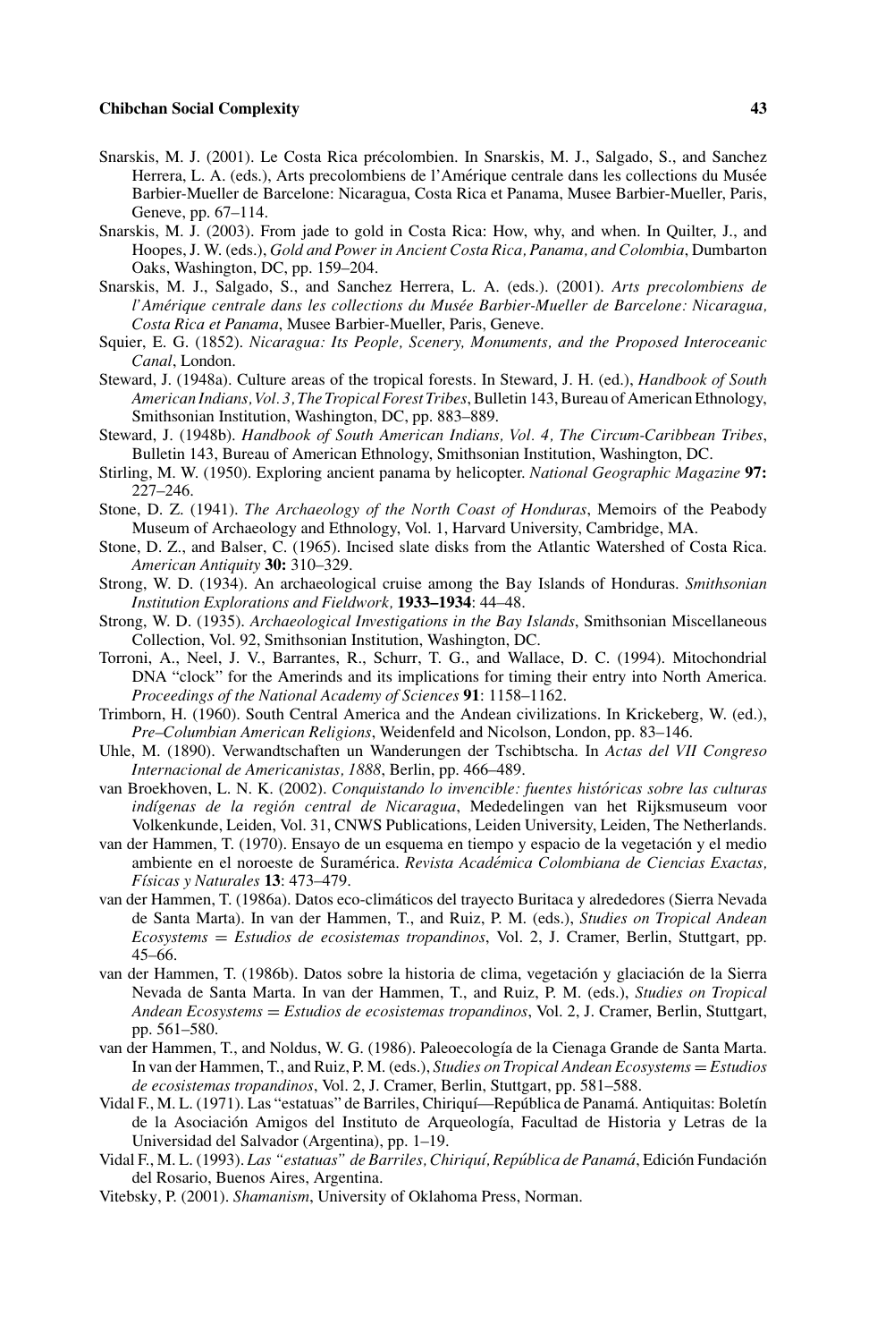Snarskis, M. J. (2001). Le Costa Rica précolombien. In Snarskis, M. J., Salgado, S., and Sanchez Herrera, L. A. (eds.), Arts precolombiens de l'Amérique centrale dans les collections du Musée Barbier-Mueller de Barcelone: Nicaragua, Costa Rica et Panama, Musee Barbier-Mueller, Paris, Geneve, pp. 67–114.

Snarskis, M. J. (2003). From jade to gold in Costa Rica: How, why, and when. In Quilter, J., and Hoopes, J. W. (eds.), *Gold and Power in Ancient Costa Rica, Panama, and Colombia*, Dumbarton Oaks, Washington, DC, pp. 159–204.

Snarskis, M. J., Salgado, S., and Sanchez Herrera, L. A. (eds.). (2001). *Arts precolombiens de l'Amérique centrale dans les collections du Musée Barbier-Mueller de Barcelone: Nicaragua, Costa Rica et Panama*, Musee Barbier-Mueller, Paris, Geneve.

Squier, E. G. (1852). *Nicaragua: Its People, Scenery, Monuments, and the Proposed Interoceanic Canal*, London.

Steward, J. (1948a). Culture areas of the tropical forests. In Steward, J. H. (ed.), *Handbook of South American Indians, Vol. 3, The Tropical Forest Tribes*, Bulletin 143, Bureau of American Ethnology, Smithsonian Institution, Washington, DC, pp. 883–889.

Steward, J. (1948b). *Handbook of South American Indians, Vol. 4, The Circum-Caribbean Tribes*, Bulletin 143, Bureau of American Ethnology, Smithsonian Institution, Washington, DC.

Stirling, M. W. (1950). Exploring ancient panama by helicopter. *National Geographic Magazine* **97:** 227–246.

Stone, D. Z. (1941). *The Archaeology of the North Coast of Honduras*, Memoirs of the Peabody Museum of Archaeology and Ethnology, Vol. 1, Harvard University, Cambridge, MA.

Stone, D. Z., and Balser, C. (1965). Incised slate disks from the Atlantic Watershed of Costa Rica. *American Antiquity* **30:** 310–329.

Strong, W. D. (1934). An archaeological cruise among the Bay Islands of Honduras. *Smithsonian Institution Explorations and Fieldwork,* **1933–1934**: 44–48.

Strong, W. D. (1935). *Archaeological Investigations in the Bay Islands*, Smithsonian Miscellaneous Collection, Vol. 92, Smithsonian Institution, Washington, DC.

Torroni, A., Neel, J. V., Barrantes, R., Schurr, T. G., and Wallace, D. C. (1994). Mitochondrial DNA "clock" for the Amerinds and its implications for timing their entry into North America. *Proceedings of the National Academy of Sciences* **91**: 1158–1162.

Trimborn, H. (1960). South Central America and the Andean civilizations. In Krickeberg, W. (ed.), *Pre–Columbian American Religions*, Weidenfeld and Nicolson, London, pp. 83–146.

Uhle, M. (1890). Verwandtschaften un Wanderungen der Tschibtscha. In *Actas del VII Congreso Internacional de Americanistas, 1888*, Berlin, pp. 466–489.

van Broekhoven, L. N. K. (2002). *Conquistando lo invencible: fuentes históricas sobre las culturas indígenas de la región central de Nicaragua*, Mededelingen van het Rijksmuseum voor Volkenkunde, Leiden, Vol. 31, CNWS Publications, Leiden University, Leiden, The Netherlands.

van der Hammen, T. (1970). Ensayo de un esquema en tiempo y espacio de la vegetación y el medio ambiente en el noroeste de Suramérica. *Revista Académica Colombiana de Ciencias Exactas, Físicas y Naturales* **13**: 473–479.

van der Hammen, T. (1986a). Datos eco-climáticos del trayecto Buritaca y alrededores (Sierra Nevada de Santa Marta). In van der Hammen, T., and Ruiz, P. M. (eds.), *Studies on Tropical Andean Ecosystems = Estudios de ecosistemas tropandinos*, Vol. 2, J. Cramer, Berlin, Stuttgart, pp. 45–66.

van der Hammen, T. (1986b). Datos sobre la historia de clima, vegetación y glaciación de la Sierra Nevada de Santa Marta. In van der Hammen, T., and Ruiz, P. M. (eds.), *Studies on Tropical Andean Ecosystems = Estudios de ecosistemas tropandinos*, Vol. 2, J. Cramer, Berlin, Stuttgart, pp. 561–580.

van der Hammen, T., and Noldus, W. G. (1986). Paleoecología de la Cienaga Grande de Santa Marta. In van der Hammen, T., and Ruiz, P. M. (eds.), *Studies on Tropical Andean Ecosystems = Estudios de ecosistemas tropandinos*, Vol. 2, J. Cramer, Berlin, Stuttgart, pp. 581–588.

Vidal F., M. L. (1971). Las "estatuas" de Barriles, Chiriquí—República de Panamá. Antiquitas: Boletín de la Asociación Amigos del Instituto de Arqueología, Facultad de Historia y Letras de la Universidad del Salvador (Argentina), pp. 1–19.

Vidal F., M. L. (1993). *Las "estatuas" de Barriles, Chiriquí, República de Panamá*, Edición Fundación del Rosario, Buenos Aires, Argentina.

Vitebsky, P. (2001). *Shamanism*, University of Oklahoma Press, Norman.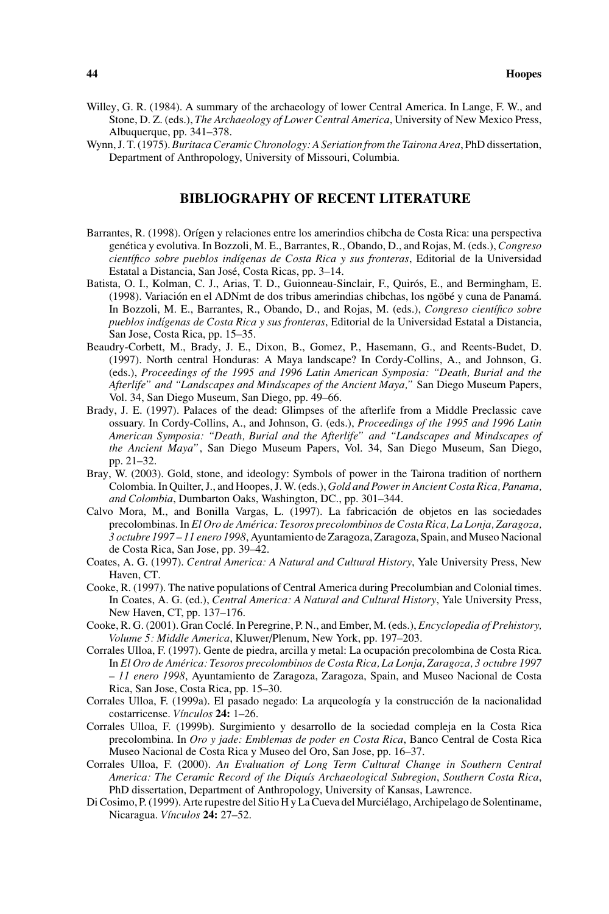Willey, G. R. (1984). A summary of the archaeology of lower Central America. In Lange, F. W., and Stone, D. Z. (eds.), *The Archaeology of Lower Central America*, University of New Mexico Press, Albuquerque, pp. 341–378.

Wynn, J. T. (1975). *Buritaca Ceramic Chronology: A Seriation from the Tairona Area*, PhD dissertation, Department of Anthropology, University of Missouri, Columbia.

## BIBLIOGRAPHY OF RECENT LITERATURE

Barrantes, R. (1998). Orígen y relaciones entre los amerindios chibcha de Costa Rica: una perspectiva genética y evolutiva. In Bozzoli, M. E., Barrantes, R., Obando, D., and Rojas, M. (eds.), *Congreso científico sobre pueblos indígenas de Costa Rica y sus fronteras*, Editorial de la Universidad Estatal a Distancia, San José, Costa Ricas, pp. 3–14.

Batista, O. I., Kolman, C. J., Arias, T. D., Guionneau-Sinclair, F., Quirós, E., and Bermingham, E. (1998). Variación en el ADNmt de dos tribus amerindias chibchas, los ngöbé y cuna de Panamá. In Bozzoli, M. E., Barrantes, R., Obando, D., and Rojas, M. (eds.), *Congreso científico sobre pueblos indígenas de Costa Rica y sus fronteras*, Editorial de la Universidad Estatal a Distancia, San Jose, Costa Rica, pp. 15–35.

Beaudry-Corbett, M., Brady, J. E., Dixon, B., Gomez, P., Hasemann, G., and Reents-Budet, D. (1997). North central Honduras: A Maya landscape? In Cordy-Collins, A., and Johnson, G. (eds.), *Proceedings of the 1995 and 1996 Latin American Symposia: "Death, Burial and the Afterlife" and "Landscapes and Mindscapes of the Ancient Maya,"* San Diego Museum Papers, Vol. 34, San Diego Museum, San Diego, pp. 49–66.

Brady, J. E. (1997). Palaces of the dead: Glimpses of the afterlife from a Middle Preclassic cave ossuary. In Cordy-Collins, A., and Johnson, G. (eds.), *Proceedings of the 1995 and 1996 Latin American Symposia: "Death, Burial and the Afterlife" and "Landscapes and Mindscapes of the Ancient Maya"*, San Diego Museum Papers, Vol. 34, San Diego Museum, San Diego, pp. 21–32.

Bray, W. (2003). Gold, stone, and ideology: Symbols of power in the Tairona tradition of northern Colombia. In Quilter, J., and Hoopes, J. W. (eds.), *Gold and Power in Ancient Costa Rica, Panama, and Colombia*, Dumbarton Oaks, Washington, DC., pp. 301–344.

Calvo Mora, M., and Bonilla Vargas, L. (1997). La fabricación de objetos en las sociedades precolombinas. In *El Oro de América: Tesoros precolombinos de Costa Rica, La Lonja, Zaragoza, 3 octubre 1997 – 11 enero 1998*, Ayuntamiento de Zaragoza, Zaragoza, Spain, and Museo Nacional de Costa Rica, San Jose, pp. 39–42.

Coates, A. G. (1997). *Central America: A Natural and Cultural History*, Yale University Press, New Haven, CT.

Cooke, R. (1997). The native populations of Central America during Precolumbian and Colonial times. In Coates, A. G. (ed.), *Central America: A Natural and Cultural History*, Yale University Press, New Haven, CT, pp. 137–176.

Cooke, R. G. (2001). Gran Coclé. In Peregrine, P. N., and Ember, M. (eds.), *Encyclopedia of Prehistory, Volume 5: Middle America*, Kluwer/Plenum, New York, pp. 197–203.

Corrales Ulloa, F. (1997). Gente de piedra, arcilla y metal: La ocupación precolombina de Costa Rica. In *El Oro de América: Tesoros precolombinos de Costa Rica, La Lonja, Zaragoza, 3 octubre 1997 – 11 enero 1998*, Ayuntamiento de Zaragoza, Zaragoza, Spain, and Museo Nacional de Costa Rica, San Jose, Costa Rica, pp. 15–30.

Corrales Ulloa, F. (1999a). El pasado negado: La arqueología y la construcción de la nacionalidad costarricense. *Vínculos* **24:** 1–26.

Corrales Ulloa, F. (1999b). Surgimiento y desarrollo de la sociedad compleja en la Costa Rica precolombina. In *Oro y jade: Emblemas de poder en Costa Rica*, Banco Central de Costa Rica Museo Nacional de Costa Rica y Museo del Oro, San Jose, pp. 16–37.

Corrales Ulloa, F. (2000). *An Evaluation of Long Term Cultural Change in Southern Central America: The Ceramic Record of the Diquís Archaeological Subregion*, *Southern Costa Rica*, PhD dissertation, Department of Anthropology, University of Kansas, Lawrence.

Di Cosimo, P. (1999). Arte rupestre del Sitio H y La Cueva del Murciélago, Archipelago de Solentiname, Nicaragua. *Vínculos* **24:** 27–52.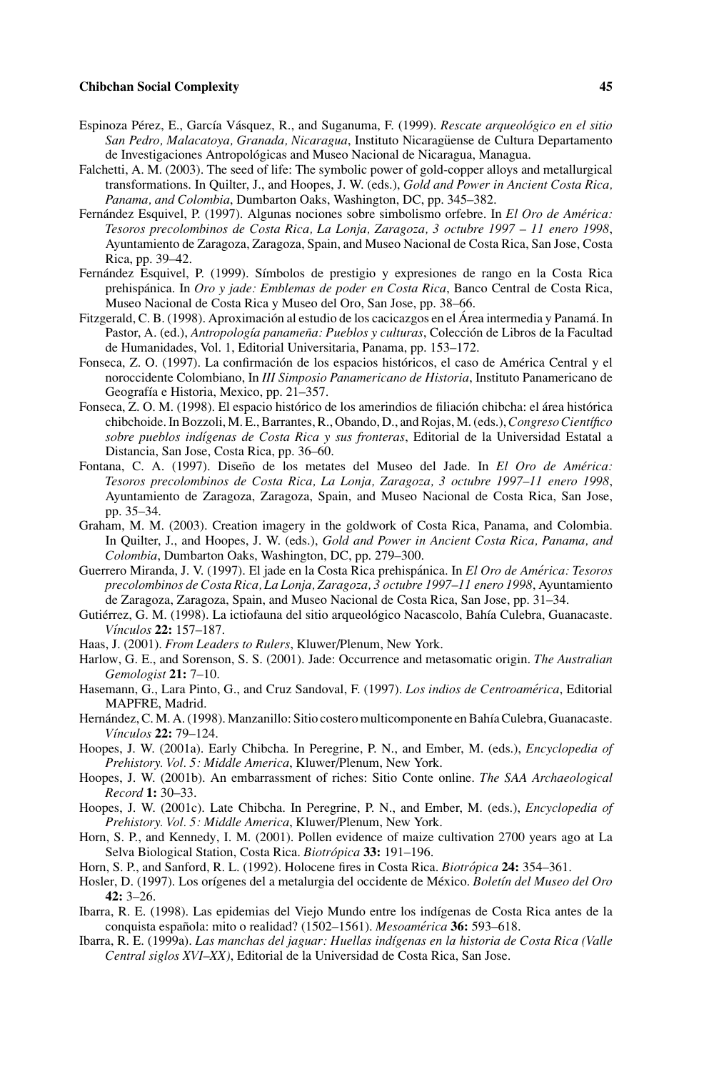Espinoza Pérez, E., García Vásquez, R., and Suganuma, F. (1999). *Rescate arqueológico en el sitio San Pedro, Malacatoya, Granada, Nicaragua*, Instituto Nicaragüense de Cultura Departamento de Investigaciones Antropológicas and Museo Nacional de Nicaragua, Managua.

Falchetti, A. M. (2003). The seed of life: The symbolic power of gold-copper alloys and metallurgical transformations. In Quilter, J., and Hoopes, J. W. (eds.), *Gold and Power in Ancient Costa Rica, Panama, and Colombia*, Dumbarton Oaks, Washington, DC, pp. 345–382.

Fernández Esquivel, P. (1997). Algunas nociones sobre simbolismo orfebre. In *El Oro de América: Tesoros precolombinos de Costa Rica, La Lonja, Zaragoza, 3 octubre 1997 – 11 enero 1998*, Ayuntamiento de Zaragoza, Zaragoza, Spain, and Museo Nacional de Costa Rica, San Jose, Costa Rica, pp. 39–42.

Fernández Esquivel, P. (1999). Símbolos de prestigio y expresiones de rango en la Costa Rica prehispánica. In *Oro y jade: Emblemas de poder en Costa Rica*, Banco Central de Costa Rica, Museo Nacional de Costa Rica y Museo del Oro, San Jose, pp. 38–66.

Fitzgerald, C. B. (1998). Aproximación al estudio de los cacicazgos en el Área intermedia y Panamá. In Pastor, A. (ed.), *Antropología panameña: Pueblos y culturas*, Colección de Libros de la Facultad de Humanidades, Vol. 1, Editorial Universitaria, Panama, pp. 153–172.

Fonseca, Z. O. (1997). La confirmación de los espacios históricos, el caso de América Central y el noroccidente Colombiano, In *III Simposio Panamericano de Historia*, Instituto Panamericano de Geografía e Historia, Mexico, pp. 21–357.

Fonseca, Z. O. M. (1998). El espacio histórico de los amerindios de filiación chibcha: el área histórica chibchoide. In Bozzoli, M. E., Barrantes, R., Obando, D., and Rojas, M. (eds.), *Congreso Científico sobre pueblos indígenas de Costa Rica y sus fronteras*, Editorial de la Universidad Estatal a Distancia, San Jose, Costa Rica, pp. 36–60.

Fontana, C. A. (1997). Diseño de los metates del Museo del Jade. In *El Oro de América: Tesoros precolombinos de Costa Rica, La Lonja, Zaragoza, 3 octubre 1997–11 enero 1998*, Ayuntamiento de Zaragoza, Zaragoza, Spain, and Museo Nacional de Costa Rica, San Jose, pp. 35–34.

Graham, M. M. (2003). Creation imagery in the goldwork of Costa Rica, Panama, and Colombia. In Quilter, J., and Hoopes, J. W. (eds.), *Gold and Power in Ancient Costa Rica, Panama, and Colombia*, Dumbarton Oaks, Washington, DC, pp. 279–300.

Guerrero Miranda, J. V. (1997). El jade en la Costa Rica prehispánica. In *El Oro de América: Tesoros precolombinos de Costa Rica, La Lonja, Zaragoza, 3 octubre 1997–11 enero 1998*, Ayuntamiento de Zaragoza, Zaragoza, Spain, and Museo Nacional de Costa Rica, San Jose, pp. 31–34.

Gutiérrez, G. M. (1998). La ictiofauna del sitio arqueológico Nacascolo, Bahía Culebra, Guanacaste. *Vínculos* **22:** 157–187.

Haas, J. (2001). *From Leaders to Rulers*, Kluwer/Plenum, New York.

Harlow, G. E., and Sorenson, S. S. (2001). Jade: Occurrence and metasomatic origin. *The Australian Gemologist* **21:** 7–10.

Hasemann, G., Lara Pinto, G., and Cruz Sandoval, F. (1997). *Los indios de Centroamérica*, Editorial MAPFRE, Madrid.

Hernández, C. M. A. (1998). Manzanillo: Sitio costero multicomponente en Bahía Culebra, Guanacaste. *Vínculos* **22:** 79–124.

Hoopes, J. W. (2001a). Early Chibcha. In Peregrine, P. N., and Ember, M. (eds.), *Encyclopedia of Prehistory. Vol. 5: Middle America*, Kluwer/Plenum, New York.

Hoopes, J. W. (2001b). An embarrassment of riches: Sitio Conte online. *The SAA Archaeological Record* **1:** 30–33.

Hoopes, J. W. (2001c). Late Chibcha. In Peregrine, P. N., and Ember, M. (eds.), *Encyclopedia of Prehistory. Vol. 5: Middle America*, Kluwer/Plenum, New York.

Horn, S. P., and Kennedy, I. M. (2001). Pollen evidence of maize cultivation 2700 years ago at La Selva Biological Station, Costa Rica. *Biotrópica* **33:** 191–196.

Horn, S. P., and Sanford, R. L. (1992). Holocene fires in Costa Rica. *Biotrópica* **24:** 354–361.

Hosler, D. (1997). Los orígenes del a metalurgia del occidente de México. *Boletín del Museo del Oro* **42:** 3–26.

Ibarra, R. E. (1998). Las epidemias del Viejo Mundo entre los indígenas de Costa Rica antes de la conquista española: mito o realidad? (1502–1561). *Mesoamérica* **36:** 593–618.

Ibarra, R. E. (1999a). *Las manchas del jaguar: Huellas indígenas en la historia de Costa Rica (Valle Central siglos XVI–XX)*, Editorial de la Universidad de Costa Rica, San Jose.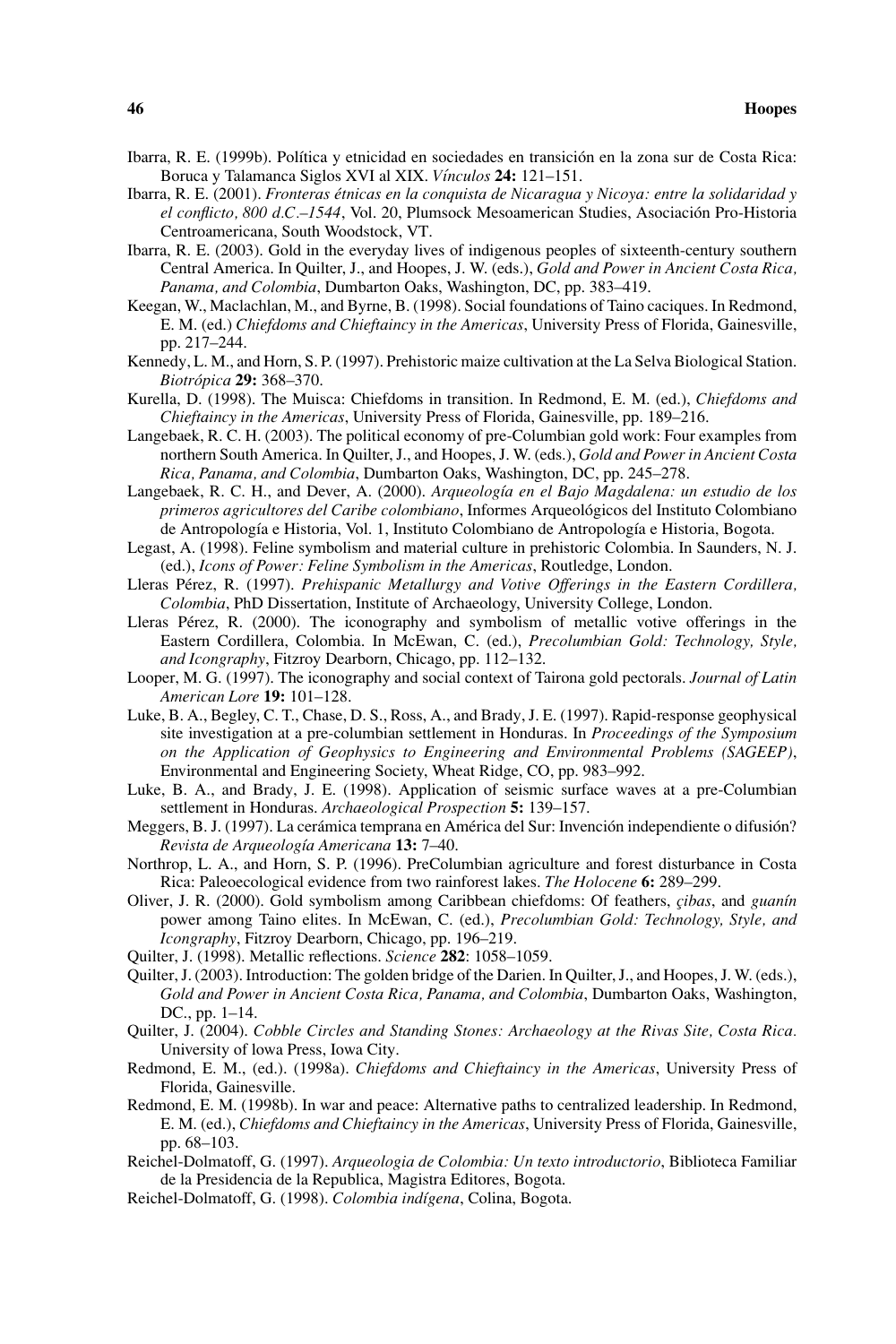Ibarra, R. E. (1999b). Política y etnicidad en sociedades en transición en la zona sur de Costa Rica: Boruca y Talamanca Siglos XVI al XIX. *Vínculos* **24:** 121–151.

Ibarra, R. E. (2001). *Fronteras étnicas en la conquista de Nicaragua y Nicoya: entre la solidaridad y el conflicto, 800 d.C.–1544*, Vol. 20, Plumsock Mesoamerican Studies, Asociación Pro-Historia Centroamericana, South Woodstock, VT.

Ibarra, R. E. (2003). Gold in the everyday lives of indigenous peoples of sixteenth-century southern Central America. In Quilter, J., and Hoopes, J. W. (eds.), *Gold and Power in Ancient Costa Rica, Panama, and Colombia*, Dumbarton Oaks, Washington, DC, pp. 383–419.

Keegan, W., Maclachlan, M., and Byrne, B. (1998). Social foundations of Taino caciques. In Redmond, E. M. (ed.) *Chiefdoms and Chieftaincy in the Americas*, University Press of Florida, Gainesville, pp. 217–244.

Kennedy, L. M., and Horn, S. P. (1997). Prehistoric maize cultivation at the La Selva Biological Station. *Biotrópica* **29:** 368–370.

Kurella, D. (1998). The Muisca: Chiefdoms in transition. In Redmond, E. M. (ed.), *Chiefdoms and Chieftaincy in the Americas*, University Press of Florida, Gainesville, pp. 189–216.

Langebaek, R. C. H. (2003). The political economy of pre-Columbian gold work: Four examples from northern South America. In Quilter, J., and Hoopes, J. W. (eds.), *Gold and Power in Ancient Costa Rica, Panama, and Colombia*, Dumbarton Oaks, Washington, DC, pp. 245–278.

Langebaek, R. C. H., and Dever, A. (2000). *Arqueología en el Bajo Magdalena: un estudio de los primeros agricultores del Caribe colombiano*, Informes Arqueológicos del Instituto Colombiano de Antropología e Historia, Vol. 1, Instituto Colombiano de Antropología e Historia, Bogota.

Legast, A. (1998). Feline symbolism and material culture in prehistoric Colombia. In Saunders, N. J. (ed.), *Icons of Power: Feline Symbolism in the Americas*, Routledge, London.

Lleras Pérez, R. (1997). *Prehispanic Metallurgy and Votive Offerings in the Eastern Cordillera, Colombia*, PhD Dissertation, Institute of Archaeology, University College, London.

Lleras Pérez, R. (2000). The iconography and symbolism of metallic votive offerings in the Eastern Cordillera, Colombia. In McEwan, C. (ed.), *Precolumbian Gold: Technology, Style, and Icongraphy*, Fitzroy Dearborn, Chicago, pp. 112–132.

Looper, M. G. (1997). The iconography and social context of Tairona gold pectorals. *Journal of Latin American Lore* **19:** 101–128.

Luke, B. A., Begley, C. T., Chase, D. S., Ross, A., and Brady, J. E. (1997). Rapid-response geophysical site investigation at a pre-columbian settlement in Honduras. In *Proceedings of the Symposium on the Application of Geophysics to Engineering and Environmental Problems (SAGEEP)*, Environmental and Engineering Society, Wheat Ridge, CO, pp. 983–992.

Luke, B. A., and Brady, J. E. (1998). Application of seismic surface waves at a pre-Columbian settlement in Honduras. *Archaeological Prospection* **5:** 139–157.

Meggers, B. J. (1997). La cerámica temprana en América del Sur: Invención independiente o difusión? *Revista de Arqueología Americana* **13:** 7–40.

Northrop, L. A., and Horn, S. P. (1996). PreColumbian agriculture and forest disturbance in Costa Rica: Paleoecological evidence from two rainforest lakes. *The Holocene* **6:** 289–299.

Oliver, J. R. (2000). Gold symbolism among Caribbean chiefdoms: Of feathers, *çibas*, and *guanín* power among Taino elites. In McEwan, C. (ed.), *Precolumbian Gold: Technology, Style, and Icongraphy*, Fitzroy Dearborn, Chicago, pp. 196–219.

Quilter, J. (1998). Metallic reflections. *Science* **282**: 1058–1059.

Quilter, J. (2003). Introduction: The golden bridge of the Darien. In Quilter, J., and Hoopes, J. W. (eds.), *Gold and Power in Ancient Costa Rica, Panama, and Colombia*, Dumbarton Oaks, Washington, DC., pp. 1–14.

Quilter, J. (2004). *Cobble Circles and Standing Stones: Archaeology at the Rivas Site, Costa Rica.* University of Iowa Press, Iowa City.

Redmond, E. M., (ed.). (1998a). *Chiefdoms and Chieftaincy in the Americas*, University Press of Florida, Gainesville.

Redmond, E. M. (1998b). In war and peace: Alternative paths to centralized leadership. In Redmond, E. M. (ed.), *Chiefdoms and Chieftaincy in the Americas*, University Press of Florida, Gainesville, pp. 68–103.

Reichel-Dolmatoff, G. (1997). *Arqueologia de Colombia: Un texto introductorio*, Biblioteca Familiar de la Presidencia de la Republica, Magistra Editores, Bogota.

Reichel-Dolmatoff, G. (1998). *Colombia indígena*, Colina, Bogota.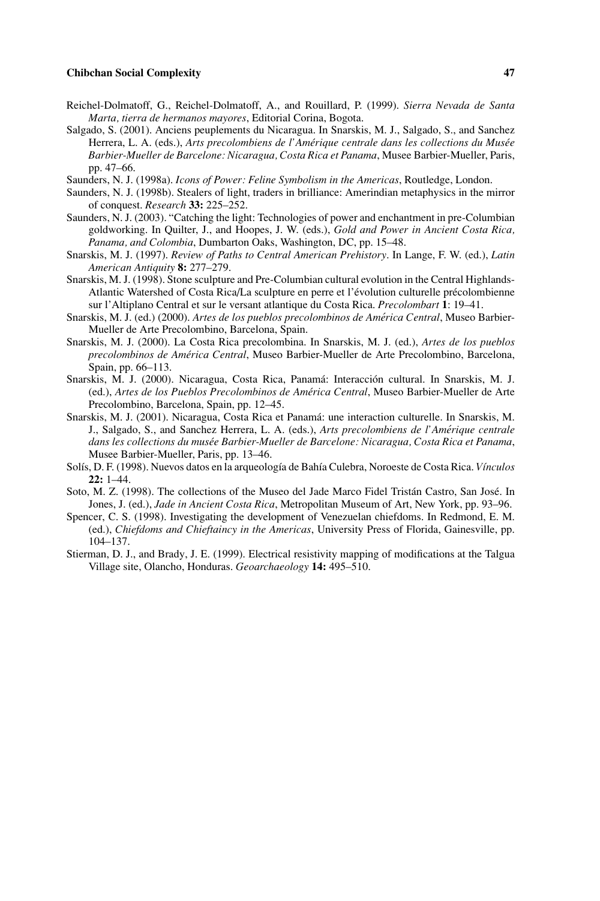Reichel-Dolmatoff, G., Reichel-Dolmatoff, A., and Rouillard, P. (1999). *Sierra Nevada de Santa Marta, tierra de hermanos mayores*, Editorial Corina, Bogota.

Salgado, S. (2001). Anciens peuplements du Nicaragua. In Snarskis, M. J., Salgado, S., and Sanchez Herrera, L. A. (eds.), *Arts precolombiens de l'Amérique centrale dans les collections du Musée Barbier-Mueller de Barcelone: Nicaragua, Costa Rica et Panama*, Musee Barbier-Mueller, Paris, pp. 47–66.

Saunders, N. J. (1998a). *Icons of Power: Feline Symbolism in the Americas*, Routledge, London.

Saunders, N. J. (1998b). Stealers of light, traders in brilliance: Amerindian metaphysics in the mirror of conquest. *Research* **33:** 225–252.

Saunders, N. J. (2003). "Catching the light: Technologies of power and enchantment in pre-Columbian goldworking. In Quilter, J., and Hoopes, J. W. (eds.), *Gold and Power in Ancient Costa Rica, Panama, and Colombia*, Dumbarton Oaks, Washington, DC, pp. 15–48.

Snarskis, M. J. (1997). *Review of Paths to Central American Prehistory*. In Lange, F. W. (ed.), *Latin American Antiquity* **8:** 277–279.

Snarskis, M. J. (1998). Stone sculpture and Pre-Columbian cultural evolution in the Central Highlands-Atlantic Watershed of Costa Rica/La sculpture en perre et l'évolution culturelle précolombienne sur l'Altiplano Central et sur le versant atlantique du Costa Rica. *Precolombart* **1**: 19–41.

Snarskis, M. J. (ed.) (2000). *Artes de los pueblos precolombinos de América Central*, Museo Barbier-Mueller de Arte Precolombino, Barcelona, Spain.

Snarskis, M. J. (2000). La Costa Rica precolombina. In Snarskis, M. J. (ed.), *Artes de los pueblos precolombinos de América Central*, Museo Barbier-Mueller de Arte Precolombino, Barcelona, Spain, pp. 66–113.

Snarskis, M. J. (2000). Nicaragua, Costa Rica, Panamá: Interacción cultural. In Snarskis, M. J. (ed.), *Artes de los Pueblos Precolombinos de América Central*, Museo Barbier-Mueller de Arte Precolombino, Barcelona, Spain, pp. 12–45.

Snarskis, M. J. (2001). Nicaragua, Costa Rica et Panamá: une interaction culturelle. In Snarskis, M. J., Salgado, S., and Sanchez Herrera, L. A. (eds.), *Arts precolombiens de l'Amérique centrale dans les collections du musée Barbier-Mueller de Barcelone: Nicaragua, Costa Rica et Panama*, Musee Barbier-Mueller, Paris, pp. 13–46.

Solís, D. F. (1998). Nuevos datos en la arqueología de Bahía Culebra, Noroeste de Costa Rica. *Vínculos* **22:** 1–44.

Soto, M. Z. (1998). The collections of the Museo del Jade Marco Fidel Tristán Castro, San José. In Jones, J. (ed.), *Jade in Ancient Costa Rica*, Metropolitan Museum of Art, New York, pp. 93–96.

Spencer, C. S. (1998). Investigating the development of Venezuelan chiefdoms. In Redmond, E. M. (ed.), *Chiefdoms and Chieftaincy in the Americas*, University Press of Florida, Gainesville, pp. 104–137.

Stierman, D. J., and Brady, J. E. (1999). Electrical resistivity mapping of modifications at the Talgua Village site, Olancho, Honduras. *Geoarchaeology* **14:** 495–510.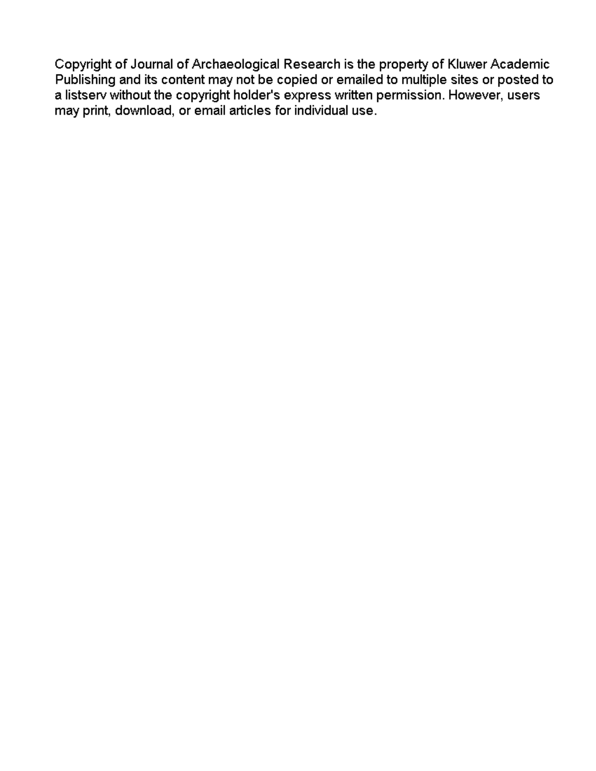Copyright of Journal of Archaeological Research is the property of Kluwer Academic Publishing and its content may not be copied or emailed to multiple sites or posted to a listserv without the copyright holder's express written permission. However, users may print, download, or email articles for individual use.